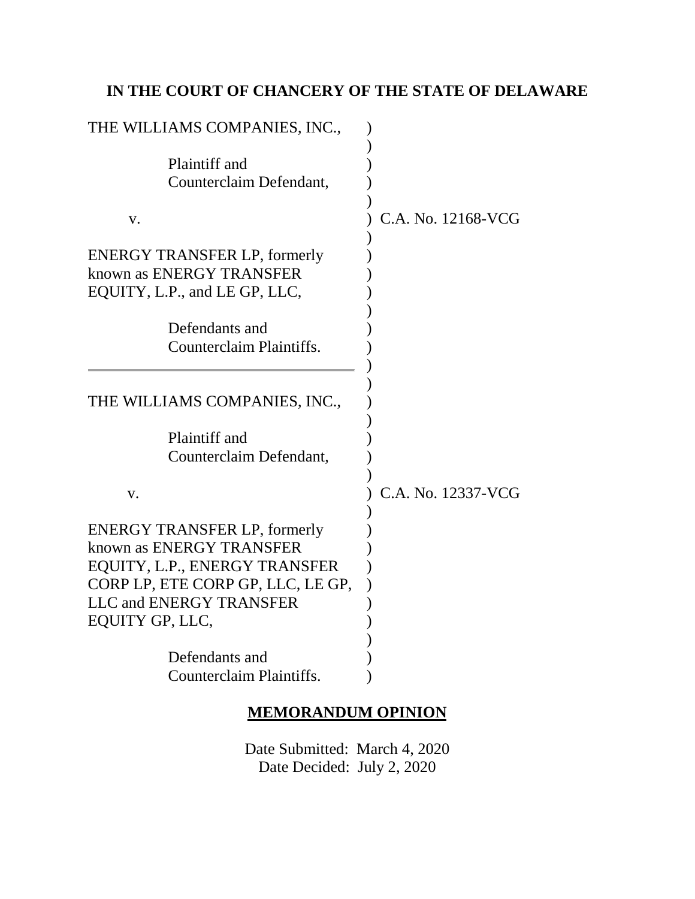**IN THE COURT OF CHANCERY OF THE STATE OF DELAWARE**

THE WILLIAMS COMPANIES, INC.,

Plaintiff and Counterclaim Defendant,

v.

ENERGY TRANSFER LP, formerly known as ENERGY TRANSFER EQUITY, L.P., and LE GP, LLC,

Defendants and Counterclaim Plaintiffs.

C.A. No. 12168-VCG

---

THE WILLIAMS COMPANIES, INC.,

Plaintiff and Counterclaim Defendant,

v.

ENERGY TRANSFER LP, formerly known as ENERGY TRANSFER EQUITY, L.P., ENERGY TRANSFER CORP LP, ETE CORP GP, LLC, LE GP, LLC and ENERGY TRANSFER EQUITY GP, LLC,

Defendants and Counterclaim Plaintiffs.

C.A. No. 12337-VCG

**MEMORANDUM OPINION**

Date Submitted: March 4, 2020
Date Decided: July 2, 2020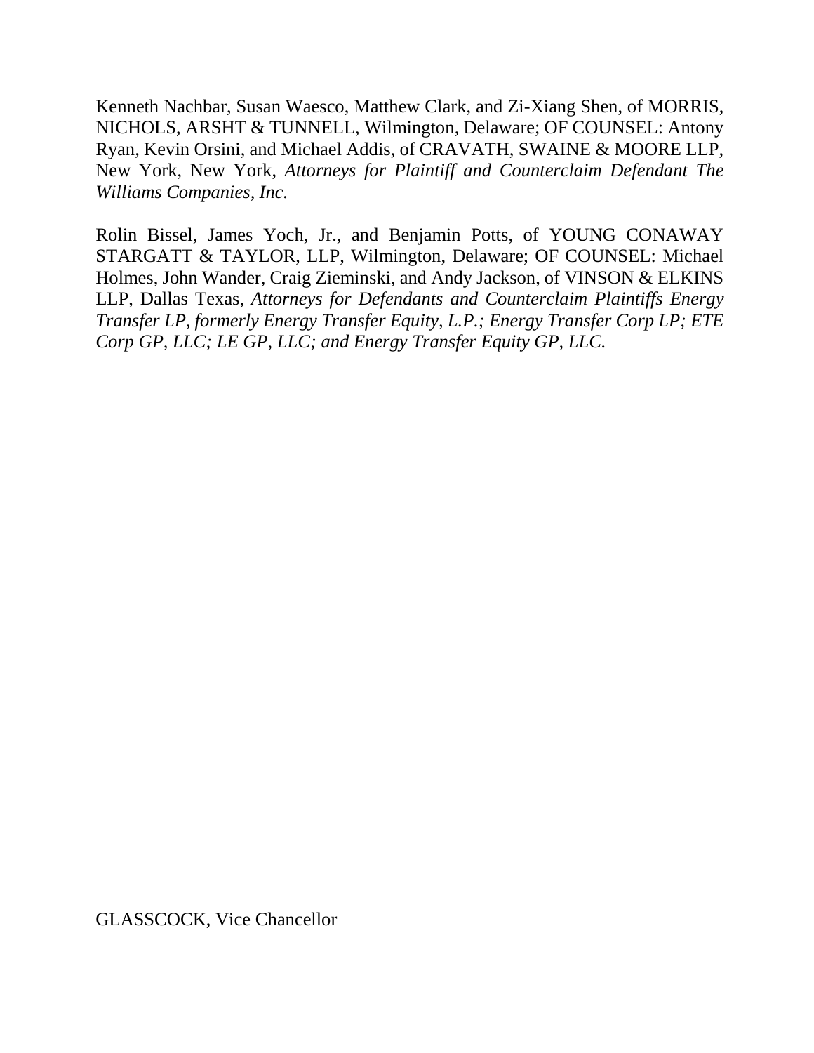Kenneth Nachbar, Susan Waesco, Matthew Clark, and Zi-Xiang Shen, of MORRIS, NICHOLS, ARSHT & TUNNELL, Wilmington, Delaware; OF COUNSEL: Antony Ryan, Kevin Orsini, and Michael Addis, of CRAVATH, SWAINE & MOORE LLP, New York, New York, *Attorneys for Plaintiff and Counterclaim Defendant The Williams Companies, Inc.*

Rolin Bissel, James Yoch, Jr., and Benjamin Potts, of YOUNG CONAWAY STARGATT & TAYLOR, LLP, Wilmington, Delaware; OF COUNSEL: Michael Holmes, John Wander, Craig Zieminski, and Andy Jackson, of VINSON & ELKINS LLP, Dallas Texas, *Attorneys for Defendants and Counterclaim Plaintiffs Energy Transfer LP, formerly Energy Transfer Equity, L.P.; Energy Transfer Corp LP; ETE Corp GP, LLC; LE GP, LLC; and Energy Transfer Equity GP, LLC.*

GLASSCOCK, Vice Chancellor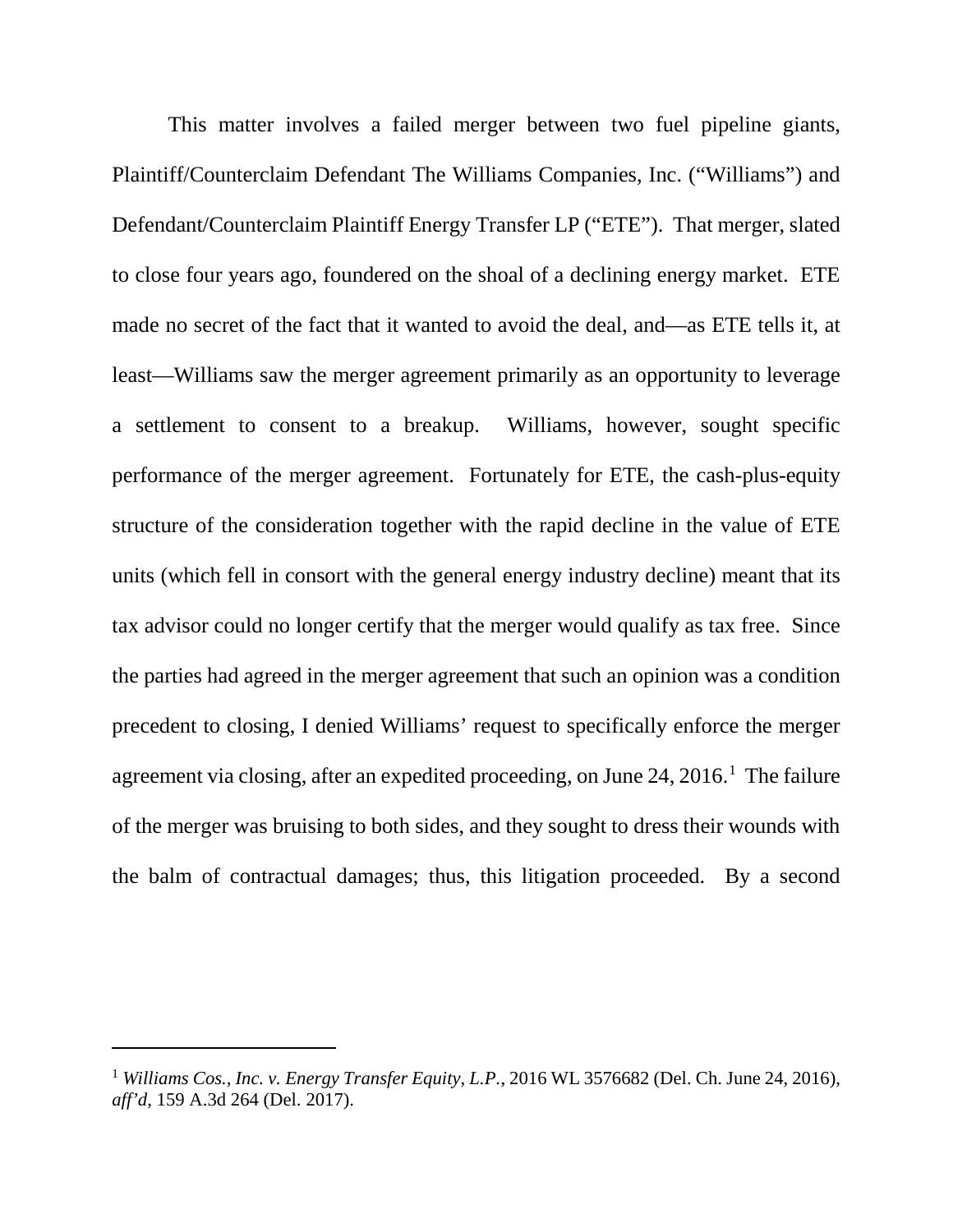This matter involves a failed merger between two fuel pipeline giants, Plaintiff/Counterclaim Defendant The Williams Companies, Inc. ("Williams") and Defendant/Counterclaim Plaintiff Energy Transfer LP ("ETE"). That merger, slated to close four years ago, foundered on the shoal of a declining energy market. ETE made no secret of the fact that it wanted to avoid the deal, and—as ETE tells it, at least—Williams saw the merger agreement primarily as an opportunity to leverage a settlement to consent to a breakup. Williams, however, sought specific performance of the merger agreement. Fortunately for ETE, the cash-plus-equity structure of the consideration together with the rapid decline in the value of ETE units (which fell in consort with the general energy industry decline) meant that its tax advisor could no longer certify that the merger would qualify as tax free. Since the parties had agreed in the merger agreement that such an opinion was a condition precedent to closing, I denied Williams' request to specifically enforce the merger agreement via closing, after an expedited proceeding, on June 24, 2016.[1] The failure of the merger was bruising to both sides, and they sought to dress their wounds with the balm of contractual damages; thus, this litigation proceeded. By a second

---

[1] *Williams Cos., Inc. v. Energy Transfer Equity, L.P.*, 2016 WL 3576682 (Del. Ch. June 24, 2016), *aff'd*, 159 A.3d 264 (Del. 2017).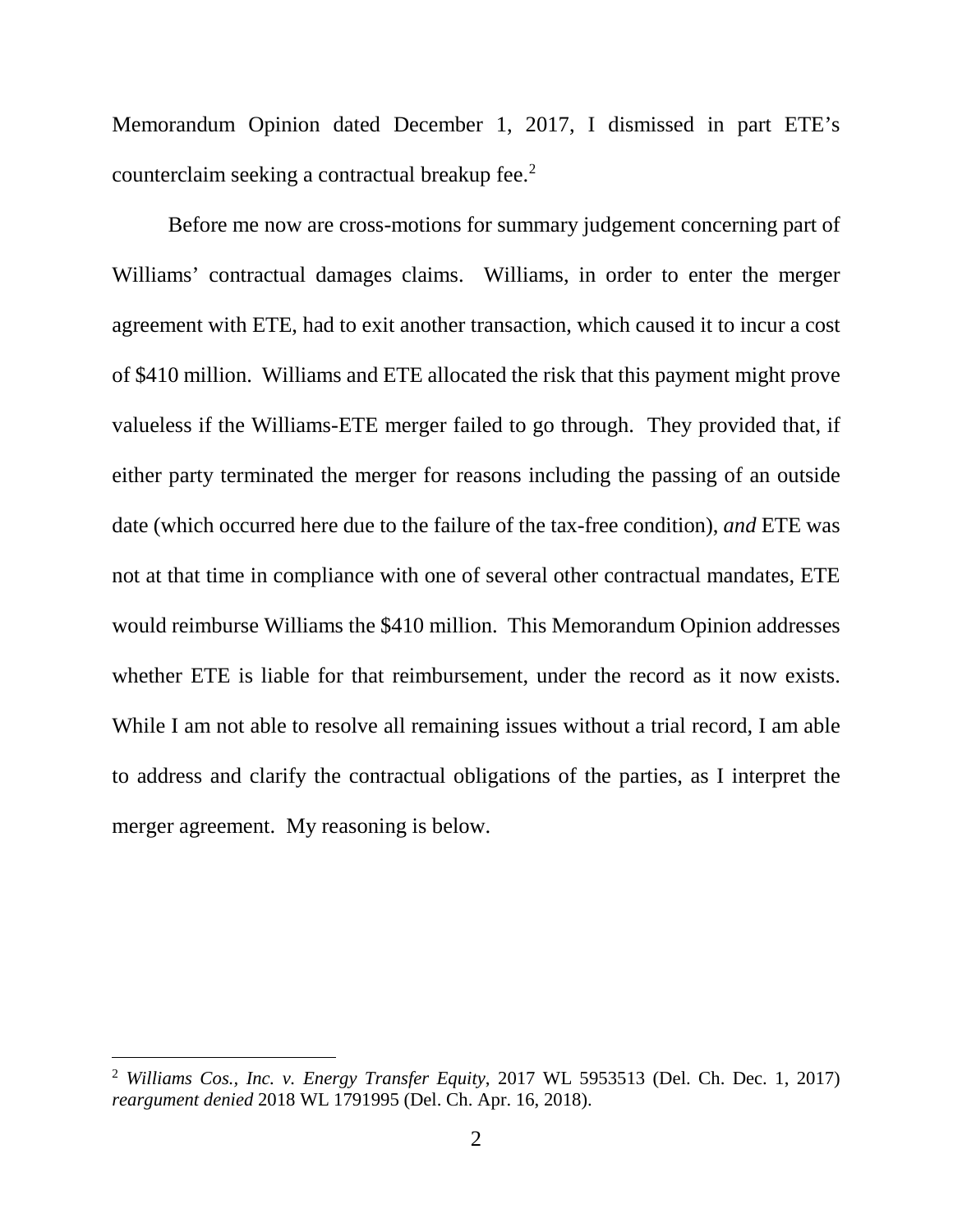Memorandum Opinion dated December 1, 2017, I dismissed in part ETE's counterclaim seeking a contractual breakup fee.[2]

Before me now are cross-motions for summary judgement concerning part of Williams' contractual damages claims. Williams, in order to enter the merger agreement with ETE, had to exit another transaction, which caused it to incur a cost of $410 million. Williams and ETE allocated the risk that this payment might prove valueless if the Williams-ETE merger failed to go through. They provided that, if either party terminated the merger for reasons including the passing of an outside date (which occurred here due to the failure of the tax-free condition), *and* ETE was not at that time in compliance with one of several other contractual mandates, ETE would reimburse Williams the $410 million. This Memorandum Opinion addresses whether ETE is liable for that reimbursement, under the record as it now exists. While I am not able to resolve all remaining issues without a trial record, I am able to address and clarify the contractual obligations of the parties, as I interpret the merger agreement. My reasoning is below.

---

[2] *Williams Cos., Inc. v. Energy Transfer Equity*, 2017 WL 5953513 (Del. Ch. Dec. 1, 2017) *reargument denied* 2018 WL 1791995 (Del. Ch. Apr. 16, 2018).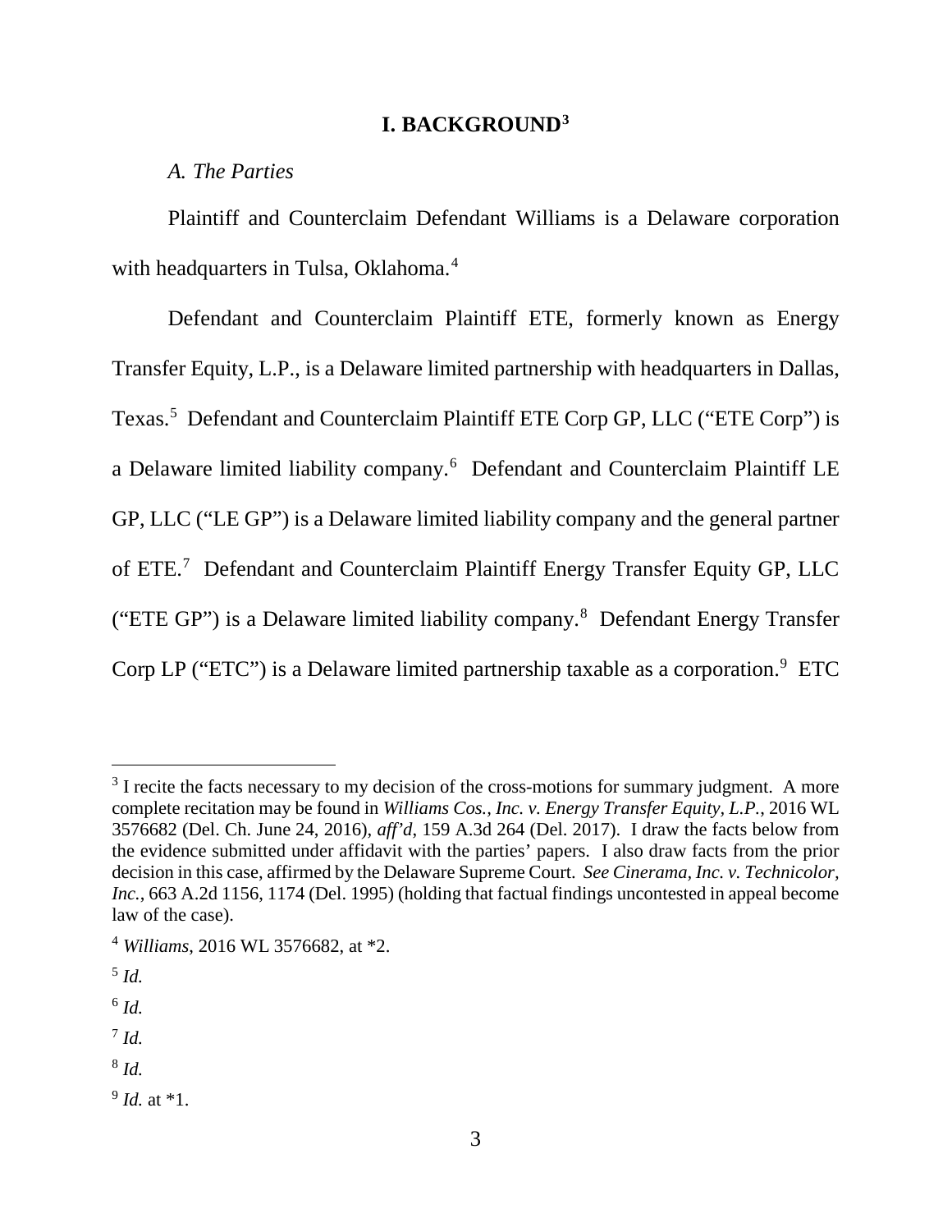## I. BACKGROUND[3]

*A. The Parties*

Plaintiff and Counterclaim Defendant Williams is a Delaware corporation with headquarters in Tulsa, Oklahoma.[4]

Defendant and Counterclaim Plaintiff ETE, formerly known as Energy Transfer Equity, L.P., is a Delaware limited partnership with headquarters in Dallas, Texas.[5] Defendant and Counterclaim Plaintiff ETE Corp GP, LLC ("ETE Corp") is a Delaware limited liability company.[6] Defendant and Counterclaim Plaintiff LE GP, LLC ("LE GP") is a Delaware limited liability company and the general partner of ETE.[7] Defendant and Counterclaim Plaintiff Energy Transfer Equity GP, LLC ("ETE GP") is a Delaware limited liability company.[8] Defendant Energy Transfer Corp LP ("ETC") is a Delaware limited partnership taxable as a corporation.[9] ETC

---

[3] I recite the facts necessary to my decision of the cross-motions for summary judgment. A more complete recitation may be found in *Williams Cos., Inc. v. Energy Transfer Equity, L.P.*, 2016 WL 3576682 (Del. Ch. June 24, 2016), *aff'd*, 159 A.3d 264 (Del. 2017). I draw the facts below from the evidence submitted under affidavit with the parties' papers. I also draw facts from the prior decision in this case, affirmed by the Delaware Supreme Court. *See Cinerama, Inc. v. Technicolor, Inc.*, 663 A.2d 1156, 1174 (Del. 1995) (holding that factual findings uncontested in appeal become law of the case).

[4] *Williams*, 2016 WL 3576682, at *2.

[5] *Id.*

[6] *Id.*

[7] *Id.*

[8] *Id.*

[9] *Id.* at *1.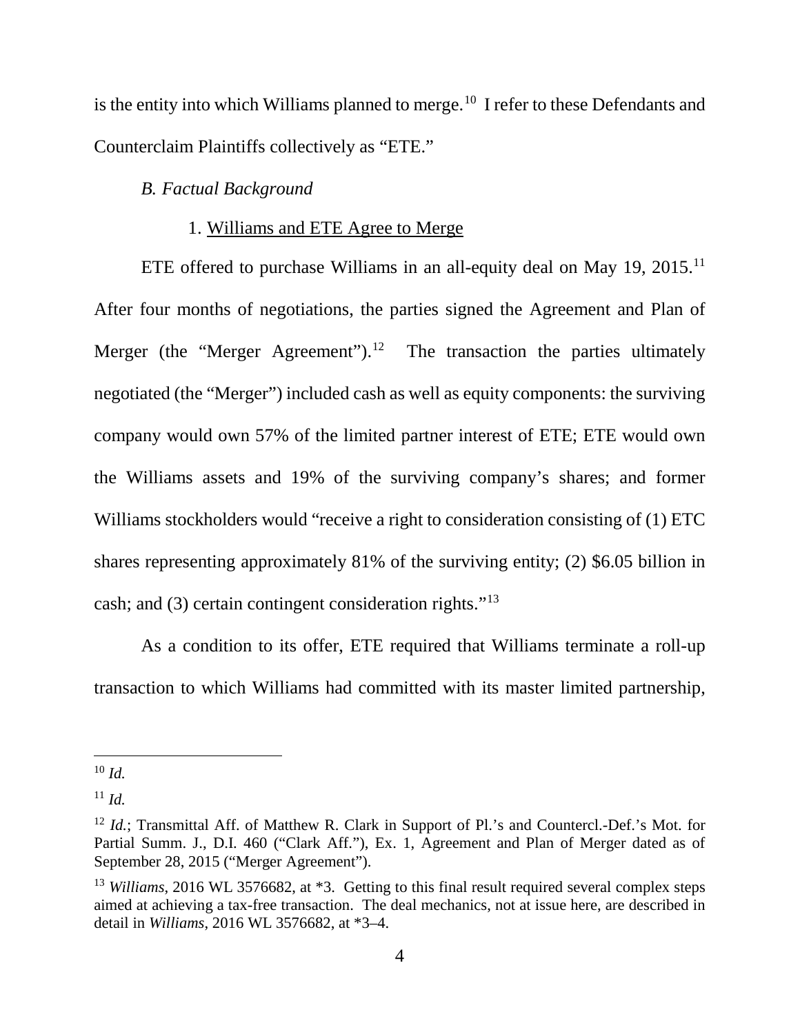is the entity into which Williams planned to merge.[10] I refer to these Defendants and Counterclaim Plaintiffs collectively as "ETE."

### *B. Factual Background*

#### 1. Williams and ETE Agree to Merge

ETE offered to purchase Williams in an all-equity deal on May 19, 2015.[11] After four months of negotiations, the parties signed the Agreement and Plan of Merger (the "Merger Agreement").[12] The transaction the parties ultimately negotiated (the "Merger") included cash as well as equity components: the surviving company would own 57% of the limited partner interest of ETE; ETE would own the Williams assets and 19% of the surviving company's shares; and former Williams stockholders would "receive a right to consideration consisting of (1) ETC shares representing approximately 81% of the surviving entity; (2) $6.05 billion in cash; and (3) certain contingent consideration rights."[13]

As a condition to its offer, ETE required that Williams terminate a roll-up transaction to which Williams had committed with its master limited partnership,

---

[10] *Id.*

[11] *Id.*

[12] *Id.*; Transmittal Aff. of Matthew R. Clark in Support of Pl.'s and Countercl.-Def.'s Mot. for Partial Summ. J., D.I. 460 ("Clark Aff."), Ex. 1, Agreement and Plan of Merger dated as of September 28, 2015 ("Merger Agreement").

[13] *Williams*, 2016 WL 3576682, at *3. Getting to this final result required several complex steps aimed at achieving a tax-free transaction. The deal mechanics, not at issue here, are described in detail in *Williams*, 2016 WL 3576682, at *3–4.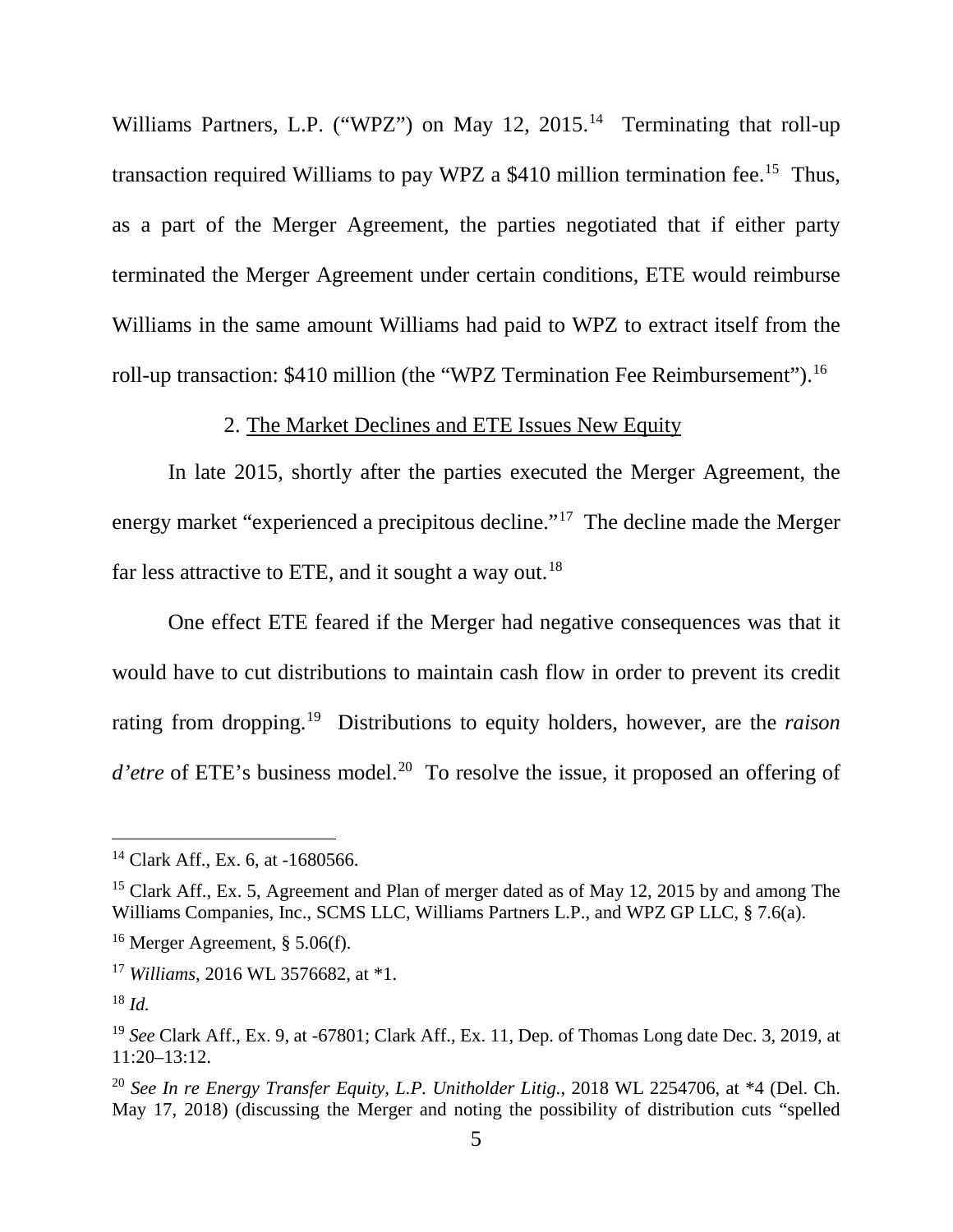Williams Partners, L.P. ("WPZ") on May 12, 2015.[14] Terminating that roll-up transaction required Williams to pay WPZ a $410 million termination fee.[15] Thus, as a part of the Merger Agreement, the parties negotiated that if either party terminated the Merger Agreement under certain conditions, ETE would reimburse Williams in the same amount Williams had paid to WPZ to extract itself from the roll-up transaction: $410 million (the "WPZ Termination Fee Reimbursement").[16]

2. <u>The Market Declines and ETE Issues New Equity</u>

In late 2015, shortly after the parties executed the Merger Agreement, the energy market "experienced a precipitous decline."[17] The decline made the Merger far less attractive to ETE, and it sought a way out.[18]

One effect ETE feared if the Merger had negative consequences was that it would have to cut distributions to maintain cash flow in order to prevent its credit rating from dropping.[19] Distributions to equity holders, however, are the *raison d'etre* of ETE's business model.[20] To resolve the issue, it proposed an offering of

---

[14] Clark Aff., Ex. 6, at -1680566.

[15] Clark Aff., Ex. 5, Agreement and Plan of merger dated as of May 12, 2015 by and among The Williams Companies, Inc., SCMS LLC, Williams Partners L.P., and WPZ GP LLC, § 7.6(a).

[16] Merger Agreement, § 5.06(f).

[17] *Williams*, 2016 WL 3576682, at *1.

[18] *Id.*

[19] *See* Clark Aff., Ex. 9, at -67801; Clark Aff., Ex. 11, Dep. of Thomas Long date Dec. 3, 2019, at 11:20–13:12.

[20] *See In re Energy Transfer Equity, L.P. Unitholder Litig.*, 2018 WL 2254706, at *4 (Del. Ch. May 17, 2018) (discussing the Merger and noting the possibility of distribution cuts "spelled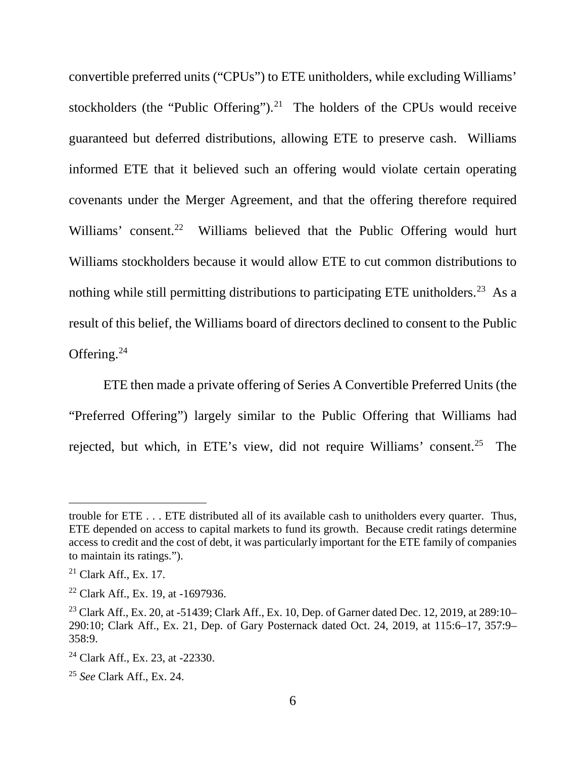convertible preferred units ("CPUs") to ETE unitholders, while excluding Williams' stockholders (the "Public Offering").[21] The holders of the CPUs would receive guaranteed but deferred distributions, allowing ETE to preserve cash. Williams informed ETE that it believed such an offering would violate certain operating covenants under the Merger Agreement, and that the offering therefore required Williams' consent.[22] Williams believed that the Public Offering would hurt Williams stockholders because it would allow ETE to cut common distributions to nothing while still permitting distributions to participating ETE unitholders.[23] As a result of this belief, the Williams board of directors declined to consent to the Public Offering.[24]

ETE then made a private offering of Series A Convertible Preferred Units (the "Preferred Offering") largely similar to the Public Offering that Williams had rejected, but which, in ETE's view, did not require Williams' consent.[25] The

---

trouble for ETE . . . ETE distributed all of its available cash to unitholders every quarter. Thus, ETE depended on access to capital markets to fund its growth. Because credit ratings determine access to credit and the cost of debt, it was particularly important for the ETE family of companies to maintain its ratings.").

[21] Clark Aff., Ex. 17.

[22] Clark Aff., Ex. 19, at -1697936.

[23] Clark Aff., Ex. 20, at -51439; Clark Aff., Ex. 10, Dep. of Garner dated Dec. 12, 2019, at 289:10–290:10; Clark Aff., Ex. 21, Dep. of Gary Posternack dated Oct. 24, 2019, at 115:6–17, 357:9–358:9.

[24] Clark Aff., Ex. 23, at -22330.

[25] *See* Clark Aff., Ex. 24.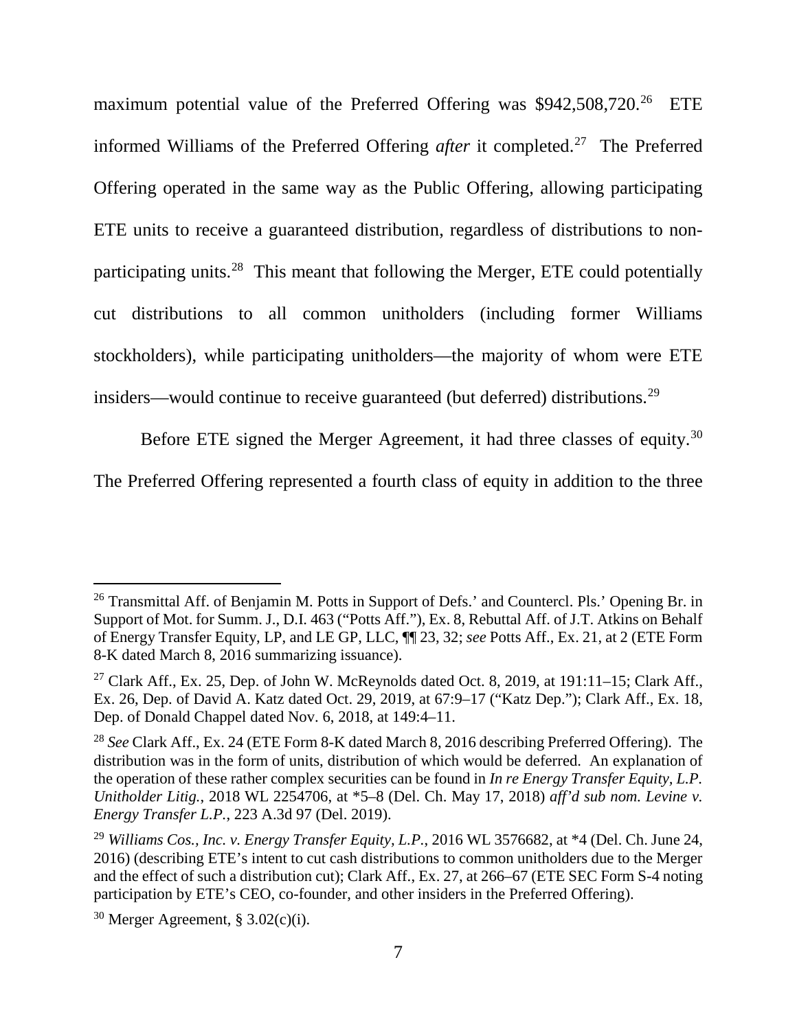maximum potential value of the Preferred Offering was $942,508,720.[26] ETE informed Williams of the Preferred Offering *after* it completed.[27] The Preferred Offering operated in the same way as the Public Offering, allowing participating ETE units to receive a guaranteed distribution, regardless of distributions to non-participating units.[28] This meant that following the Merger, ETE could potentially cut distributions to all common unitholders (including former Williams stockholders), while participating unitholders—the majority of whom were ETE insiders—would continue to receive guaranteed (but deferred) distributions.[29]

Before ETE signed the Merger Agreement, it had three classes of equity.[30] The Preferred Offering represented a fourth class of equity in addition to the three

---

[26] Transmittal Aff. of Benjamin M. Potts in Support of Defs.' and Countercl. Pls.' Opening Br. in Support of Mot. for Summ. J., D.I. 463 ("Potts Aff."), Ex. 8, Rebuttal Aff. of J.T. Atkins on Behalf of Energy Transfer Equity, LP, and LE GP, LLC, ¶¶ 23, 32; *see* Potts Aff., Ex. 21, at 2 (ETE Form 8-K dated March 8, 2016 summarizing issuance).

[27] Clark Aff., Ex. 25, Dep. of John W. McReynolds dated Oct. 8, 2019, at 191:11–15; Clark Aff., Ex. 26, Dep. of David A. Katz dated Oct. 29, 2019, at 67:9–17 ("Katz Dep."); Clark Aff., Ex. 18, Dep. of Donald Chappel dated Nov. 6, 2018, at 149:4–11.

[28] *See* Clark Aff., Ex. 24 (ETE Form 8-K dated March 8, 2016 describing Preferred Offering). The distribution was in the form of units, distribution of which would be deferred. An explanation of the operation of these rather complex securities can be found in *In re Energy Transfer Equity, L.P. Unitholder Litig.*, 2018 WL 2254706, at *5–8 (Del. Ch. May 17, 2018) *aff'd sub nom. Levine v. Energy Transfer L.P.*, 223 A.3d 97 (Del. 2019).

[29] *Williams Cos., Inc. v. Energy Transfer Equity, L.P.*, 2016 WL 3576682, at *4 (Del. Ch. June 24, 2016) (describing ETE's intent to cut cash distributions to common unitholders due to the Merger and the effect of such a distribution cut); Clark Aff., Ex. 27, at 266–67 (ETE SEC Form S-4 noting participation by ETE's CEO, co-founder, and other insiders in the Preferred Offering).

[30] Merger Agreement, § 3.02(c)(i).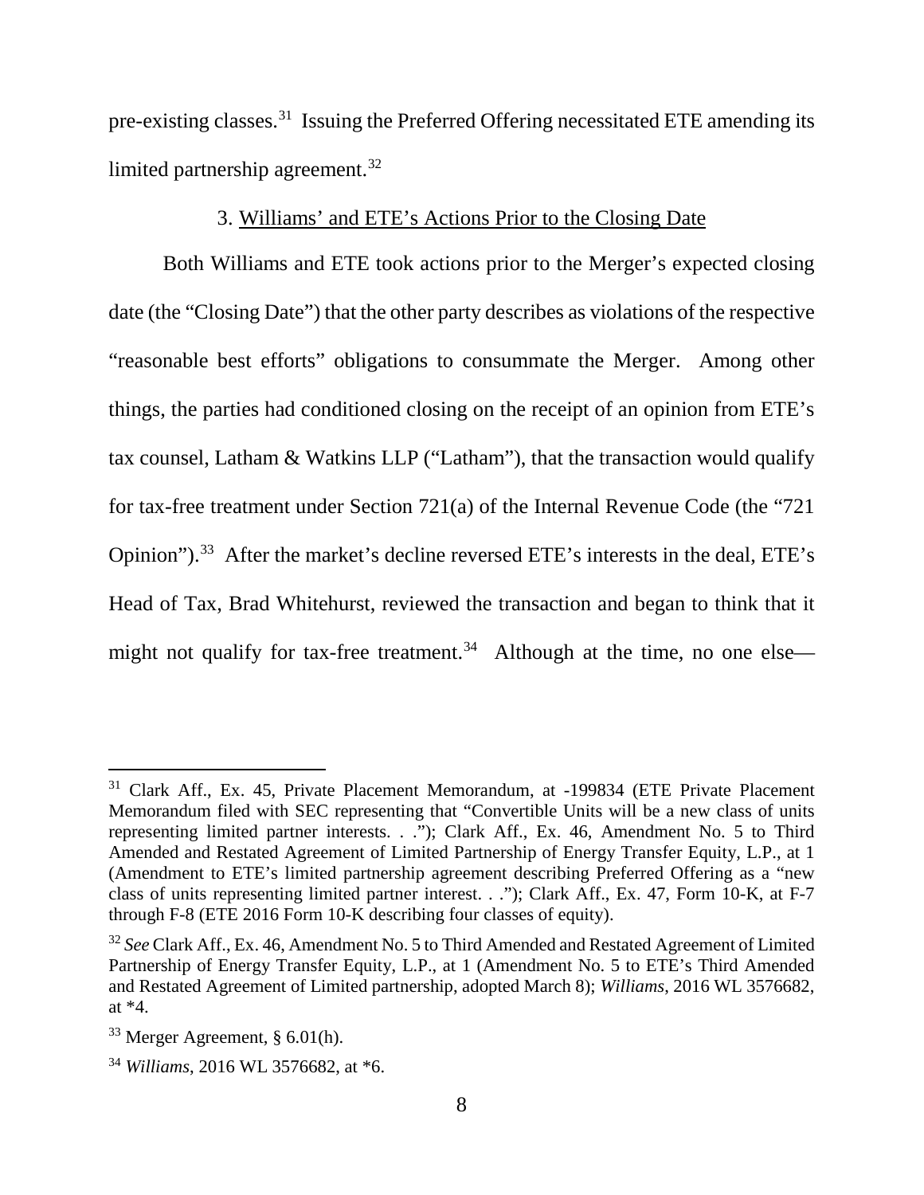pre-existing classes.[31] Issuing the Preferred Offering necessitated ETE amending its limited partnership agreement.[32]

### 3. Williams' and ETE's Actions Prior to the Closing Date

Both Williams and ETE took actions prior to the Merger's expected closing date (the "Closing Date") that the other party describes as violations of the respective "reasonable best efforts" obligations to consummate the Merger. Among other things, the parties had conditioned closing on the receipt of an opinion from ETE's tax counsel, Latham & Watkins LLP ("Latham"), that the transaction would qualify for tax-free treatment under Section 721(a) of the Internal Revenue Code (the "721 Opinion").[33] After the market's decline reversed ETE's interests in the deal, ETE's Head of Tax, Brad Whitehurst, reviewed the transaction and began to think that it might not qualify for tax-free treatment.[34] Although at the time, no one else—

---

[31] Clark Aff., Ex. 45, Private Placement Memorandum, at -199834 (ETE Private Placement Memorandum filed with SEC representing that "Convertible Units will be a new class of units representing limited partner interests. . ."); Clark Aff., Ex. 46, Amendment No. 5 to Third Amended and Restated Agreement of Limited Partnership of Energy Transfer Equity, L.P., at 1 (Amendment to ETE's limited partnership agreement describing Preferred Offering as a "new class of units representing limited partner interest. . ."); Clark Aff., Ex. 47, Form 10-K, at F-7 through F-8 (ETE 2016 Form 10-K describing four classes of equity).

[32] *See* Clark Aff., Ex. 46, Amendment No. 5 to Third Amended and Restated Agreement of Limited Partnership of Energy Transfer Equity, L.P., at 1 (Amendment No. 5 to ETE's Third Amended and Restated Agreement of Limited partnership, adopted March 8); *Williams*, 2016 WL 3576682, at *4.

[33] Merger Agreement, § 6.01(h).

[34] *Williams*, 2016 WL 3576682, at *6.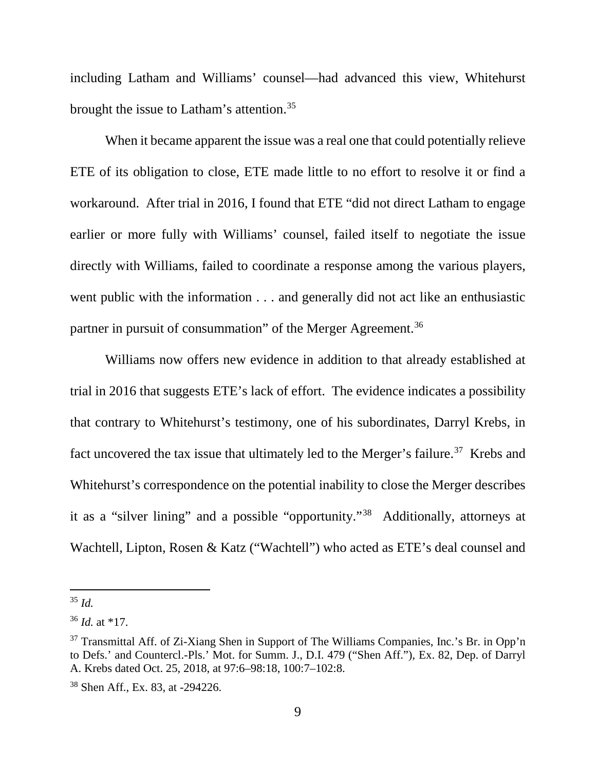including Latham and Williams' counsel—had advanced this view, Whitehurst brought the issue to Latham's attention.[35]

When it became apparent the issue was a real one that could potentially relieve ETE of its obligation to close, ETE made little to no effort to resolve it or find a workaround. After trial in 2016, I found that ETE "did not direct Latham to engage earlier or more fully with Williams' counsel, failed itself to negotiate the issue directly with Williams, failed to coordinate a response among the various players, went public with the information . . . and generally did not act like an enthusiastic partner in pursuit of consummation" of the Merger Agreement.[36]

Williams now offers new evidence in addition to that already established at trial in 2016 that suggests ETE's lack of effort. The evidence indicates a possibility that contrary to Whitehurst's testimony, one of his subordinates, Darryl Krebs, in fact uncovered the tax issue that ultimately led to the Merger's failure.[37] Krebs and Whitehurst's correspondence on the potential inability to close the Merger describes it as a "silver lining" and a possible "opportunity."[38] Additionally, attorneys at Wachtell, Lipton, Rosen & Katz ("Wachtell") who acted as ETE's deal counsel and

---

[35] *Id.*

[36] *Id.* at *17.

[37] Transmittal Aff. of Zi-Xiang Shen in Support of The Williams Companies, Inc.'s Br. in Opp'n to Defs.' and Countercl.-Pls.' Mot. for Summ. J., D.I. 479 ("Shen Aff."), Ex. 82, Dep. of Darryl A. Krebs dated Oct. 25, 2018, at 97:6–98:18, 100:7–102:8.

[38] Shen Aff., Ex. 83, at -294226.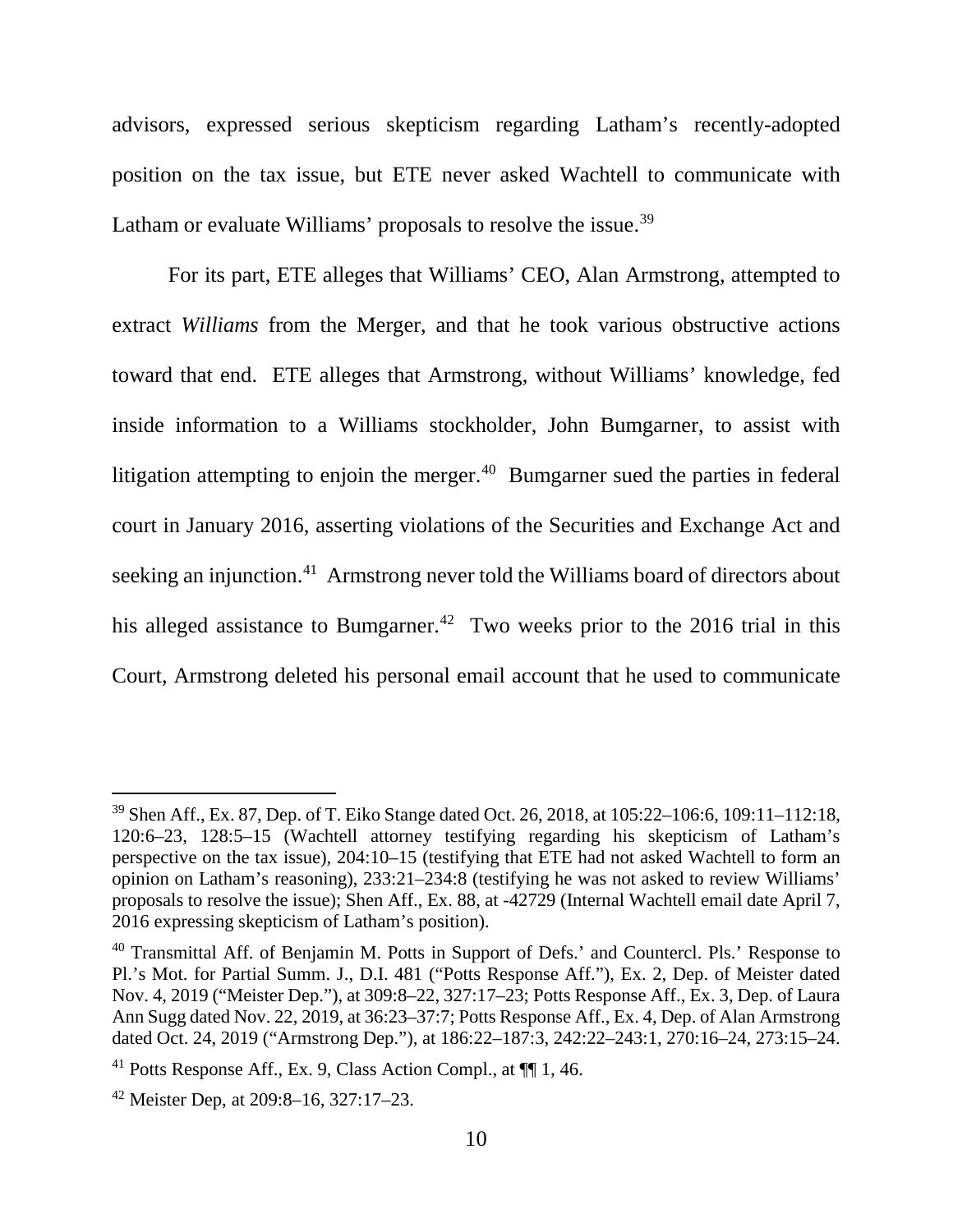advisors, expressed serious skepticism regarding Latham's recently-adopted position on the tax issue, but ETE never asked Wachtell to communicate with Latham or evaluate Williams' proposals to resolve the issue.[39]

For its part, ETE alleges that Williams' CEO, Alan Armstrong, attempted to extract *Williams* from the Merger, and that he took various obstructive actions toward that end. ETE alleges that Armstrong, without Williams' knowledge, fed inside information to a Williams stockholder, John Bumgarner, to assist with litigation attempting to enjoin the merger.[40] Bumgarner sued the parties in federal court in January 2016, asserting violations of the Securities and Exchange Act and seeking an injunction.[41] Armstrong never told the Williams board of directors about his alleged assistance to Bumgarner.[42] Two weeks prior to the 2016 trial in this Court, Armstrong deleted his personal email account that he used to communicate

---

[39] Shen Aff., Ex. 87, Dep. of T. Eiko Stange dated Oct. 26, 2018, at 105:22–106:6, 109:11–112:18, 120:6–23, 128:5–15 (Wachtell attorney testifying regarding his skepticism of Latham's perspective on the tax issue), 204:10–15 (testifying that ETE had not asked Wachtell to form an opinion on Latham's reasoning), 233:21–234:8 (testifying he was not asked to review Williams' proposals to resolve the issue); Shen Aff., Ex. 88, at -42729 (Internal Wachtell email date April 7, 2016 expressing skepticism of Latham's position).

[40] Transmittal Aff. of Benjamin M. Potts in Support of Defs.' and Countercl. Pls.' Response to Pl.'s Mot. for Partial Summ. J., D.I. 481 ("Potts Response Aff."), Ex. 2, Dep. of Meister dated Nov. 4, 2019 ("Meister Dep."), at 309:8–22, 327:17–23; Potts Response Aff., Ex. 3, Dep. of Laura Ann Sugg dated Nov. 22, 2019, at 36:23–37:7; Potts Response Aff., Ex. 4, Dep. of Alan Armstrong dated Oct. 24, 2019 ("Armstrong Dep."), at 186:22–187:3, 242:22–243:1, 270:16–24, 273:15–24.

[41] Potts Response Aff., Ex. 9, Class Action Compl., at ¶¶ 1, 46.

[42] Meister Dep, at 209:8–16, 327:17–23.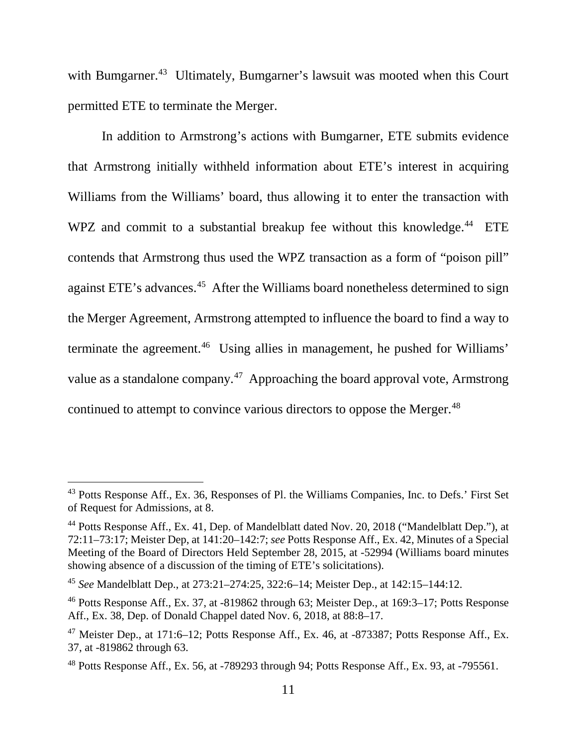with Bumgarner.[43] Ultimately, Bumgarner's lawsuit was mooted when this Court permitted ETE to terminate the Merger.

In addition to Armstrong's actions with Bumgarner, ETE submits evidence that Armstrong initially withheld information about ETE's interest in acquiring Williams from the Williams' board, thus allowing it to enter the transaction with WPZ and commit to a substantial breakup fee without this knowledge.[44] ETE contends that Armstrong thus used the WPZ transaction as a form of "poison pill" against ETE's advances.[45] After the Williams board nonetheless determined to sign the Merger Agreement, Armstrong attempted to influence the board to find a way to terminate the agreement.[46] Using allies in management, he pushed for Williams' value as a standalone company.[47] Approaching the board approval vote, Armstrong continued to attempt to convince various directors to oppose the Merger.[48]

---

[43] Potts Response Aff., Ex. 36, Responses of Pl. the Williams Companies, Inc. to Defs.' First Set of Request for Admissions, at 8.

[44] Potts Response Aff., Ex. 41, Dep. of Mandelblatt dated Nov. 20, 2018 ("Mandelblatt Dep."), at 72:11–73:17; Meister Dep, at 141:20–142:7; *see* Potts Response Aff., Ex. 42, Minutes of a Special Meeting of the Board of Directors Held September 28, 2015, at -52994 (Williams board minutes showing absence of a discussion of the timing of ETE's solicitations).

[45] *See* Mandelblatt Dep., at 273:21–274:25, 322:6–14; Meister Dep., at 142:15–144:12.

[46] Potts Response Aff., Ex. 37, at -819862 through 63; Meister Dep., at 169:3–17; Potts Response Aff., Ex. 38, Dep. of Donald Chappel dated Nov. 6, 2018, at 88:8–17.

[47] Meister Dep., at 171:6–12; Potts Response Aff., Ex. 46, at -873387; Potts Response Aff., Ex. 37, at -819862 through 63.

[48] Potts Response Aff., Ex. 56, at -789293 through 94; Potts Response Aff., Ex. 93, at -795561.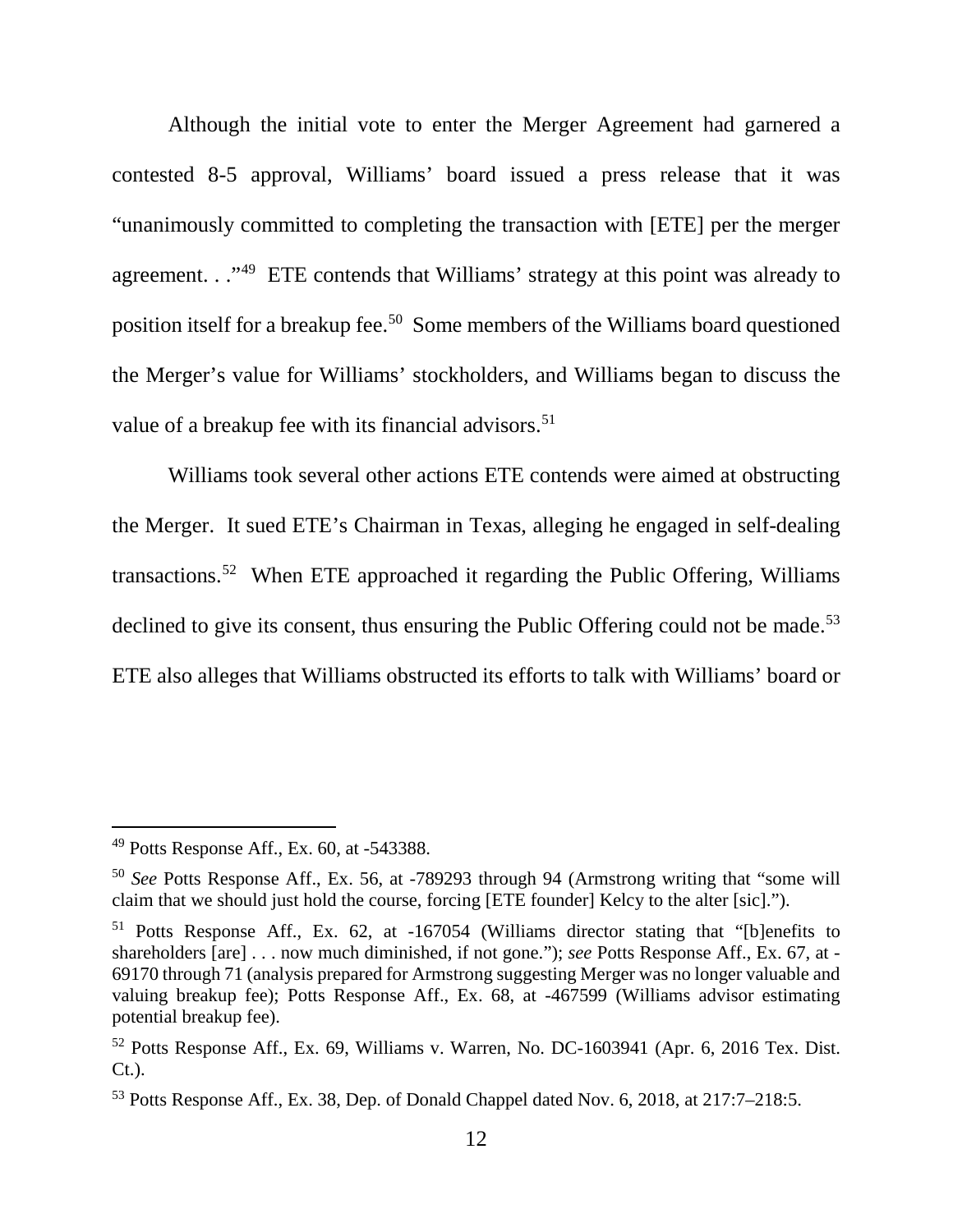Although the initial vote to enter the Merger Agreement had garnered a contested 8-5 approval, Williams' board issued a press release that it was "unanimously committed to completing the transaction with [ETE] per the merger agreement. . ."[49] ETE contends that Williams' strategy at this point was already to position itself for a breakup fee.[50] Some members of the Williams board questioned the Merger's value for Williams' stockholders, and Williams began to discuss the value of a breakup fee with its financial advisors.[51]

Williams took several other actions ETE contends were aimed at obstructing the Merger. It sued ETE's Chairman in Texas, alleging he engaged in self-dealing transactions.[52] When ETE approached it regarding the Public Offering, Williams declined to give its consent, thus ensuring the Public Offering could not be made.[53] ETE also alleges that Williams obstructed its efforts to talk with Williams' board or

---

[49] Potts Response Aff., Ex. 60, at -543388.

[50] *See* Potts Response Aff., Ex. 56, at -789293 through 94 (Armstrong writing that "some will claim that we should just hold the course, forcing [ETE founder] Kelcy to the alter [sic].").

[51] Potts Response Aff., Ex. 62, at -167054 (Williams director stating that "[b]enefits to shareholders [are] . . . now much diminished, if not gone."); *see* Potts Response Aff., Ex. 67, at -69170 through 71 (analysis prepared for Armstrong suggesting Merger was no longer valuable and valuing breakup fee); Potts Response Aff., Ex. 68, at -467599 (Williams advisor estimating potential breakup fee).

[52] Potts Response Aff., Ex. 69, Williams v. Warren, No. DC-1603941 (Apr. 6, 2016 Tex. Dist. Ct.).

[53] Potts Response Aff., Ex. 38, Dep. of Donald Chappel dated Nov. 6, 2018, at 217:7–218:5.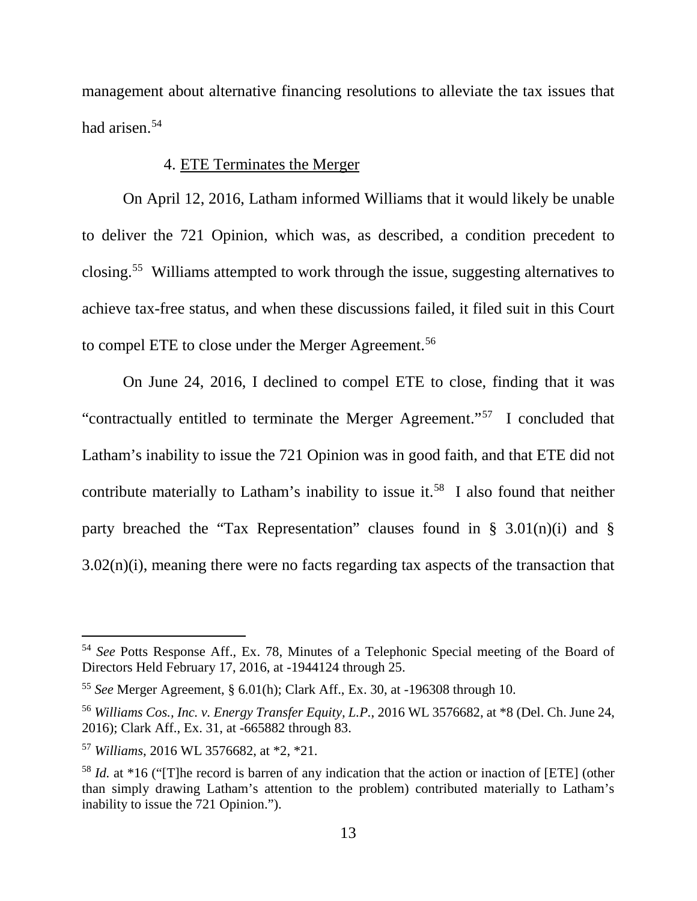management about alternative financing resolutions to alleviate the tax issues that had arisen.[54]

#### 4. ETE Terminates the Merger

On April 12, 2016, Latham informed Williams that it would likely be unable to deliver the 721 Opinion, which was, as described, a condition precedent to closing.[55] Williams attempted to work through the issue, suggesting alternatives to achieve tax-free status, and when these discussions failed, it filed suit in this Court to compel ETE to close under the Merger Agreement.[56]

On June 24, 2016, I declined to compel ETE to close, finding that it was "contractually entitled to terminate the Merger Agreement."[57] I concluded that Latham's inability to issue the 721 Opinion was in good faith, and that ETE did not contribute materially to Latham's inability to issue it.[58] I also found that neither party breached the "Tax Representation" clauses found in § 3.01(n)(i) and § 3.02(n)(i), meaning there were no facts regarding tax aspects of the transaction that

---

[54] *See* Potts Response Aff., Ex. 78, Minutes of a Telephonic Special meeting of the Board of Directors Held February 17, 2016, at -1944124 through 25.

[55] *See* Merger Agreement, § 6.01(h); Clark Aff., Ex. 30, at -196308 through 10.

[56] *Williams Cos., Inc. v. Energy Transfer Equity, L.P.*, 2016 WL 3576682, at *8 (Del. Ch. June 24, 2016); Clark Aff., Ex. 31, at -665882 through 83.

[57] *Williams*, 2016 WL 3576682, at *2, *21.

[58] *Id.* at *16 ("[T]he record is barren of any indication that the action or inaction of [ETE] (other than simply drawing Latham's attention to the problem) contributed materially to Latham's inability to issue the 721 Opinion.").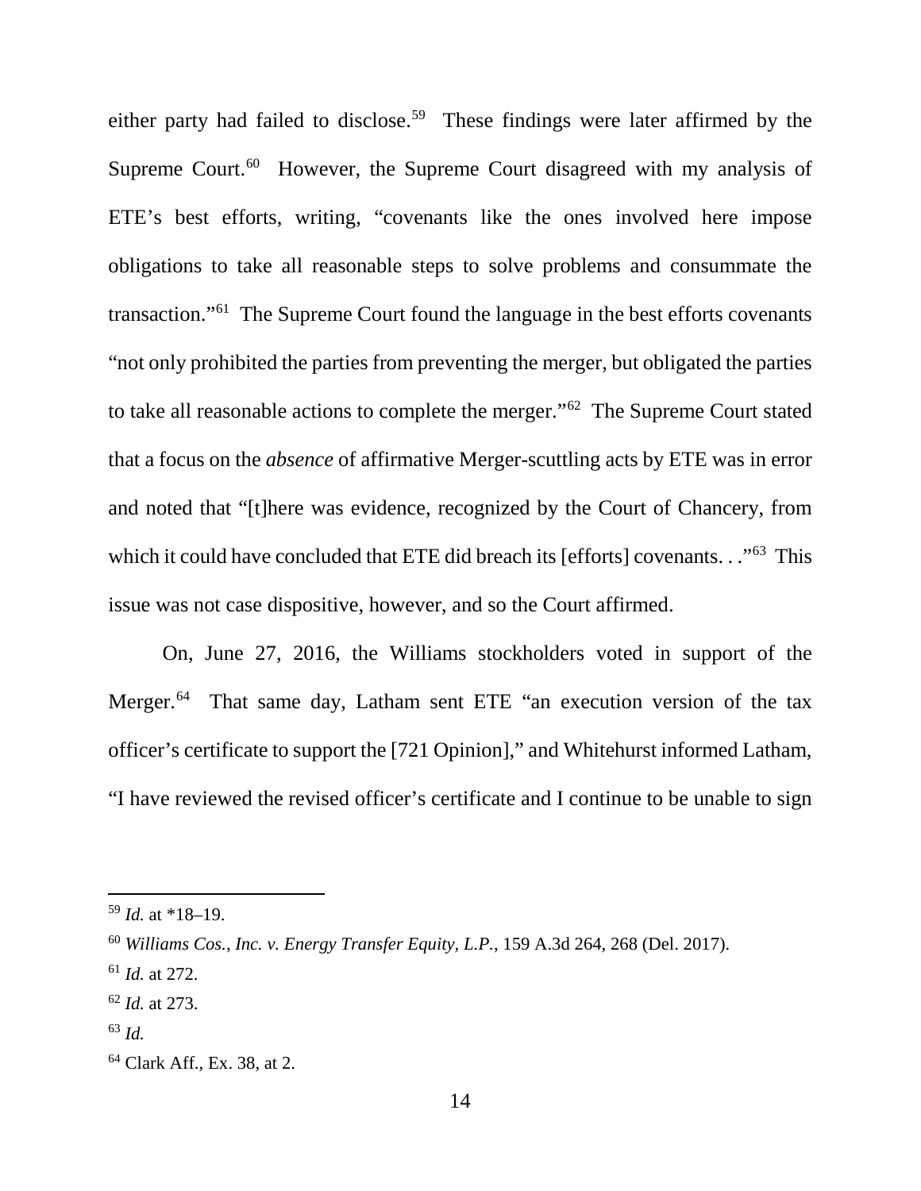either party had failed to disclose.[59] These findings were later affirmed by the Supreme Court.[60] However, the Supreme Court disagreed with my analysis of ETE's best efforts, writing, "covenants like the ones involved here impose obligations to take all reasonable steps to solve problems and consummate the transaction."[61] The Supreme Court found the language in the best efforts covenants "not only prohibited the parties from preventing the merger, but obligated the parties to take all reasonable actions to complete the merger."[62] The Supreme Court stated that a focus on the *absence* of affirmative Merger-scuttling acts by ETE was in error and noted that "[t]here was evidence, recognized by the Court of Chancery, from which it could have concluded that ETE did breach its [efforts] covenants. . ."[63] This issue was not case dispositive, however, and so the Court affirmed.

On, June 27, 2016, the Williams stockholders voted in support of the Merger.[64] That same day, Latham sent ETE "an execution version of the tax officer's certificate to support the [721 Opinion]," and Whitehurst informed Latham, "I have reviewed the revised officer's certificate and I continue to be unable to sign

---

[59] *Id.* at *18–19.

[60] *Williams Cos., Inc. v. Energy Transfer Equity, L.P.*, 159 A.3d 264, 268 (Del. 2017).

[61] *Id.* at 272.

[62] *Id.* at 273.

[63] *Id.*

[64] Clark Aff., Ex. 38, at 2.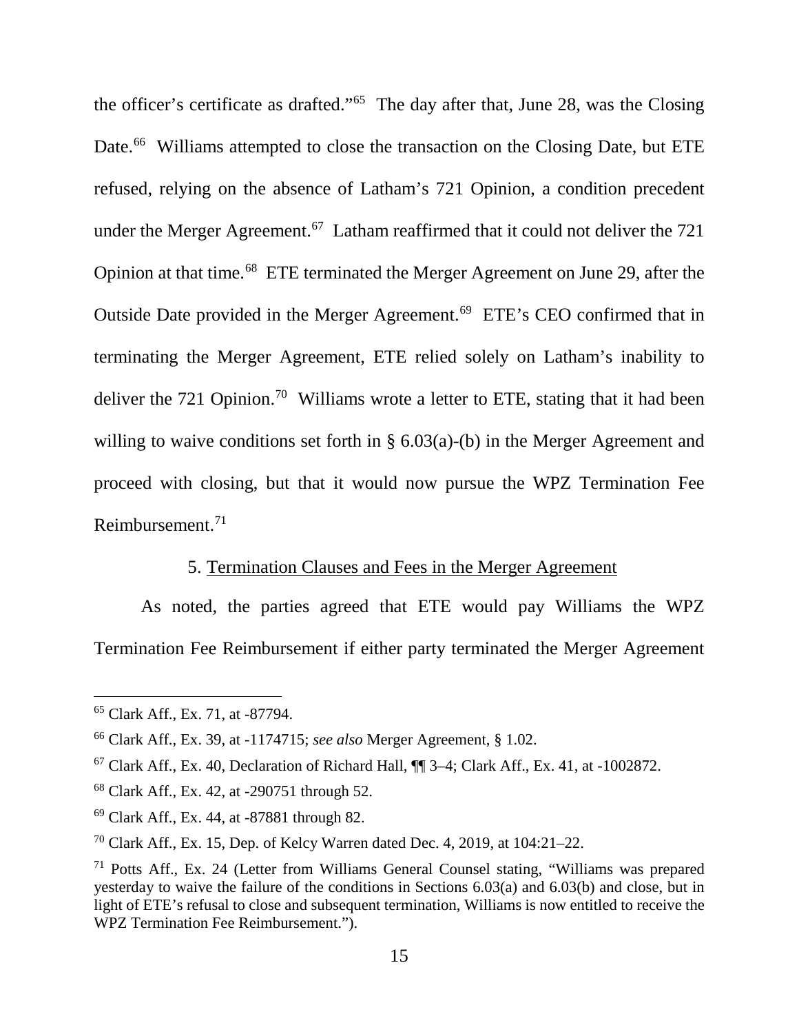the officer's certificate as drafted."[65] The day after that, June 28, was the Closing Date.[66] Williams attempted to close the transaction on the Closing Date, but ETE refused, relying on the absence of Latham's 721 Opinion, a condition precedent under the Merger Agreement.[67] Latham reaffirmed that it could not deliver the 721 Opinion at that time.[68] ETE terminated the Merger Agreement on June 29, after the Outside Date provided in the Merger Agreement.[69] ETE's CEO confirmed that in terminating the Merger Agreement, ETE relied solely on Latham's inability to deliver the 721 Opinion.[70] Williams wrote a letter to ETE, stating that it had been willing to waive conditions set forth in § 6.03(a)-(b) in the Merger Agreement and proceed with closing, but that it would now pursue the WPZ Termination Fee Reimbursement.[71]

5. Termination Clauses and Fees in the Merger Agreement

As noted, the parties agreed that ETE would pay Williams the WPZ Termination Fee Reimbursement if either party terminated the Merger Agreement

---

[65] Clark Aff., Ex. 71, at -87794.

[66] Clark Aff., Ex. 39, at -1174715; *see also* Merger Agreement, § 1.02.

[67] Clark Aff., Ex. 40, Declaration of Richard Hall, ¶¶ 3–4; Clark Aff., Ex. 41, at -1002872.

[68] Clark Aff., Ex. 42, at -290751 through 52.

[69] Clark Aff., Ex. 44, at -87881 through 82.

[70] Clark Aff., Ex. 15, Dep. of Kelcy Warren dated Dec. 4, 2019, at 104:21–22.

[71] Potts Aff., Ex. 24 (Letter from Williams General Counsel stating, "Williams was prepared yesterday to waive the failure of the conditions in Sections 6.03(a) and 6.03(b) and close, but in light of ETE's refusal to close and subsequent termination, Williams is now entitled to receive the WPZ Termination Fee Reimbursement.").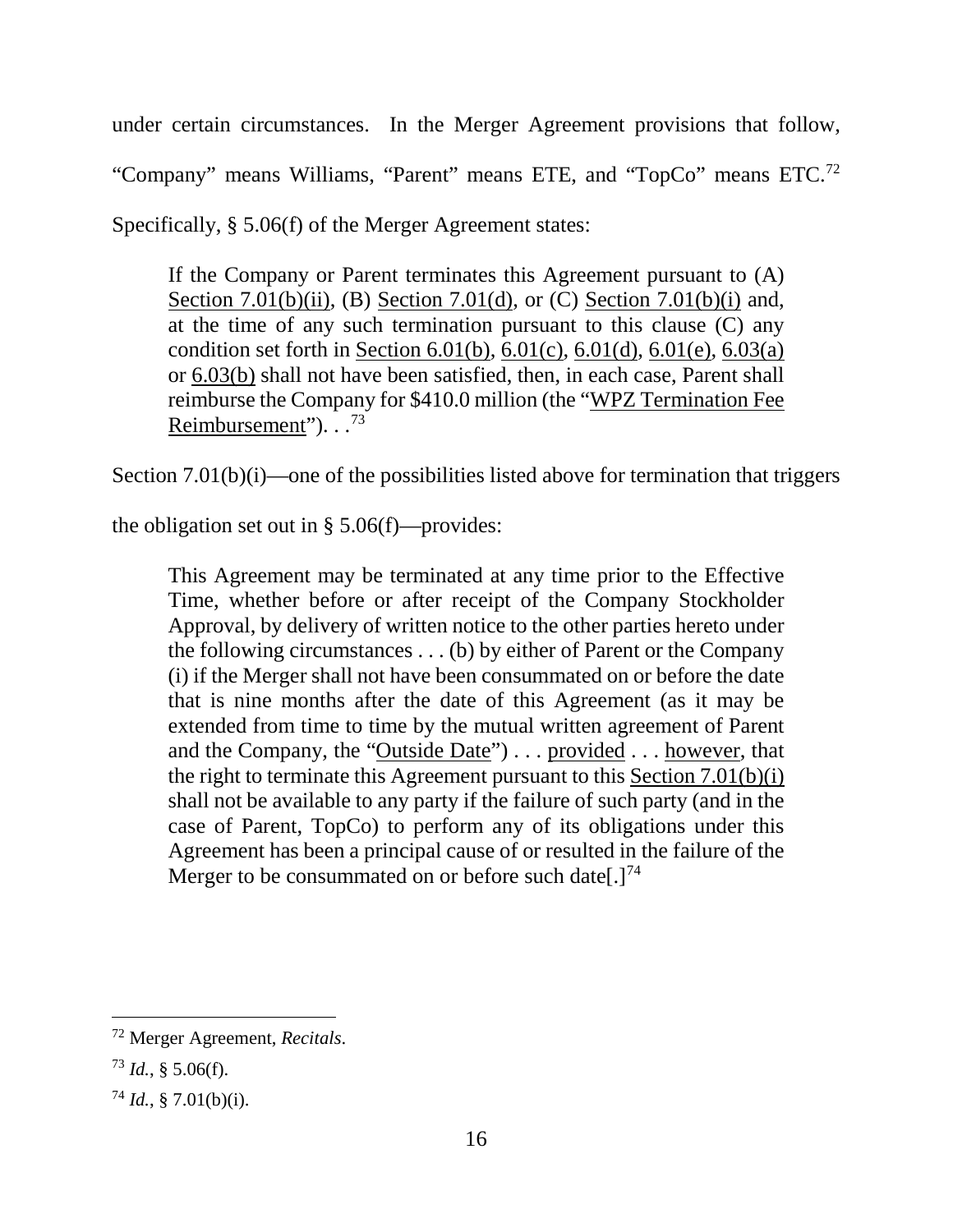under certain circumstances. In the Merger Agreement provisions that follow, "Company" means Williams, "Parent" means ETE, and "TopCo" means ETC.[72] Specifically, § 5.06(f) of the Merger Agreement states:

> If the Company or Parent terminates this Agreement pursuant to (A) Section 7.01(b)(ii), (B) Section 7.01(d), or (C) Section 7.01(b)(i) and, at the time of any such termination pursuant to this clause (C) any condition set forth in Section 6.01(b), 6.01(c), 6.01(d), 6.01(e), 6.03(a) or 6.03(b) shall not have been satisfied, then, in each case, Parent shall reimburse the Company for $410.0 million (the "WPZ Termination Fee Reimbursement"). . .[73]

Section 7.01(b)(i)—one of the possibilities listed above for termination that triggers the obligation set out in § 5.06(f)—provides:

> This Agreement may be terminated at any time prior to the Effective Time, whether before or after receipt of the Company Stockholder Approval, by delivery of written notice to the other parties hereto under the following circumstances . . . (b) by either of Parent or the Company (i) if the Merger shall not have been consummated on or before the date that is nine months after the date of this Agreement (as it may be extended from time to time by the mutual written agreement of Parent and the Company, the "Outside Date") . . . provided . . . however, that the right to terminate this Agreement pursuant to this Section 7.01(b)(i) shall not be available to any party if the failure of such party (and in the case of Parent, TopCo) to perform any of its obligations under this Agreement has been a principal cause of or resulted in the failure of the Merger to be consummated on or before such date[.][74]

---

[72] Merger Agreement, *Recitals*.

[73] *Id.*, § 5.06(f).

[74] *Id.*, § 7.01(b)(i).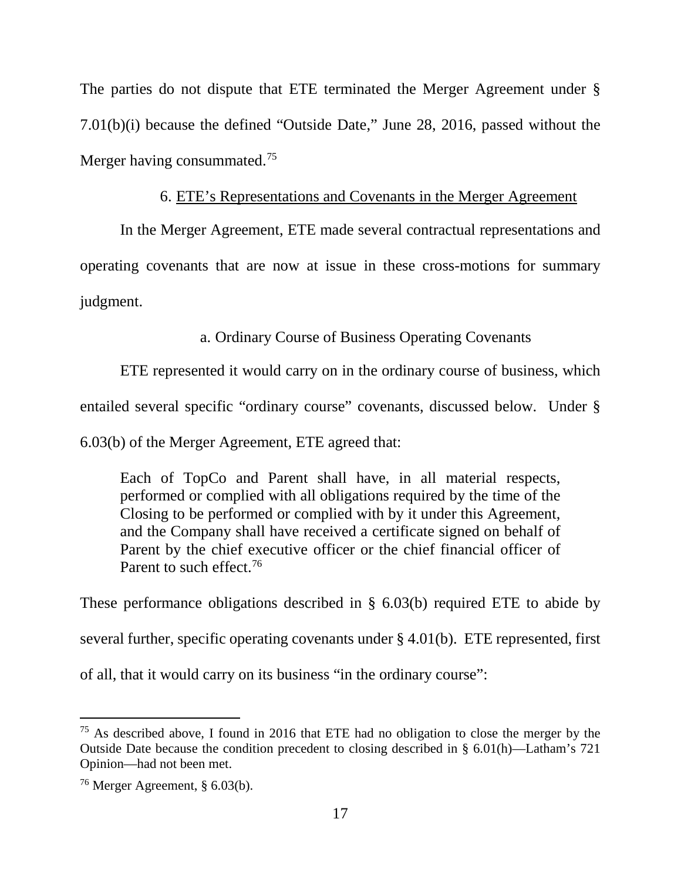The parties do not dispute that ETE terminated the Merger Agreement under § 7.01(b)(i) because the defined "Outside Date," June 28, 2016, passed without the Merger having consummated.[75]

6. ETE's Representations and Covenants in the Merger Agreement

In the Merger Agreement, ETE made several contractual representations and operating covenants that are now at issue in these cross-motions for summary judgment.

a. Ordinary Course of Business Operating Covenants

ETE represented it would carry on in the ordinary course of business, which entailed several specific "ordinary course" covenants, discussed below. Under § 6.03(b) of the Merger Agreement, ETE agreed that:

> Each of TopCo and Parent shall have, in all material respects, performed or complied with all obligations required by the time of the Closing to be performed or complied with by it under this Agreement, and the Company shall have received a certificate signed on behalf of Parent by the chief executive officer or the chief financial officer of Parent to such effect.[76]

These performance obligations described in § 6.03(b) required ETE to abide by several further, specific operating covenants under § 4.01(b). ETE represented, first of all, that it would carry on its business "in the ordinary course":

[75] As described above, I found in 2016 that ETE had no obligation to close the merger by the Outside Date because the condition precedent to closing described in § 6.01(h)—Latham's 721 Opinion—had not been met.

[76] Merger Agreement, § 6.03(b).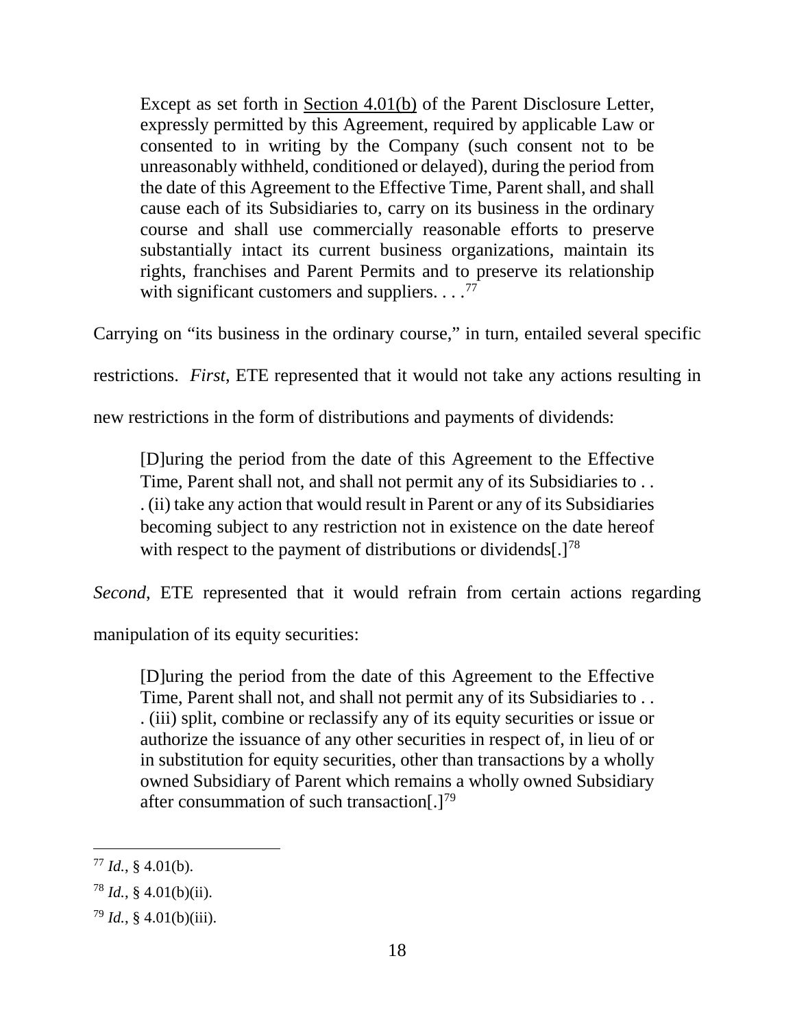> Except as set forth in Section 4.01(b) of the Parent Disclosure Letter, expressly permitted by this Agreement, required by applicable Law or consented to in writing by the Company (such consent not to be unreasonably withheld, conditioned or delayed), during the period from the date of this Agreement to the Effective Time, Parent shall, and shall cause each of its Subsidiaries to, carry on its business in the ordinary course and shall use commercially reasonable efforts to preserve substantially intact its current business organizations, maintain its rights, franchises and Parent Permits and to preserve its relationship with significant customers and suppliers. . . .[77]

Carrying on "its business in the ordinary course," in turn, entailed several specific restrictions. *First*, ETE represented that it would not take any actions resulting in new restrictions in the form of distributions and payments of dividends:

> [D]uring the period from the date of this Agreement to the Effective Time, Parent shall not, and shall not permit any of its Subsidiaries to . . . (ii) take any action that would result in Parent or any of its Subsidiaries becoming subject to any restriction not in existence on the date hereof with respect to the payment of distributions or dividends[.][78]

*Second*, ETE represented that it would refrain from certain actions regarding manipulation of its equity securities:

> [D]uring the period from the date of this Agreement to the Effective Time, Parent shall not, and shall not permit any of its Subsidiaries to . . . (iii) split, combine or reclassify any of its equity securities or issue or authorize the issuance of any other securities in respect of, in lieu of or in substitution for equity securities, other than transactions by a wholly owned Subsidiary of Parent which remains a wholly owned Subsidiary after consummation of such transaction[.][79]

---

[77] *Id.*, § 4.01(b).

[78] *Id.*, § 4.01(b)(ii).

[79] *Id.*, § 4.01(b)(iii).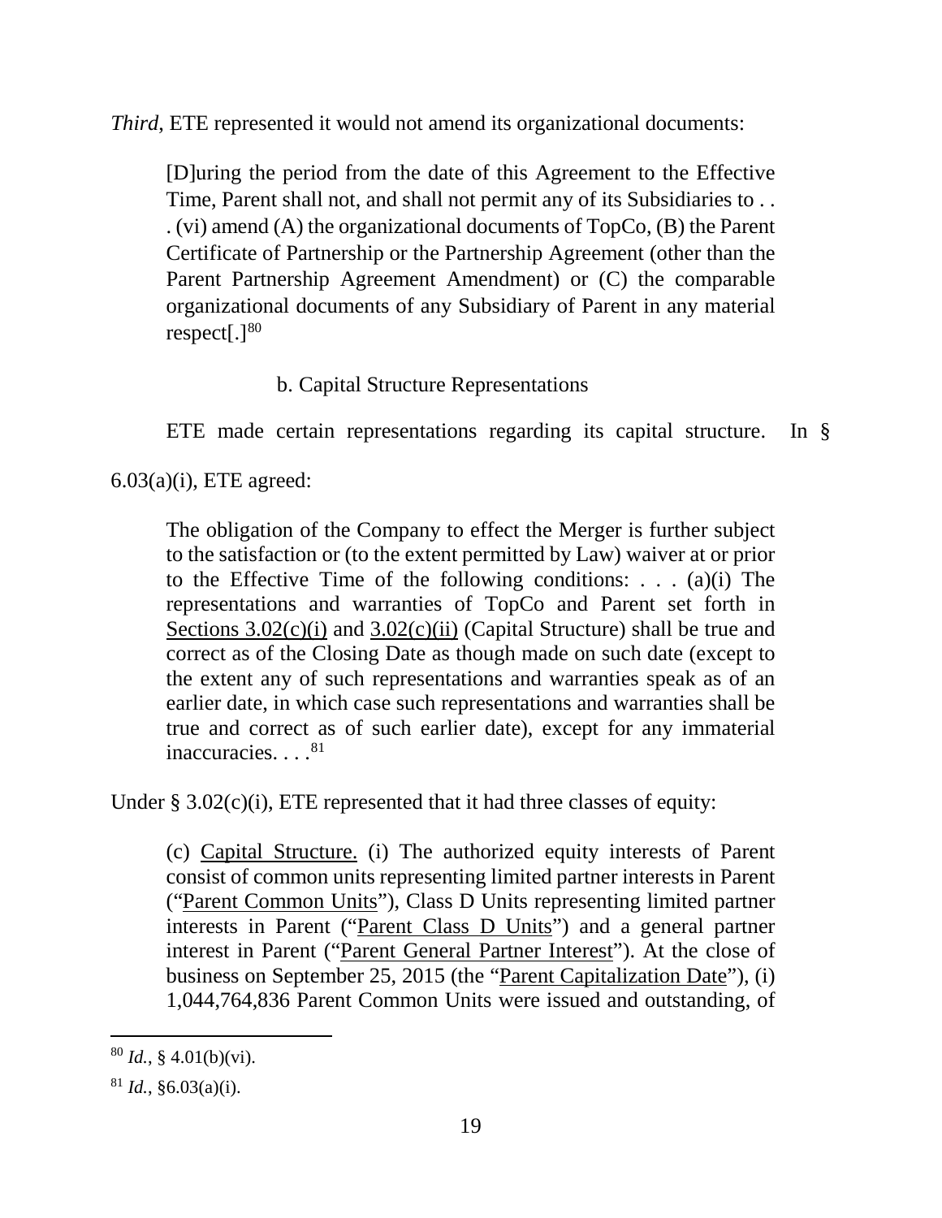*Third*, ETE represented it would not amend its organizational documents:

> [D]uring the period from the date of this Agreement to the Effective Time, Parent shall not, and shall not permit any of its Subsidiaries to . . . (vi) amend (A) the organizational documents of TopCo, (B) the Parent Certificate of Partnership or the Partnership Agreement (other than the Parent Partnership Agreement Amendment) or (C) the comparable organizational documents of any Subsidiary of Parent in any material respect[.][80]

b. Capital Structure Representations

ETE made certain representations regarding its capital structure. In § 6.03(a)(i), ETE agreed:

> The obligation of the Company to effect the Merger is further subject to the satisfaction or (to the extent permitted by Law) waiver at or prior to the Effective Time of the following conditions: . . . (a)(i) The representations and warranties of TopCo and Parent set forth in <u>Sections 3.02(c)(i)</u> and <u>3.02(c)(ii)</u> (Capital Structure) shall be true and correct as of the Closing Date as though made on such date (except to the extent any of such representations and warranties speak as of an earlier date, in which case such representations and warranties shall be true and correct as of such earlier date), except for any immaterial inaccuracies. . . .[81]

Under § 3.02(c)(i), ETE represented that it had three classes of equity:

> (c) <u>Capital Structure.</u> (i) The authorized equity interests of Parent consist of common units representing limited partner interests in Parent ("<u>Parent Common Units</u>"), Class D Units representing limited partner interests in Parent ("<u>Parent Class D Units</u>") and a general partner interest in Parent ("<u>Parent General Partner Interest</u>"). At the close of business on September 25, 2015 (the "<u>Parent Capitalization Date</u>"), (i) 1,044,764,836 Parent Common Units were issued and outstanding, of

---

[80] *Id.*, § 4.01(b)(vi).

[81] *Id.*, §6.03(a)(i).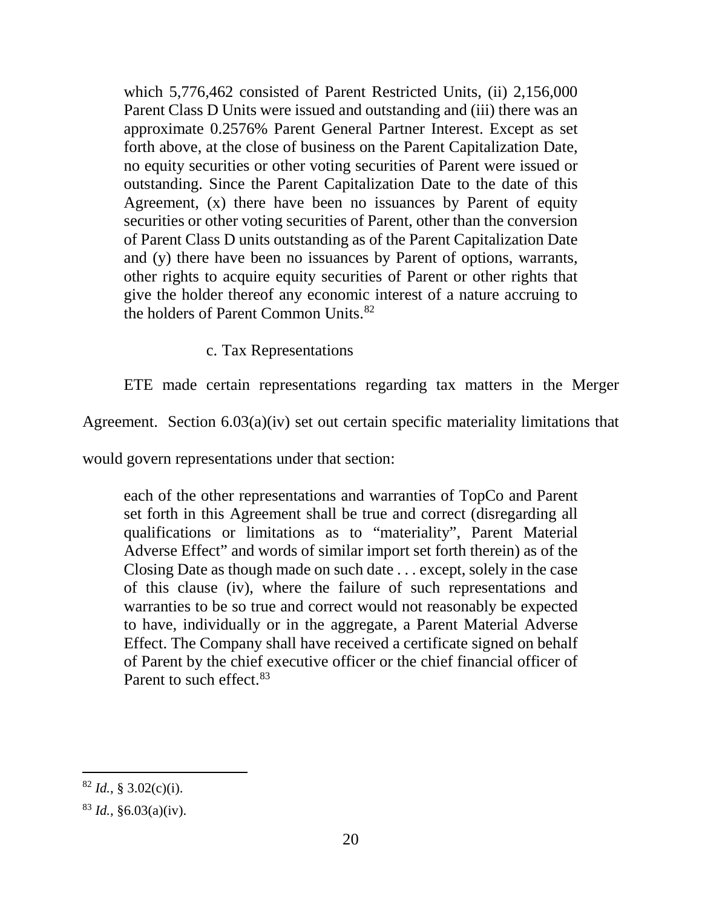> which 5,776,462 consisted of Parent Restricted Units, (ii) 2,156,000 Parent Class D Units were issued and outstanding and (iii) there was an approximate 0.2576% Parent General Partner Interest. Except as set forth above, at the close of business on the Parent Capitalization Date, no equity securities or other voting securities of Parent were issued or outstanding. Since the Parent Capitalization Date to the date of this Agreement, (x) there have been no issuances by Parent of equity securities or other voting securities of Parent, other than the conversion of Parent Class D units outstanding as of the Parent Capitalization Date and (y) there have been no issuances by Parent of options, warrants, other rights to acquire equity securities of Parent or other rights that give the holder thereof any economic interest of a nature accruing to the holders of Parent Common Units.[82]

c. Tax Representations

ETE made certain representations regarding tax matters in the Merger Agreement. Section 6.03(a)(iv) set out certain specific materiality limitations that would govern representations under that section:

> each of the other representations and warranties of TopCo and Parent set forth in this Agreement shall be true and correct (disregarding all qualifications or limitations as to "materiality", Parent Material Adverse Effect" and words of similar import set forth therein) as of the Closing Date as though made on such date . . . except, solely in the case of this clause (iv), where the failure of such representations and warranties to be so true and correct would not reasonably be expected to have, individually or in the aggregate, a Parent Material Adverse Effect. The Company shall have received a certificate signed on behalf of Parent by the chief executive officer or the chief financial officer of Parent to such effect.[83]

---

[82] *Id.*, § 3.02(c)(i).

[83] *Id.*, §6.03(a)(iv).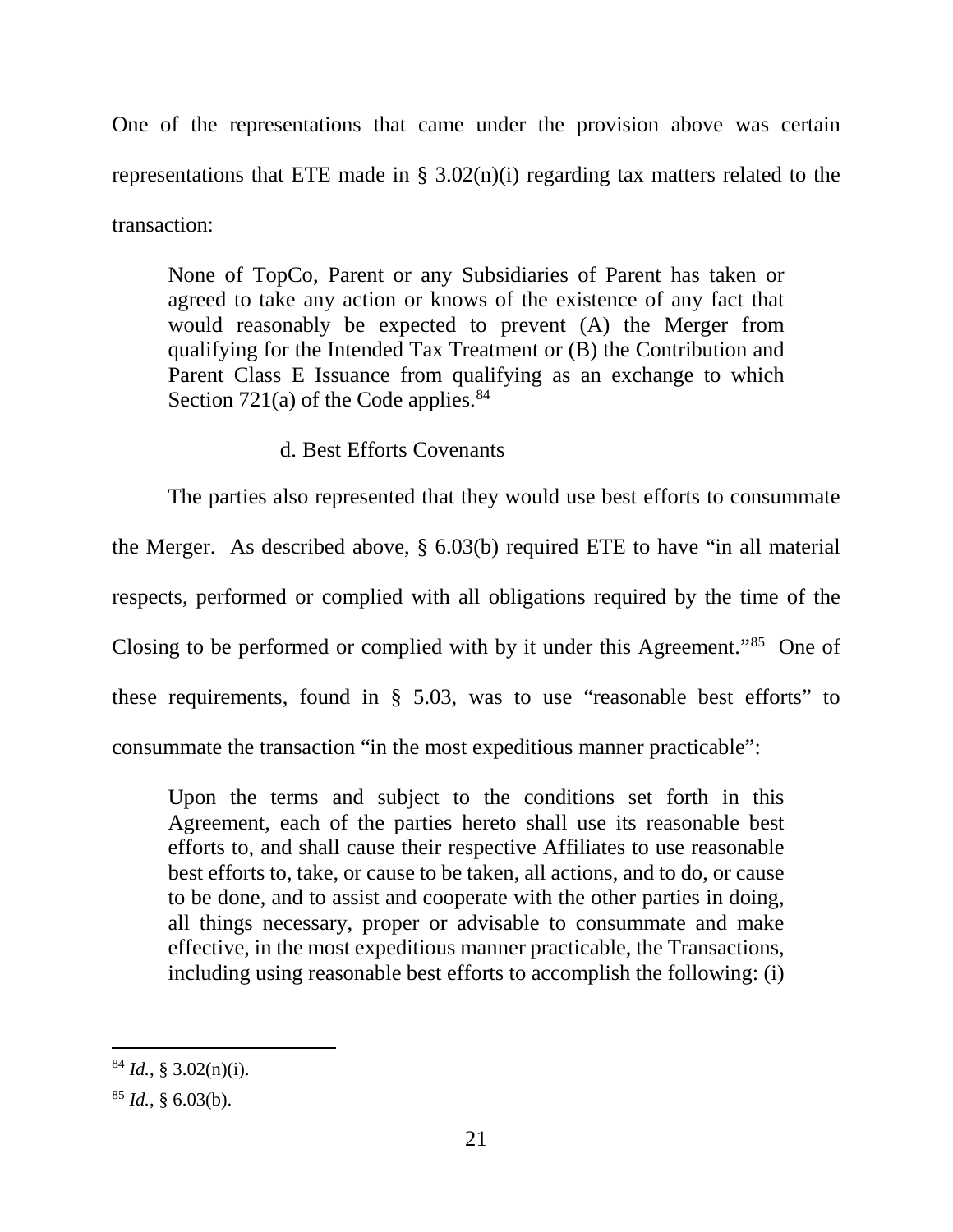One of the representations that came under the provision above was certain representations that ETE made in § 3.02(n)(i) regarding tax matters related to the transaction:

> None of TopCo, Parent or any Subsidiaries of Parent has taken or agreed to take any action or knows of the existence of any fact that would reasonably be expected to prevent (A) the Merger from qualifying for the Intended Tax Treatment or (B) the Contribution and Parent Class E Issuance from qualifying as an exchange to which Section 721(a) of the Code applies.[84]

d. Best Efforts Covenants

The parties also represented that they would use best efforts to consummate the Merger. As described above, § 6.03(b) required ETE to have "in all material respects, performed or complied with all obligations required by the time of the Closing to be performed or complied with by it under this Agreement."[85] One of these requirements, found in § 5.03, was to use "reasonable best efforts" to consummate the transaction "in the most expeditious manner practicable":

> Upon the terms and subject to the conditions set forth in this Agreement, each of the parties hereto shall use its reasonable best efforts to, and shall cause their respective Affiliates to use reasonable best efforts to, take, or cause to be taken, all actions, and to do, or cause to be done, and to assist and cooperate with the other parties in doing, all things necessary, proper or advisable to consummate and make effective, in the most expeditious manner practicable, the Transactions, including using reasonable best efforts to accomplish the following: (i)

---

[84] *Id.*, § 3.02(n)(i).

[85] *Id.*, § 6.03(b).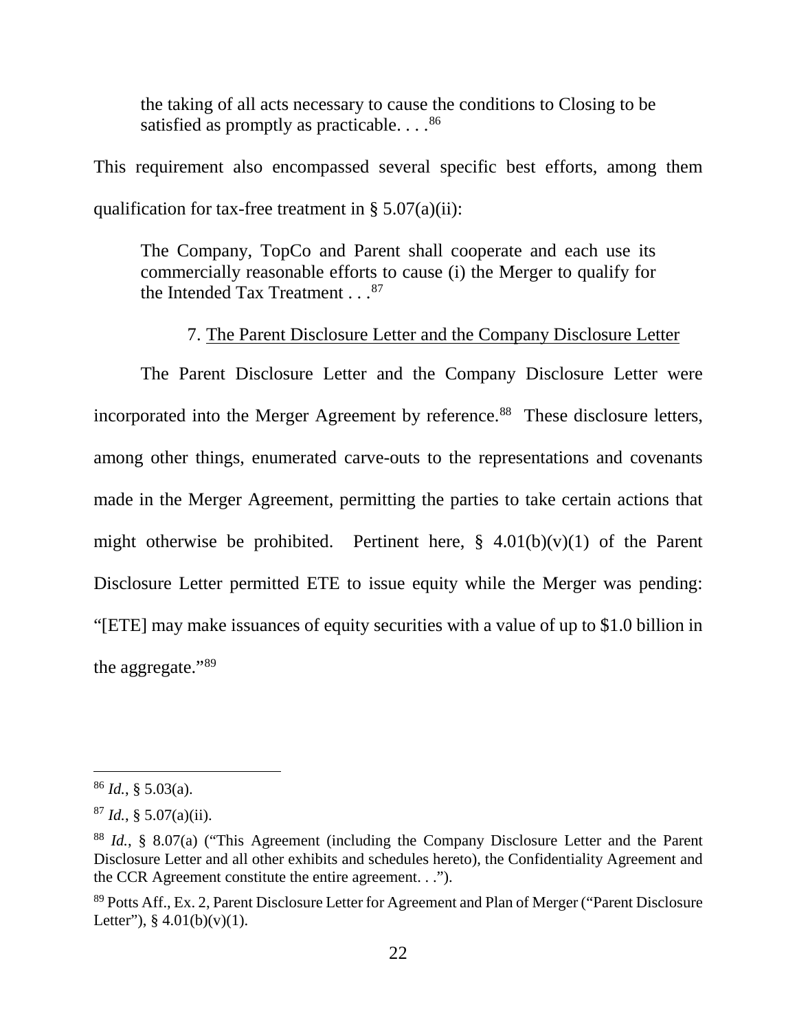> the taking of all acts necessary to cause the conditions to Closing to be satisfied as promptly as practicable. . . .[86]

This requirement also encompassed several specific best efforts, among them qualification for tax-free treatment in § 5.07(a)(ii):

> The Company, TopCo and Parent shall cooperate and each use its commercially reasonable efforts to cause (i) the Merger to qualify for the Intended Tax Treatment . . .[87]

7. The Parent Disclosure Letter and the Company Disclosure Letter

The Parent Disclosure Letter and the Company Disclosure Letter were incorporated into the Merger Agreement by reference.[88] These disclosure letters, among other things, enumerated carve-outs to the representations and covenants made in the Merger Agreement, permitting the parties to take certain actions that might otherwise be prohibited. Pertinent here, § 4.01(b)(v)(1) of the Parent Disclosure Letter permitted ETE to issue equity while the Merger was pending: "[ETE] may make issuances of equity securities with a value of up to $1.0 billion in the aggregate."[89]

---

[86] *Id.*, § 5.03(a).

[87] *Id.*, § 5.07(a)(ii).

[88] *Id.*, § 8.07(a) ("This Agreement (including the Company Disclosure Letter and the Parent Disclosure Letter and all other exhibits and schedules hereto), the Confidentiality Agreement and the CCR Agreement constitute the entire agreement. . .").

[89] Potts Aff., Ex. 2, Parent Disclosure Letter for Agreement and Plan of Merger ("Parent Disclosure Letter"), § 4.01(b)(v)(1).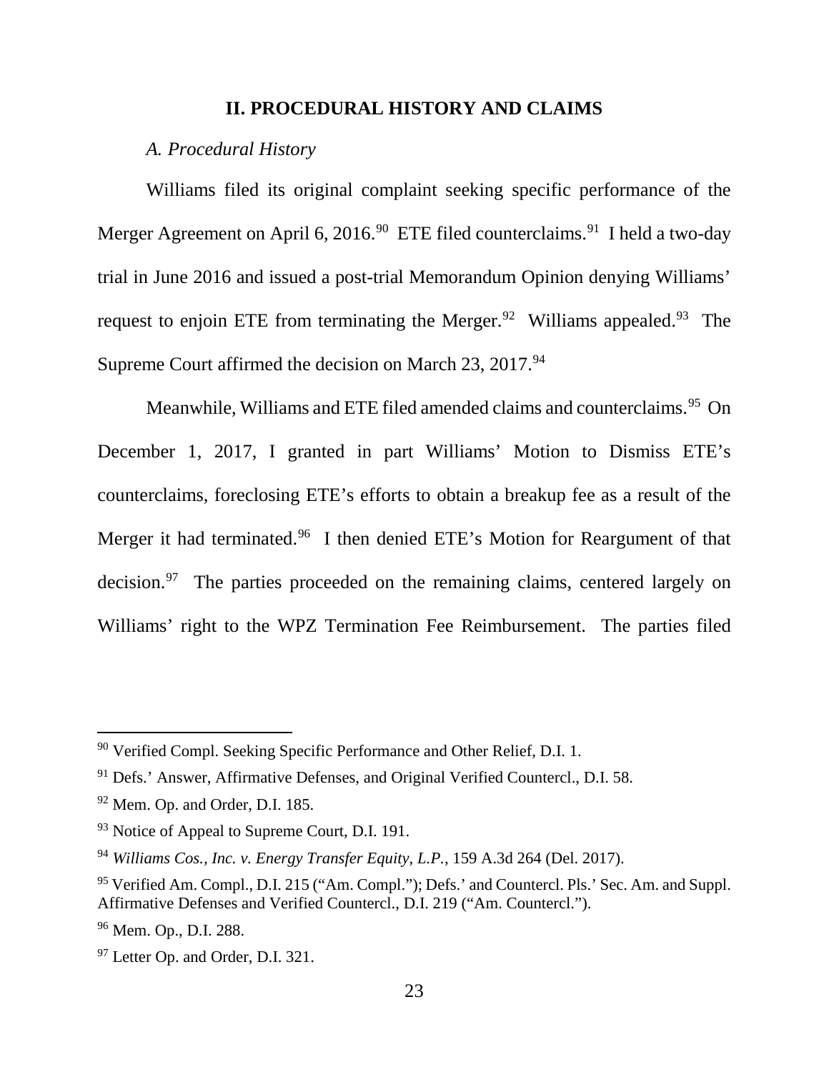## II. PROCEDURAL HISTORY AND CLAIMS

### *A. Procedural History*

Williams filed its original complaint seeking specific performance of the Merger Agreement on April 6, 2016.[90] ETE filed counterclaims.[91] I held a two-day trial in June 2016 and issued a post-trial Memorandum Opinion denying Williams' request to enjoin ETE from terminating the Merger.[92] Williams appealed.[93] The Supreme Court affirmed the decision on March 23, 2017.[94]

Meanwhile, Williams and ETE filed amended claims and counterclaims.[95] On December 1, 2017, I granted in part Williams' Motion to Dismiss ETE's counterclaims, foreclosing ETE's efforts to obtain a breakup fee as a result of the Merger it had terminated.[96] I then denied ETE's Motion for Reargument of that decision.[97] The parties proceeded on the remaining claims, centered largely on Williams' right to the WPZ Termination Fee Reimbursement. The parties filed

---

[90] Verified Compl. Seeking Specific Performance and Other Relief, D.I. 1.

[91] Defs.' Answer, Affirmative Defenses, and Original Verified Countercl., D.I. 58.

[92] Mem. Op. and Order, D.I. 185.

[93] Notice of Appeal to Supreme Court, D.I. 191.

[94] *Williams Cos., Inc. v. Energy Transfer Equity, L.P.*, 159 A.3d 264 (Del. 2017).

[95] Verified Am. Compl., D.I. 215 ("Am. Compl."); Defs.' and Countercl. Pls.' Sec. Am. and Suppl. Affirmative Defenses and Verified Countercl., D.I. 219 ("Am. Countercl.").

[96] Mem. Op., D.I. 288.

[97] Letter Op. and Order, D.I. 321.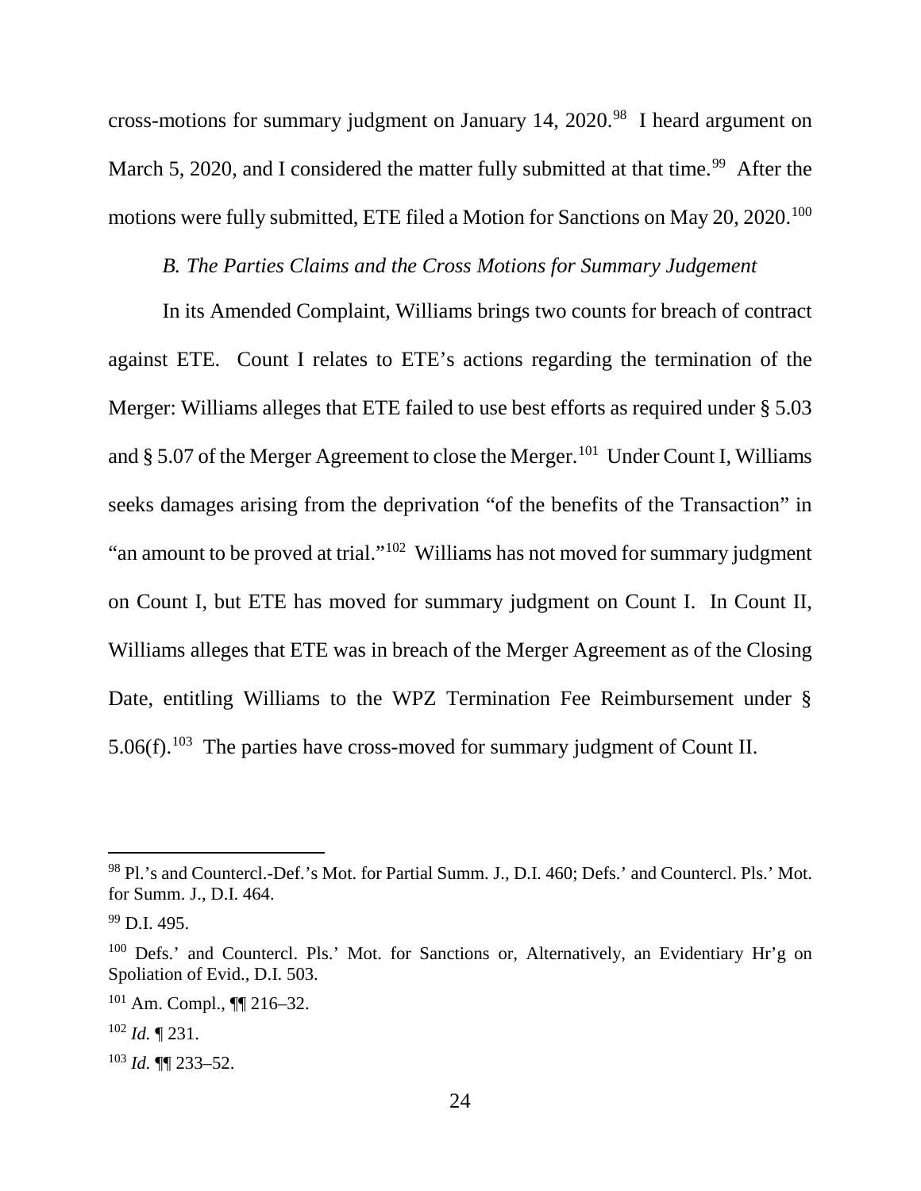cross-motions for summary judgment on January 14, 2020.[98] I heard argument on March 5, 2020, and I considered the matter fully submitted at that time.[99] After the motions were fully submitted, ETE filed a Motion for Sanctions on May 20, 2020.[100]

*B. The Parties Claims and the Cross Motions for Summary Judgement*

In its Amended Complaint, Williams brings two counts for breach of contract against ETE. Count I relates to ETE's actions regarding the termination of the Merger: Williams alleges that ETE failed to use best efforts as required under § 5.03 and § 5.07 of the Merger Agreement to close the Merger.[101] Under Count I, Williams seeks damages arising from the deprivation "of the benefits of the Transaction" in "an amount to be proved at trial."[102] Williams has not moved for summary judgment on Count I, but ETE has moved for summary judgment on Count I. In Count II, Williams alleges that ETE was in breach of the Merger Agreement as of the Closing Date, entitling Williams to the WPZ Termination Fee Reimbursement under § 5.06(f).[103] The parties have cross-moved for summary judgment of Count II.

---

[98] Pl.'s and Countercl.-Def.'s Mot. for Partial Summ. J., D.I. 460; Defs.' and Countercl. Pls.' Mot. for Summ. J., D.I. 464.

[99] D.I. 495.

[100] Defs.' and Countercl. Pls.' Mot. for Sanctions or, Alternatively, an Evidentiary Hr'g on Spoliation of Evid., D.I. 503.

[101] Am. Compl., ¶¶ 216–32.

[102] *Id.* ¶ 231.

[103] *Id.* ¶¶ 233–52.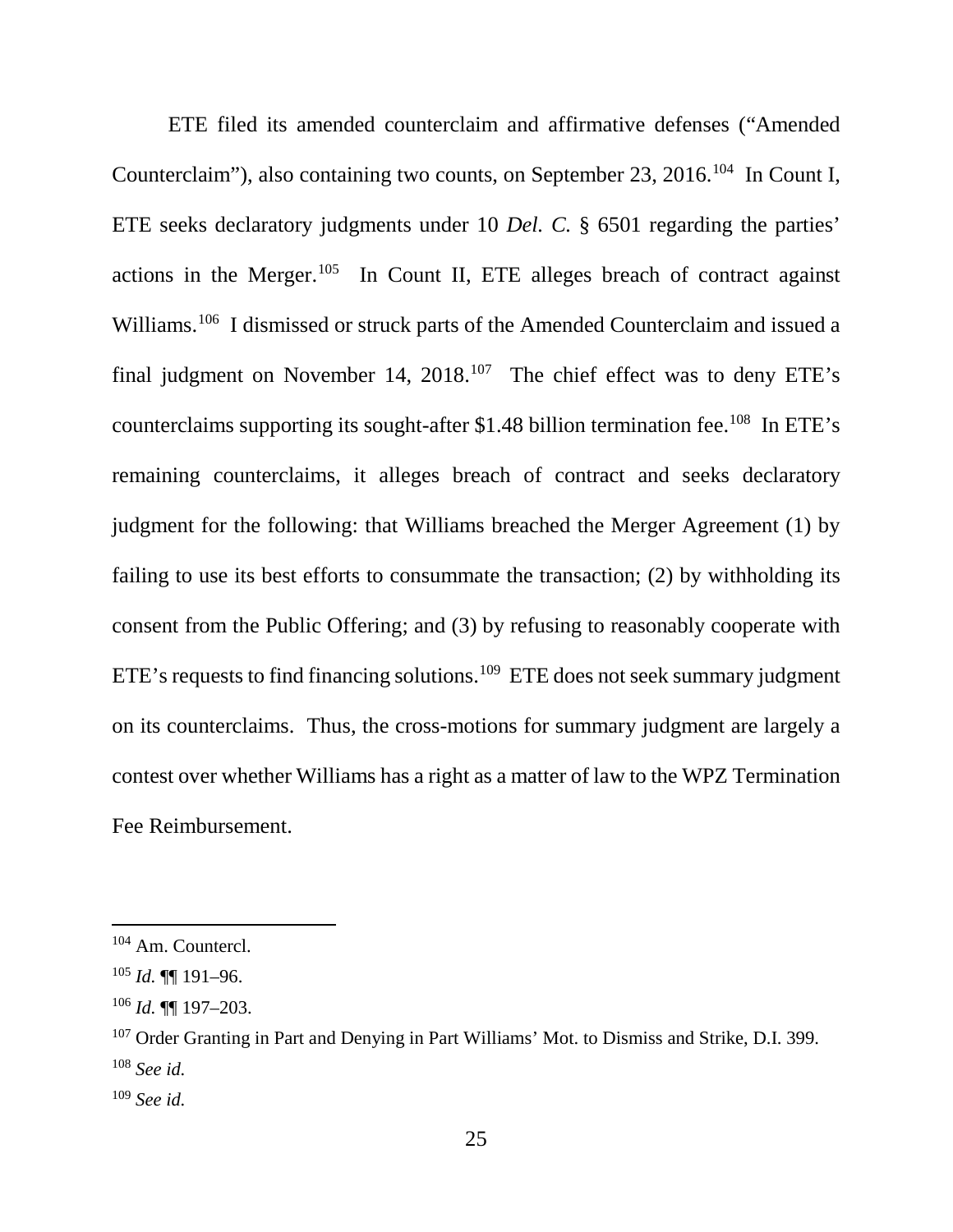ETE filed its amended counterclaim and affirmative defenses ("Amended Counterclaim"), also containing two counts, on September 23, 2016.[104] In Count I, ETE seeks declaratory judgments under 10 *Del. C.* § 6501 regarding the parties' actions in the Merger.[105] In Count II, ETE alleges breach of contract against Williams.[106] I dismissed or struck parts of the Amended Counterclaim and issued a final judgment on November 14, 2018.[107] The chief effect was to deny ETE's counterclaims supporting its sought-after $1.48 billion termination fee.[108] In ETE's remaining counterclaims, it alleges breach of contract and seeks declaratory judgment for the following: that Williams breached the Merger Agreement (1) by failing to use its best efforts to consummate the transaction; (2) by withholding its consent from the Public Offering; and (3) by refusing to reasonably cooperate with ETE's requests to find financing solutions.[109] ETE does not seek summary judgment on its counterclaims. Thus, the cross-motions for summary judgment are largely a contest over whether Williams has a right as a matter of law to the WPZ Termination Fee Reimbursement.

---

[104] Am. Countercl.

[105] *Id.* ¶¶ 191–96.

[106] *Id.* ¶¶ 197–203.

[107] Order Granting in Part and Denying in Part Williams' Mot. to Dismiss and Strike, D.I. 399.

[108] *See id.*

[109] *See id.*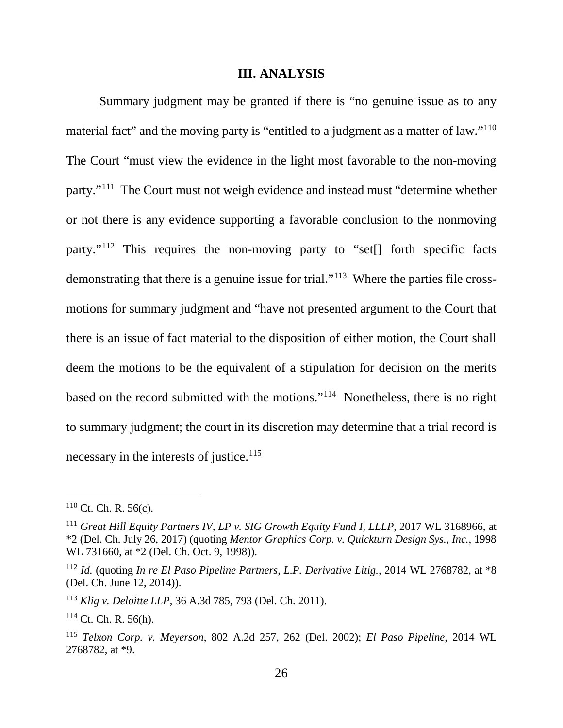## III. ANALYSIS

Summary judgment may be granted if there is "no genuine issue as to any material fact" and the moving party is "entitled to a judgment as a matter of law."[110] The Court "must view the evidence in the light most favorable to the non-moving party."[111] The Court must not weigh evidence and instead must "determine whether or not there is any evidence supporting a favorable conclusion to the nonmoving party."[112] This requires the non-moving party to "set[] forth specific facts demonstrating that there is a genuine issue for trial."[113] Where the parties file cross-motions for summary judgment and "have not presented argument to the Court that there is an issue of fact material to the disposition of either motion, the Court shall deem the motions to be the equivalent of a stipulation for decision on the merits based on the record submitted with the motions."[114] Nonetheless, there is no right to summary judgment; the court in its discretion may determine that a trial record is necessary in the interests of justice.[115]

---

[110] Ct. Ch. R. 56(c).

[111] *Great Hill Equity Partners IV, LP v. SIG Growth Equity Fund I, LLLP*, 2017 WL 3168966, at *2 (Del. Ch. July 26, 2017) (quoting *Mentor Graphics Corp. v. Quickturn Design Sys., Inc.*, 1998 WL 731660, at *2 (Del. Ch. Oct. 9, 1998)).

[112] *Id.* (quoting *In re El Paso Pipeline Partners, L.P. Derivative Litig.*, 2014 WL 2768782, at *8 (Del. Ch. June 12, 2014)).

[113] *Klig v. Deloitte LLP*, 36 A.3d 785, 793 (Del. Ch. 2011).

[114] Ct. Ch. R. 56(h).

[115] *Telxon Corp. v. Meyerson*, 802 A.2d 257, 262 (Del. 2002); *El Paso Pipeline*, 2014 WL 2768782, at *9.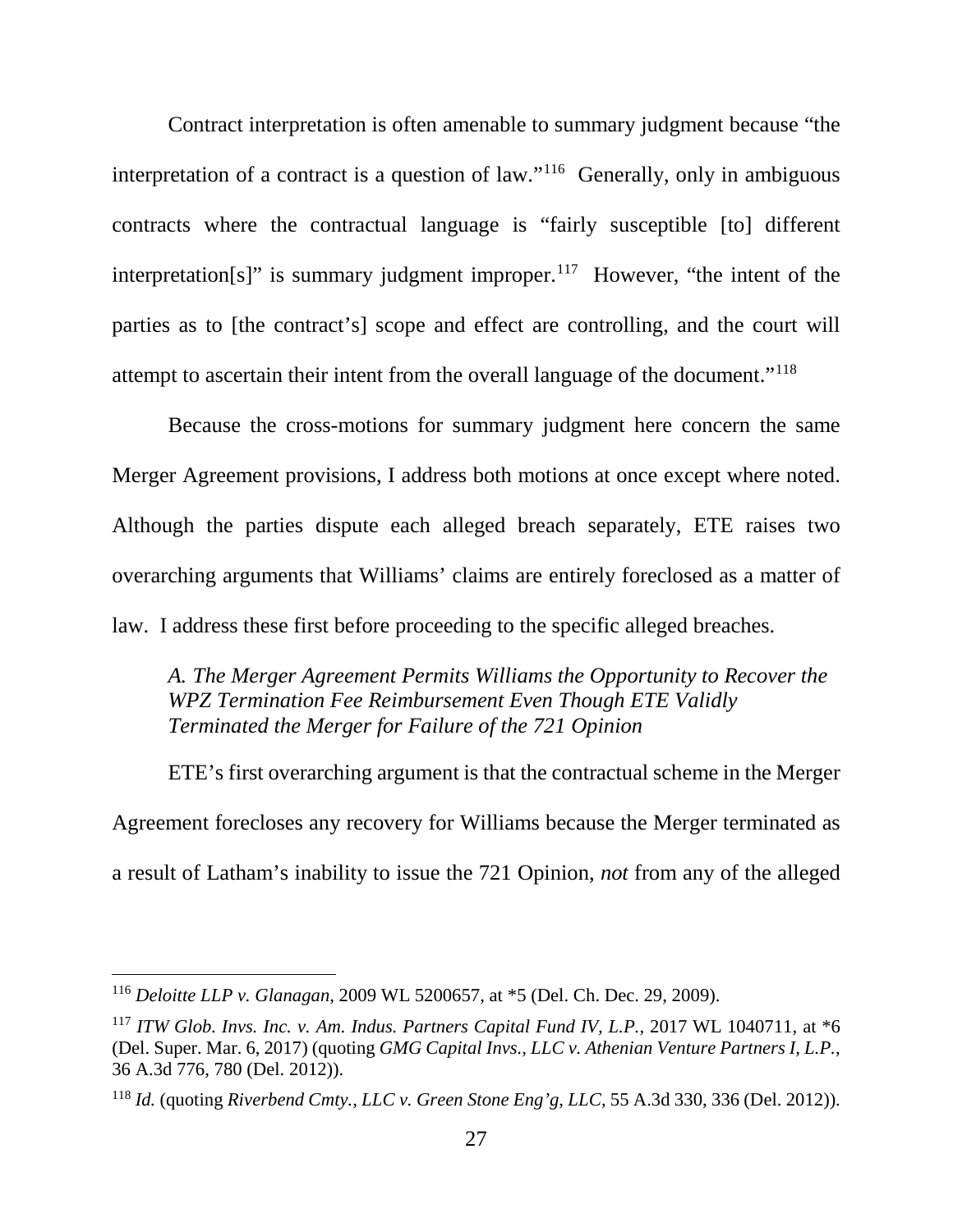Contract interpretation is often amenable to summary judgment because "the interpretation of a contract is a question of law."[116] Generally, only in ambiguous contracts where the contractual language is "fairly susceptible [to] different interpretation[s]" is summary judgment improper.[117] However, "the intent of the parties as to [the contract's] scope and effect are controlling, and the court will attempt to ascertain their intent from the overall language of the document."[118]

Because the cross-motions for summary judgment here concern the same Merger Agreement provisions, I address both motions at once except where noted. Although the parties dispute each alleged breach separately, ETE raises two overarching arguments that Williams' claims are entirely foreclosed as a matter of law. I address these first before proceeding to the specific alleged breaches.

### *A. The Merger Agreement Permits Williams the Opportunity to Recover the WPZ Termination Fee Reimbursement Even Though ETE Validly Terminated the Merger for Failure of the 721 Opinion*

ETE's first overarching argument is that the contractual scheme in the Merger Agreement forecloses any recovery for Williams because the Merger terminated as a result of Latham's inability to issue the 721 Opinion, *not* from any of the alleged

---

[116] *Deloitte LLP v. Glanagan*, 2009 WL 5200657, at *5 (Del. Ch. Dec. 29, 2009).

[117] *ITW Glob. Invs. Inc. v. Am. Indus. Partners Capital Fund IV, L.P.*, 2017 WL 1040711, at *6 (Del. Super. Mar. 6, 2017) (quoting *GMG Capital Invs., LLC v. Athenian Venture Partners I, L.P.*, 36 A.3d 776, 780 (Del. 2012)).

[118] *Id.* (quoting *Riverbend Cmty., LLC v. Green Stone Eng'g, LLC*, 55 A.3d 330, 336 (Del. 2012)).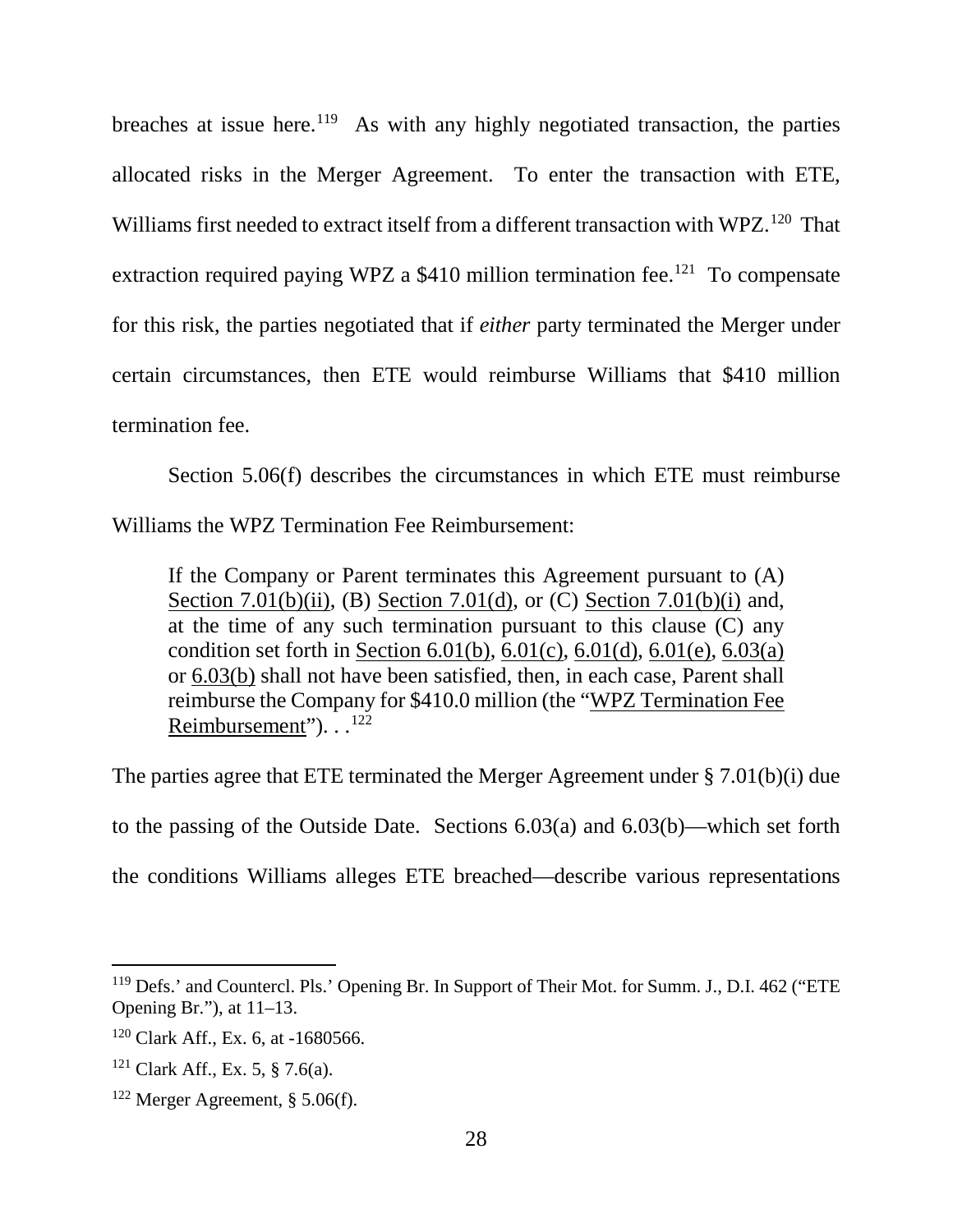breaches at issue here.[119] As with any highly negotiated transaction, the parties allocated risks in the Merger Agreement. To enter the transaction with ETE, Williams first needed to extract itself from a different transaction with WPZ.[120] That extraction required paying WPZ a $410 million termination fee.[121] To compensate for this risk, the parties negotiated that if *either* party terminated the Merger under certain circumstances, then ETE would reimburse Williams that $410 million termination fee.

Section 5.06(f) describes the circumstances in which ETE must reimburse Williams the WPZ Termination Fee Reimbursement:

> If the Company or Parent terminates this Agreement pursuant to (A) Section 7.01(b)(ii), (B) Section 7.01(d), or (C) Section 7.01(b)(i) and, at the time of any such termination pursuant to this clause (C) any condition set forth in Section 6.01(b), 6.01(c), 6.01(d), 6.01(e), 6.03(a) or 6.03(b) shall not have been satisfied, then, in each case, Parent shall reimburse the Company for $410.0 million (the "WPZ Termination Fee Reimbursement"). . .[122]

The parties agree that ETE terminated the Merger Agreement under § 7.01(b)(i) due to the passing of the Outside Date. Sections 6.03(a) and 6.03(b)—which set forth the conditions Williams alleges ETE breached—describe various representations

---

[119] Defs.' and Countercl. Pls.' Opening Br. In Support of Their Mot. for Summ. J., D.I. 462 ("ETE Opening Br."), at 11–13.

[120] Clark Aff., Ex. 6, at -1680566.

[121] Clark Aff., Ex. 5, § 7.6(a).

[122] Merger Agreement, § 5.06(f).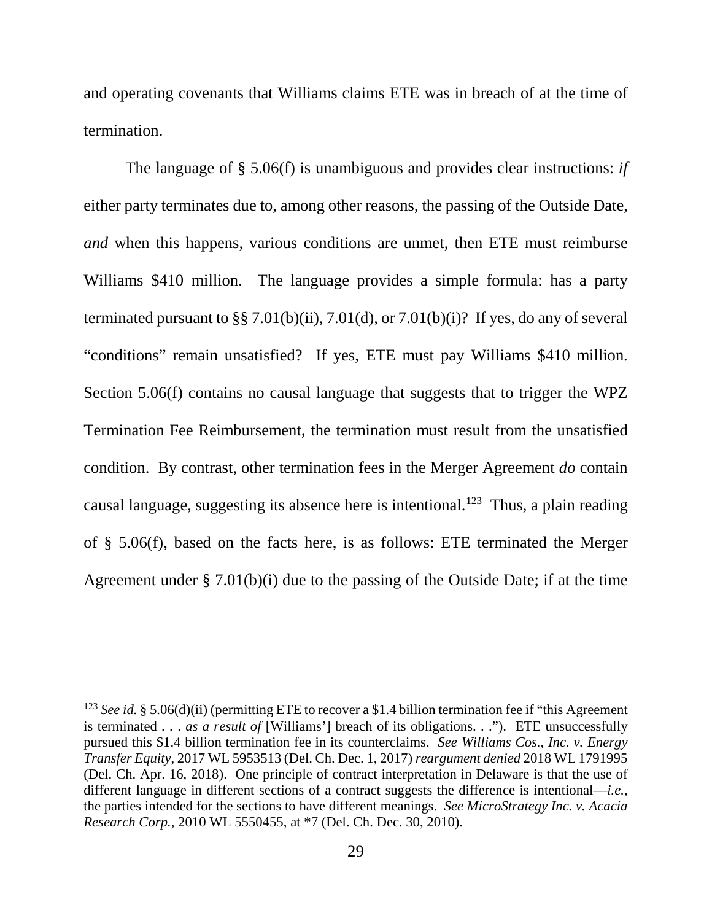and operating covenants that Williams claims ETE was in breach of at the time of termination.

The language of § 5.06(f) is unambiguous and provides clear instructions: *if* either party terminates due to, among other reasons, the passing of the Outside Date, *and* when this happens, various conditions are unmet, then ETE must reimburse Williams $410 million. The language provides a simple formula: has a party terminated pursuant to §§ 7.01(b)(ii), 7.01(d), or 7.01(b)(i)? If yes, do any of several "conditions" remain unsatisfied? If yes, ETE must pay Williams $410 million. Section 5.06(f) contains no causal language that suggests that to trigger the WPZ Termination Fee Reimbursement, the termination must result from the unsatisfied condition. By contrast, other termination fees in the Merger Agreement *do* contain causal language, suggesting its absence here is intentional.[123] Thus, a plain reading of § 5.06(f), based on the facts here, is as follows: ETE terminated the Merger Agreement under § 7.01(b)(i) due to the passing of the Outside Date; if at the time

---

[123] *See id.* § 5.06(d)(ii) (permitting ETE to recover a $1.4 billion termination fee if "this Agreement is terminated . . . *as a result of* [Williams'] breach of its obligations. . ."). ETE unsuccessfully pursued this $1.4 billion termination fee in its counterclaims. *See Williams Cos., Inc. v. Energy Transfer Equity*, 2017 WL 5953513 (Del. Ch. Dec. 1, 2017) *reargument denied* 2018 WL 1791995 (Del. Ch. Apr. 16, 2018). One principle of contract interpretation in Delaware is that the use of different language in different sections of a contract suggests the difference is intentional—*i.e.*, the parties intended for the sections to have different meanings. *See MicroStrategy Inc. v. Acacia Research Corp.*, 2010 WL 5550455, at *7 (Del. Ch. Dec. 30, 2010).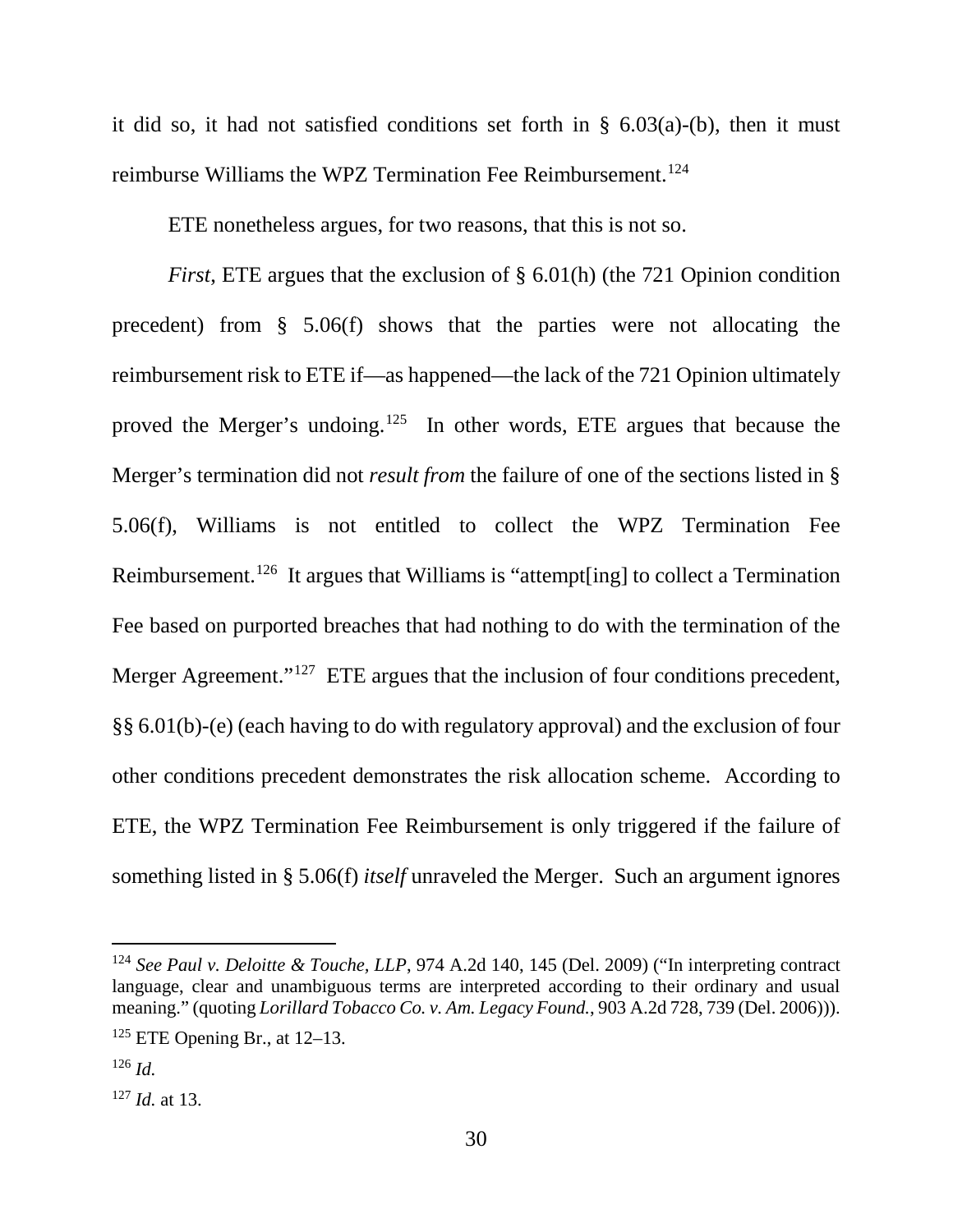it did so, it had not satisfied conditions set forth in § 6.03(a)-(b), then it must reimburse Williams the WPZ Termination Fee Reimbursement.[124]

ETE nonetheless argues, for two reasons, that this is not so.

*First*, ETE argues that the exclusion of § 6.01(h) (the 721 Opinion condition precedent) from § 5.06(f) shows that the parties were not allocating the reimbursement risk to ETE if—as happened—the lack of the 721 Opinion ultimately proved the Merger's undoing.[125] In other words, ETE argues that because the Merger's termination did not *result from* the failure of one of the sections listed in § 5.06(f), Williams is not entitled to collect the WPZ Termination Fee Reimbursement.[126] It argues that Williams is "attempt[ing] to collect a Termination Fee based on purported breaches that had nothing to do with the termination of the Merger Agreement."[127] ETE argues that the inclusion of four conditions precedent, §§ 6.01(b)-(e) (each having to do with regulatory approval) and the exclusion of four other conditions precedent demonstrates the risk allocation scheme. According to ETE, the WPZ Termination Fee Reimbursement is only triggered if the failure of something listed in § 5.06(f) *itself* unraveled the Merger. Such an argument ignores

---

[124] *See Paul v. Deloitte & Touche, LLP*, 974 A.2d 140, 145 (Del. 2009) ("In interpreting contract language, clear and unambiguous terms are interpreted according to their ordinary and usual meaning." (quoting *Lorillard Tobacco Co. v. Am. Legacy Found.*, 903 A.2d 728, 739 (Del. 2006))).

[125] ETE Opening Br., at 12–13.

[126] *Id.*

[127] *Id.* at 13.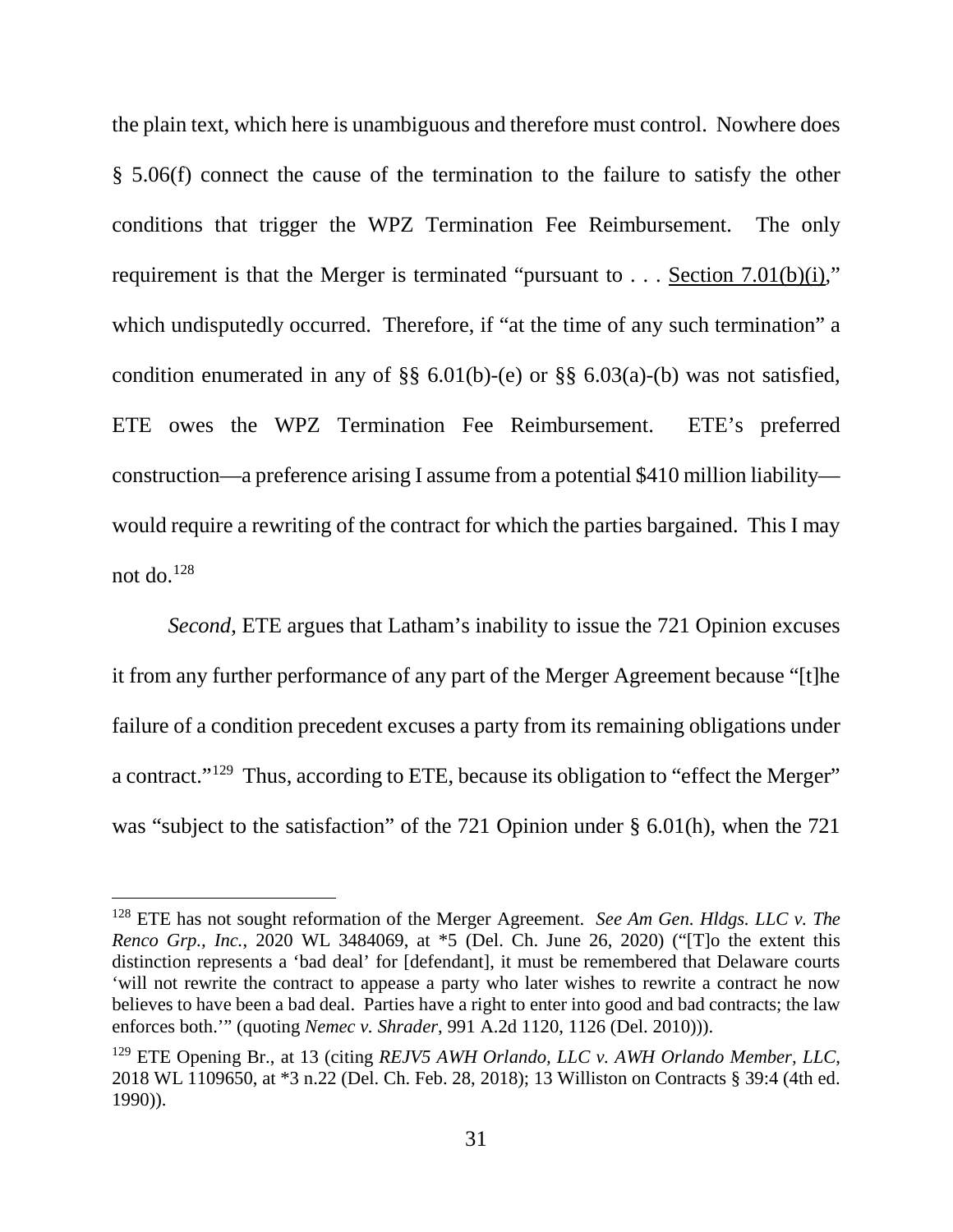the plain text, which here is unambiguous and therefore must control. Nowhere does § 5.06(f) connect the cause of the termination to the failure to satisfy the other conditions that trigger the WPZ Termination Fee Reimbursement. The only requirement is that the Merger is terminated "pursuant to . . . Section 7.01(b)(i)," which undisputedly occurred. Therefore, if "at the time of any such termination" a condition enumerated in any of §§ 6.01(b)-(e) or §§ 6.03(a)-(b) was not satisfied, ETE owes the WPZ Termination Fee Reimbursement. ETE's preferred construction—a preference arising I assume from a potential $410 million liability—would require a rewriting of the contract for which the parties bargained. This I may not do.[128]

*Second*, ETE argues that Latham's inability to issue the 721 Opinion excuses it from any further performance of any part of the Merger Agreement because "[t]he failure of a condition precedent excuses a party from its remaining obligations under a contract."[129] Thus, according to ETE, because its obligation to "effect the Merger" was "subject to the satisfaction" of the 721 Opinion under § 6.01(h), when the 721

---

[128] ETE has not sought reformation of the Merger Agreement. *See Am Gen. Hldgs. LLC v. The Renco Grp., Inc.*, 2020 WL 3484069, at *5 (Del. Ch. June 26, 2020) ("[T]o the extent this distinction represents a 'bad deal' for [defendant], it must be remembered that Delaware courts 'will not rewrite the contract to appease a party who later wishes to rewrite a contract he now believes to have been a bad deal. Parties have a right to enter into good and bad contracts; the law enforces both.'" (quoting *Nemec v. Shrader*, 991 A.2d 1120, 1126 (Del. 2010))).

[129] ETE Opening Br., at 13 (citing *REJV5 AWH Orlando, LLC v. AWH Orlando Member, LLC*, 2018 WL 1109650, at *3 n.22 (Del. Ch. Feb. 28, 2018); 13 Williston on Contracts § 39:4 (4th ed. 1990)).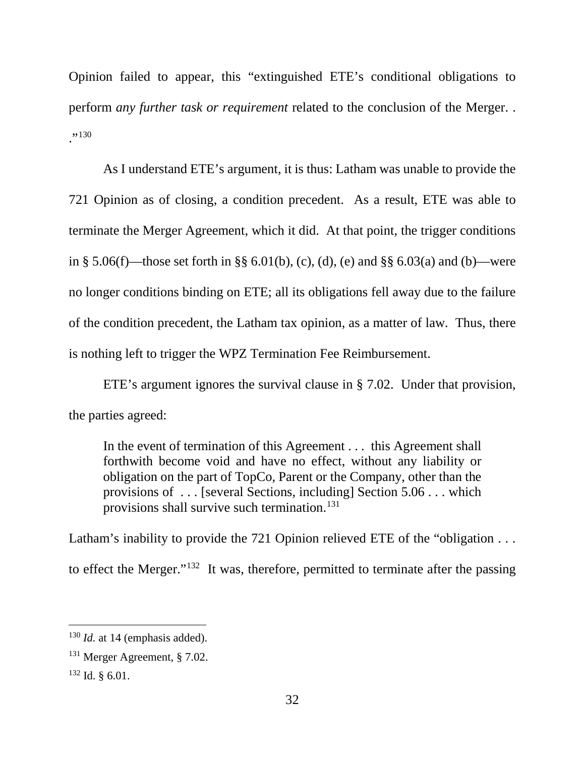Opinion failed to appear, this "extinguished ETE's conditional obligations to perform *any further task or requirement* related to the conclusion of the Merger. . ."[130]

As I understand ETE's argument, it is thus: Latham was unable to provide the 721 Opinion as of closing, a condition precedent. As a result, ETE was able to terminate the Merger Agreement, which it did. At that point, the trigger conditions in § 5.06(f)—those set forth in §§ 6.01(b), (c), (d), (e) and §§ 6.03(a) and (b)—were no longer conditions binding on ETE; all its obligations fell away due to the failure of the condition precedent, the Latham tax opinion, as a matter of law. Thus, there is nothing left to trigger the WPZ Termination Fee Reimbursement.

ETE's argument ignores the survival clause in § 7.02. Under that provision, the parties agreed:

> In the event of termination of this Agreement . . . this Agreement shall forthwith become void and have no effect, without any liability or obligation on the part of TopCo, Parent or the Company, other than the provisions of . . . [several Sections, including] Section 5.06 . . . which provisions shall survive such termination.[131]

Latham's inability to provide the 721 Opinion relieved ETE of the "obligation . . . to effect the Merger."[132] It was, therefore, permitted to terminate after the passing

---

[130] *Id.* at 14 (emphasis added).

[131] Merger Agreement, § 7.02.

[132] Id. § 6.01.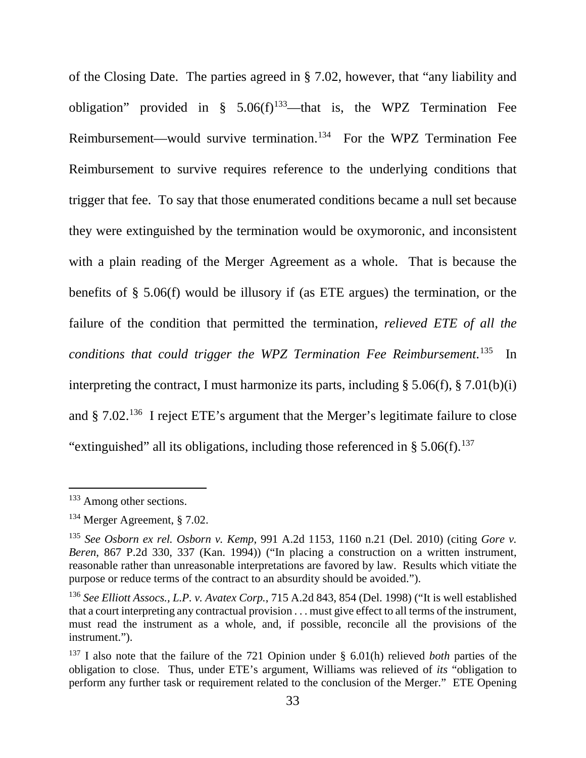of the Closing Date. The parties agreed in § 7.02, however, that "any liability and obligation" provided in § 5.06(f)[133]—that is, the WPZ Termination Fee Reimbursement—would survive termination.[134] For the WPZ Termination Fee Reimbursement to survive requires reference to the underlying conditions that trigger that fee. To say that those enumerated conditions became a null set because they were extinguished by the termination would be oxymoronic, and inconsistent with a plain reading of the Merger Agreement as a whole. That is because the benefits of § 5.06(f) would be illusory if (as ETE argues) the termination, or the failure of the condition that permitted the termination, *relieved ETE of all the conditions that could trigger the WPZ Termination Fee Reimbursement.*[135] In interpreting the contract, I must harmonize its parts, including § 5.06(f), § 7.01(b)(i) and § 7.02.[136] I reject ETE's argument that the Merger's legitimate failure to close "extinguished" all its obligations, including those referenced in § 5.06(f).[137]

---

[133] Among other sections.

[134] Merger Agreement, § 7.02.

[135] *See Osborn ex rel. Osborn v. Kemp*, 991 A.2d 1153, 1160 n.21 (Del. 2010) (citing *Gore v. Beren*, 867 P.2d 330, 337 (Kan. 1994)) ("In placing a construction on a written instrument, reasonable rather than unreasonable interpretations are favored by law. Results which vitiate the purpose or reduce terms of the contract to an absurdity should be avoided.").

[136] *See Elliott Assocs., L.P. v. Avatex Corp.*, 715 A.2d 843, 854 (Del. 1998) ("It is well established that a court interpreting any contractual provision . . . must give effect to all terms of the instrument, must read the instrument as a whole, and, if possible, reconcile all the provisions of the instrument.").

[137] I also note that the failure of the 721 Opinion under § 6.01(h) relieved *both* parties of the obligation to close. Thus, under ETE's argument, Williams was relieved of *its* "obligation to perform any further task or requirement related to the conclusion of the Merger." ETE Opening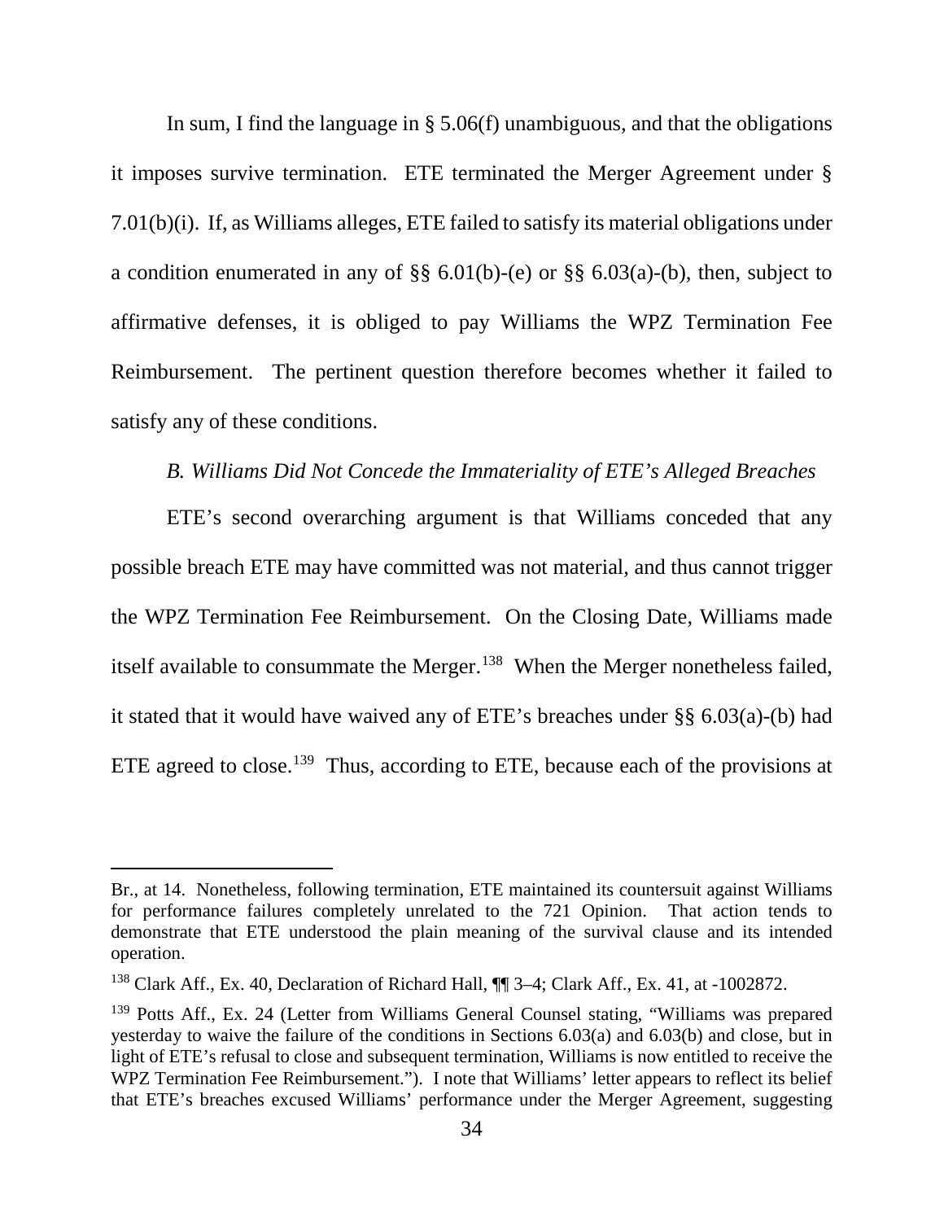In sum, I find the language in § 5.06(f) unambiguous, and that the obligations it imposes survive termination. ETE terminated the Merger Agreement under § 7.01(b)(i). If, as Williams alleges, ETE failed to satisfy its material obligations under a condition enumerated in any of §§ 6.01(b)-(e) or §§ 6.03(a)-(b), then, subject to affirmative defenses, it is obliged to pay Williams the WPZ Termination Fee Reimbursement. The pertinent question therefore becomes whether it failed to satisfy any of these conditions.

### *B. Williams Did Not Concede the Immateriality of ETE's Alleged Breaches*

ETE's second overarching argument is that Williams conceded that any possible breach ETE may have committed was not material, and thus cannot trigger the WPZ Termination Fee Reimbursement. On the Closing Date, Williams made itself available to consummate the Merger.[138] When the Merger nonetheless failed, it stated that it would have waived any of ETE's breaches under §§ 6.03(a)-(b) had ETE agreed to close.[139] Thus, according to ETE, because each of the provisions at

---

Br., at 14. Nonetheless, following termination, ETE maintained its countersuit against Williams for performance failures completely unrelated to the 721 Opinion. That action tends to demonstrate that ETE understood the plain meaning of the survival clause and its intended operation.

[138] Clark Aff., Ex. 40, Declaration of Richard Hall, ¶¶ 3–4; Clark Aff., Ex. 41, at -1002872.

[139] Potts Aff., Ex. 24 (Letter from Williams General Counsel stating, "Williams was prepared yesterday to waive the failure of the conditions in Sections 6.03(a) and 6.03(b) and close, but in light of ETE's refusal to close and subsequent termination, Williams is now entitled to receive the WPZ Termination Fee Reimbursement."). I note that Williams' letter appears to reflect its belief that ETE's breaches excused Williams' performance under the Merger Agreement, suggesting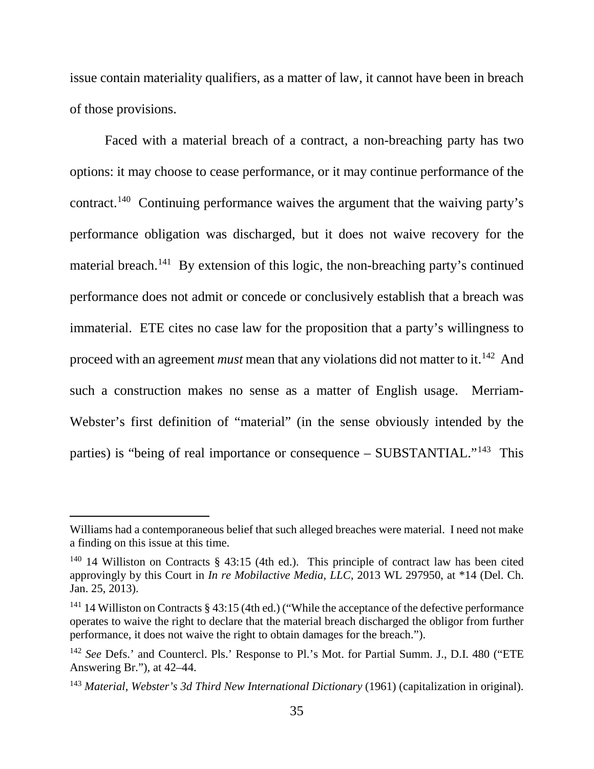issue contain materiality qualifiers, as a matter of law, it cannot have been in breach of those provisions.

Faced with a material breach of a contract, a non-breaching party has two options: it may choose to cease performance, or it may continue performance of the contract.[140] Continuing performance waives the argument that the waiving party's performance obligation was discharged, but it does not waive recovery for the material breach.[141] By extension of this logic, the non-breaching party's continued performance does not admit or concede or conclusively establish that a breach was immaterial. ETE cites no case law for the proposition that a party's willingness to proceed with an agreement *must* mean that any violations did not matter to it.[142] And such a construction makes no sense as a matter of English usage. Merriam-Webster's first definition of "material" (in the sense obviously intended by the parties) is "being of real importance or consequence – SUBSTANTIAL."[143] This

---

Williams had a contemporaneous belief that such alleged breaches were material. I need not make a finding on this issue at this time.

[140] 14 Williston on Contracts § 43:15 (4th ed.). This principle of contract law has been cited approvingly by this Court in *In re Mobilactive Media, LLC*, 2013 WL 297950, at *14 (Del. Ch. Jan. 25, 2013).

[141] 14 Williston on Contracts § 43:15 (4th ed.) ("While the acceptance of the defective performance operates to waive the right to declare that the material breach discharged the obligor from further performance, it does not waive the right to obtain damages for the breach.").

[142] *See* Defs.' and Countercl. Pls.' Response to Pl.'s Mot. for Partial Summ. J., D.I. 480 ("ETE Answering Br."), at 42–44.

[143] *Material*, *Webster's 3d Third New International Dictionary* (1961) (capitalization in original).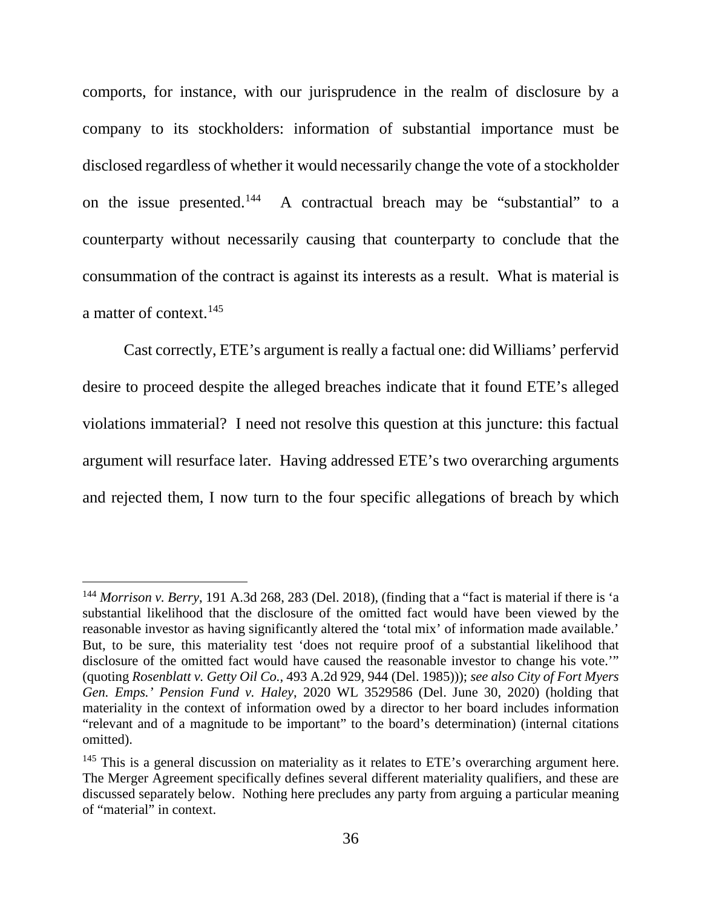comports, for instance, with our jurisprudence in the realm of disclosure by a company to its stockholders: information of substantial importance must be disclosed regardless of whether it would necessarily change the vote of a stockholder on the issue presented.[144] A contractual breach may be "substantial" to a counterparty without necessarily causing that counterparty to conclude that the consummation of the contract is against its interests as a result. What is material is a matter of context.[145]

Cast correctly, ETE's argument is really a factual one: did Williams' perfervid desire to proceed despite the alleged breaches indicate that it found ETE's alleged violations immaterial? I need not resolve this question at this juncture: this factual argument will resurface later. Having addressed ETE's two overarching arguments and rejected them, I now turn to the four specific allegations of breach by which

---

[144] *Morrison v. Berry*, 191 A.3d 268, 283 (Del. 2018), (finding that a "fact is material if there is 'a substantial likelihood that the disclosure of the omitted fact would have been viewed by the reasonable investor as having significantly altered the 'total mix' of information made available.' But, to be sure, this materiality test 'does not require proof of a substantial likelihood that disclosure of the omitted fact would have caused the reasonable investor to change his vote.'" (quoting *Rosenblatt v. Getty Oil Co.*, 493 A.2d 929, 944 (Del. 1985))); *see also City of Fort Myers Gen. Emps.' Pension Fund v. Haley*, 2020 WL 3529586 (Del. June 30, 2020) (holding that materiality in the context of information owed by a director to her board includes information "relevant and of a magnitude to be important" to the board's determination) (internal citations omitted).

[145] This is a general discussion on materiality as it relates to ETE's overarching argument here. The Merger Agreement specifically defines several different materiality qualifiers, and these are discussed separately below. Nothing here precludes any party from arguing a particular meaning of "material" in context.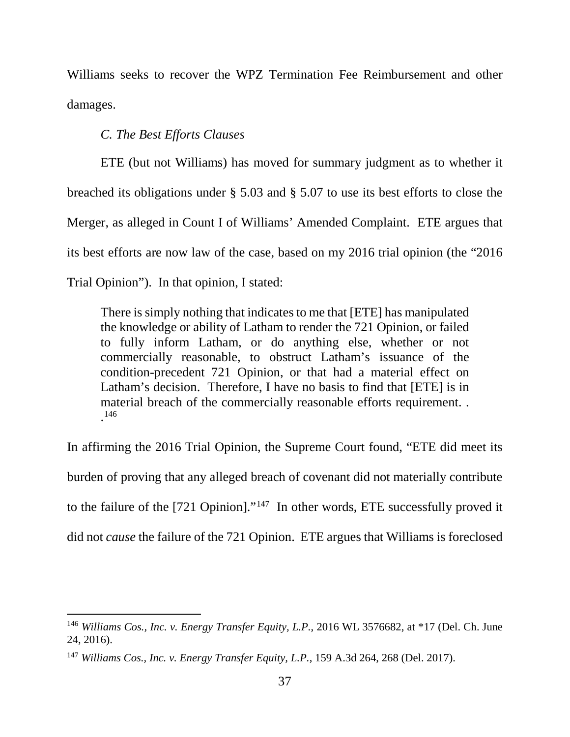Williams seeks to recover the WPZ Termination Fee Reimbursement and other damages.

*C. The Best Efforts Clauses*

ETE (but not Williams) has moved for summary judgment as to whether it breached its obligations under § 5.03 and § 5.07 to use its best efforts to close the Merger, as alleged in Count I of Williams' Amended Complaint. ETE argues that its best efforts are now law of the case, based on my 2016 trial opinion (the "2016 Trial Opinion"). In that opinion, I stated:

> There is simply nothing that indicates to me that [ETE] has manipulated the knowledge or ability of Latham to render the 721 Opinion, or failed to fully inform Latham, or do anything else, whether or not commercially reasonable, to obstruct Latham's issuance of the condition-precedent 721 Opinion, or that had a material effect on Latham's decision. Therefore, I have no basis to find that [ETE] is in material breach of the commercially reasonable efforts requirement. . .[146]

In affirming the 2016 Trial Opinion, the Supreme Court found, "ETE did meet its burden of proving that any alleged breach of covenant did not materially contribute to the failure of the [721 Opinion]."[147] In other words, ETE successfully proved it did not *cause* the failure of the 721 Opinion. ETE argues that Williams is foreclosed

---

[146] *Williams Cos., Inc. v. Energy Transfer Equity, L.P.*, 2016 WL 3576682, at *17 (Del. Ch. June 24, 2016).

[147] *Williams Cos., Inc. v. Energy Transfer Equity, L.P.*, 159 A.3d 264, 268 (Del. 2017).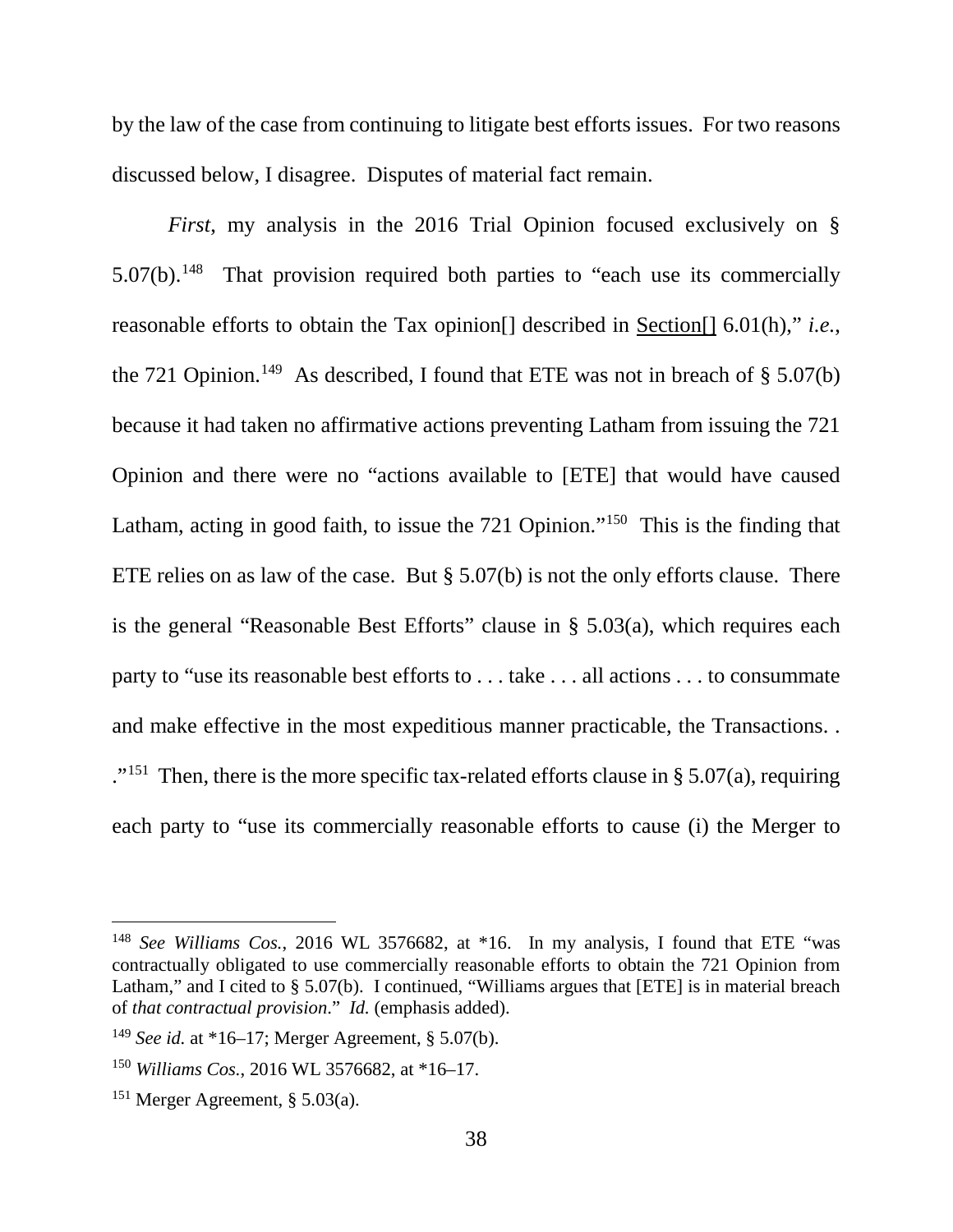by the law of the case from continuing to litigate best efforts issues. For two reasons discussed below, I disagree. Disputes of material fact remain.

*First*, my analysis in the 2016 Trial Opinion focused exclusively on § 5.07(b).[148] That provision required both parties to "each use its commercially reasonable efforts to obtain the Tax opinion[] described in Section[] 6.01(h)," *i.e.*, the 721 Opinion.[149] As described, I found that ETE was not in breach of § 5.07(b) because it had taken no affirmative actions preventing Latham from issuing the 721 Opinion and there were no "actions available to [ETE] that would have caused Latham, acting in good faith, to issue the 721 Opinion."[150] This is the finding that ETE relies on as law of the case. But § 5.07(b) is not the only efforts clause. There is the general "Reasonable Best Efforts" clause in § 5.03(a), which requires each party to "use its reasonable best efforts to . . . take . . . all actions . . . to consummate and make effective in the most expeditious manner practicable, the Transactions. . ."[151] Then, there is the more specific tax-related efforts clause in § 5.07(a), requiring each party to "use its commercially reasonable efforts to cause (i) the Merger to

---

[148] *See Williams Cos.*, 2016 WL 3576682, at *16. In my analysis, I found that ETE "was contractually obligated to use commercially reasonable efforts to obtain the 721 Opinion from Latham," and I cited to § 5.07(b). I continued, "Williams argues that [ETE] is in material breach of *that contractual provision*." *Id.* (emphasis added).

[149] *See id.* at *16–17; Merger Agreement, § 5.07(b).

[150] *Williams Cos.*, 2016 WL 3576682, at *16–17.

[151] Merger Agreement, § 5.03(a).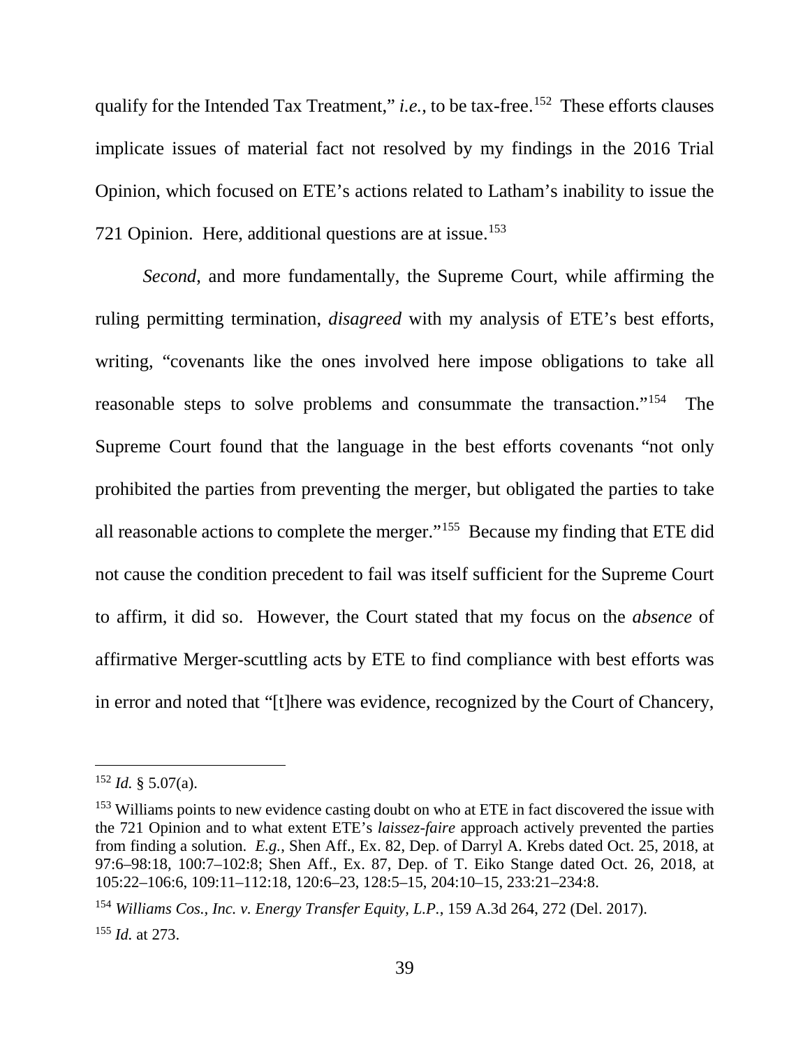qualify for the Intended Tax Treatment," *i.e.*, to be tax-free.[152] These efforts clauses implicate issues of material fact not resolved by my findings in the 2016 Trial Opinion, which focused on ETE's actions related to Latham's inability to issue the 721 Opinion. Here, additional questions are at issue.[153]

*Second*, and more fundamentally, the Supreme Court, while affirming the ruling permitting termination, *disagreed* with my analysis of ETE's best efforts, writing, "covenants like the ones involved here impose obligations to take all reasonable steps to solve problems and consummate the transaction."[154] The Supreme Court found that the language in the best efforts covenants "not only prohibited the parties from preventing the merger, but obligated the parties to take all reasonable actions to complete the merger."[155] Because my finding that ETE did not cause the condition precedent to fail was itself sufficient for the Supreme Court to affirm, it did so. However, the Court stated that my focus on the *absence* of affirmative Merger-scuttling acts by ETE to find compliance with best efforts was in error and noted that "[t]here was evidence, recognized by the Court of Chancery,

---

[152] *Id.* § 5.07(a).

[153] Williams points to new evidence casting doubt on who at ETE in fact discovered the issue with the 721 Opinion and to what extent ETE's *laissez-faire* approach actively prevented the parties from finding a solution. *E.g.*, Shen Aff., Ex. 82, Dep. of Darryl A. Krebs dated Oct. 25, 2018, at 97:6–98:18, 100:7–102:8; Shen Aff., Ex. 87, Dep. of T. Eiko Stange dated Oct. 26, 2018, at 105:22–106:6, 109:11–112:18, 120:6–23, 128:5–15, 204:10–15, 233:21–234:8.

[154] *Williams Cos., Inc. v. Energy Transfer Equity, L.P.*, 159 A.3d 264, 272 (Del. 2017).

[155] *Id.* at 273.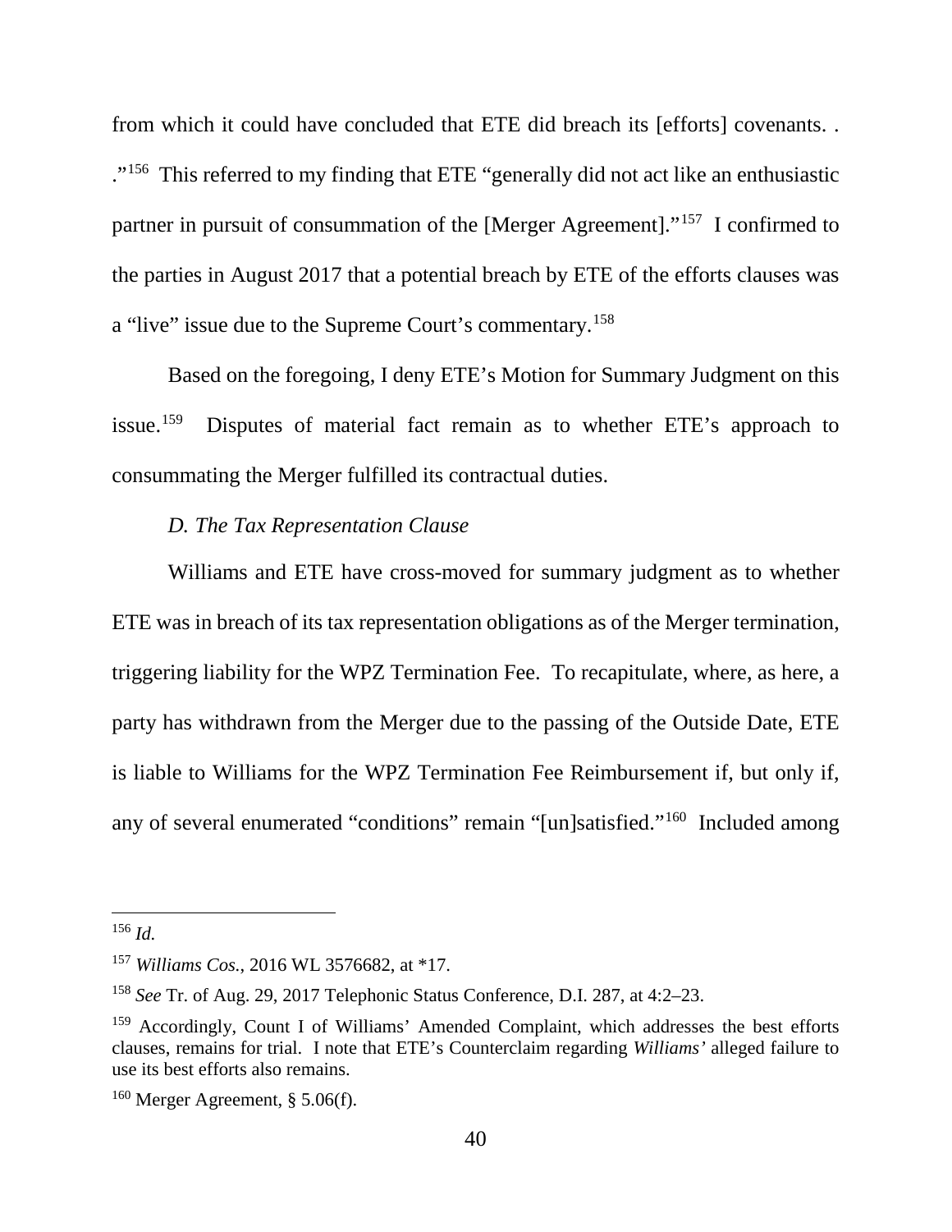from which it could have concluded that ETE did breach its [efforts] covenants. . ."[156] This referred to my finding that ETE "generally did not act like an enthusiastic partner in pursuit of consummation of the [Merger Agreement]."[157] I confirmed to the parties in August 2017 that a potential breach by ETE of the efforts clauses was a "live" issue due to the Supreme Court's commentary.[158]

Based on the foregoing, I deny ETE's Motion for Summary Judgment on this issue.[159] Disputes of material fact remain as to whether ETE's approach to consummating the Merger fulfilled its contractual duties.

### *D. The Tax Representation Clause*

Williams and ETE have cross-moved for summary judgment as to whether ETE was in breach of its tax representation obligations as of the Merger termination, triggering liability for the WPZ Termination Fee. To recapitulate, where, as here, a party has withdrawn from the Merger due to the passing of the Outside Date, ETE is liable to Williams for the WPZ Termination Fee Reimbursement if, but only if, any of several enumerated "conditions" remain "[un]satisfied."[160] Included among

---

[156] *Id.*

[157] *Williams Cos.*, 2016 WL 3576682, at *17.

[158] *See* Tr. of Aug. 29, 2017 Telephonic Status Conference, D.I. 287, at 4:2–23.

[159] Accordingly, Count I of Williams' Amended Complaint, which addresses the best efforts clauses, remains for trial. I note that ETE's Counterclaim regarding *Williams'* alleged failure to use its best efforts also remains.

[160] Merger Agreement, § 5.06(f).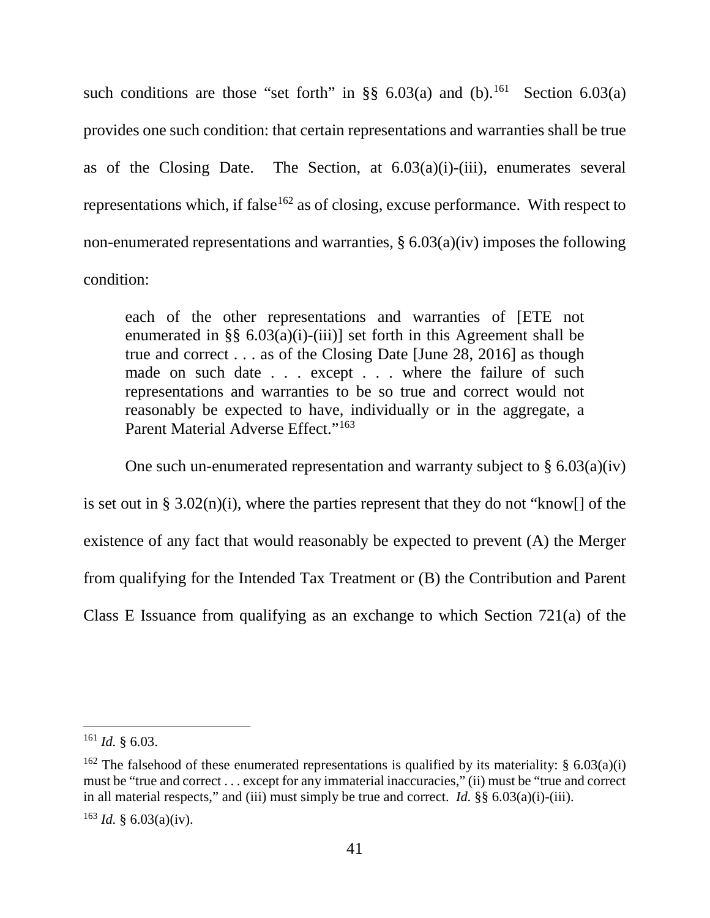such conditions are those "set forth" in §§ 6.03(a) and (b).[161] Section 6.03(a) provides one such condition: that certain representations and warranties shall be true as of the Closing Date. The Section, at 6.03(a)(i)-(iii), enumerates several representations which, if false[162] as of closing, excuse performance. With respect to non-enumerated representations and warranties, § 6.03(a)(iv) imposes the following condition:

> each of the other representations and warranties of [ETE not enumerated in §§ 6.03(a)(i)-(iii)] set forth in this Agreement shall be true and correct . . . as of the Closing Date [June 28, 2016] as though made on such date . . . except . . . where the failure of such representations and warranties to be so true and correct would not reasonably be expected to have, individually or in the aggregate, a Parent Material Adverse Effect."[163]

One such un-enumerated representation and warranty subject to § 6.03(a)(iv) is set out in § 3.02(n)(i), where the parties represent that they do not "know[] of the existence of any fact that would reasonably be expected to prevent (A) the Merger from qualifying for the Intended Tax Treatment or (B) the Contribution and Parent Class E Issuance from qualifying as an exchange to which Section 721(a) of the

---

[161] *Id.* § 6.03.

[162] The falsehood of these enumerated representations is qualified by its materiality: § 6.03(a)(i) must be "true and correct . . . except for any immaterial inaccuracies," (ii) must be "true and correct in all material respects," and (iii) must simply be true and correct. *Id.* §§ 6.03(a)(i)-(iii).

[163] *Id.* § 6.03(a)(iv).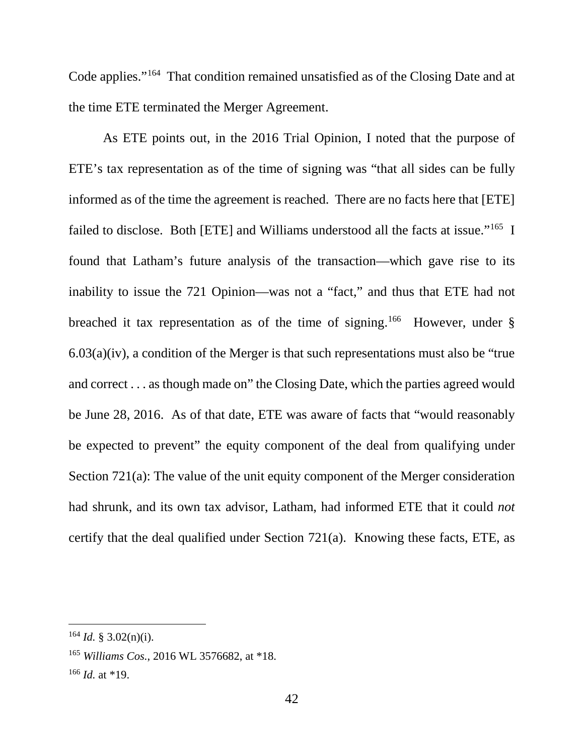Code applies."[164] That condition remained unsatisfied as of the Closing Date and at the time ETE terminated the Merger Agreement.

As ETE points out, in the 2016 Trial Opinion, I noted that the purpose of ETE's tax representation as of the time of signing was "that all sides can be fully informed as of the time the agreement is reached. There are no facts here that [ETE] failed to disclose. Both [ETE] and Williams understood all the facts at issue."[165] I found that Latham's future analysis of the transaction—which gave rise to its inability to issue the 721 Opinion—was not a "fact," and thus that ETE had not breached it tax representation as of the time of signing.[166] However, under § 6.03(a)(iv), a condition of the Merger is that such representations must also be "true and correct . . . as though made on" the Closing Date, which the parties agreed would be June 28, 2016. As of that date, ETE was aware of facts that "would reasonably be expected to prevent" the equity component of the deal from qualifying under Section 721(a): The value of the unit equity component of the Merger consideration had shrunk, and its own tax advisor, Latham, had informed ETE that it could *not* certify that the deal qualified under Section 721(a). Knowing these facts, ETE, as

---

[164] *Id.* § 3.02(n)(i).

[165] *Williams Cos.*, 2016 WL 3576682, at *18.

[166] *Id.* at *19.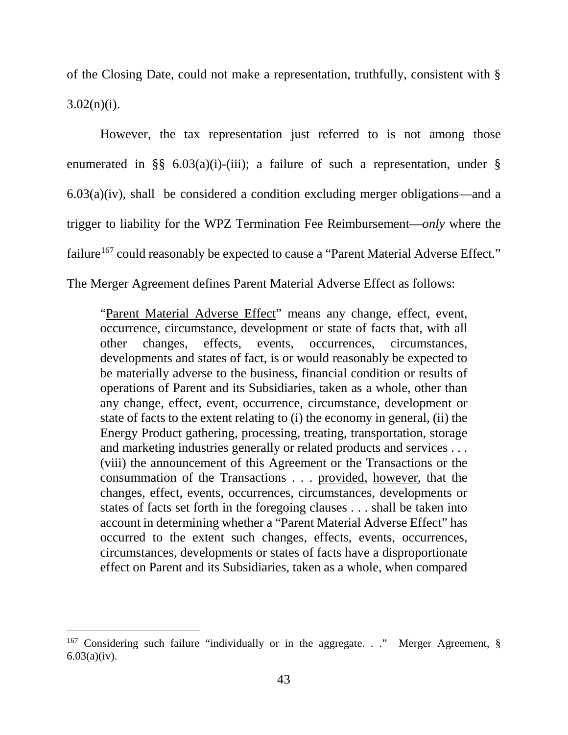of the Closing Date, could not make a representation, truthfully, consistent with § 3.02(n)(i).

However, the tax representation just referred to is not among those enumerated in §§ 6.03(a)(i)-(iii); a failure of such a representation, under § 6.03(a)(iv), shall be considered a condition excluding merger obligations—and a trigger to liability for the WPZ Termination Fee Reimbursement—*only* where the failure[167] could reasonably be expected to cause a "Parent Material Adverse Effect." The Merger Agreement defines Parent Material Adverse Effect as follows:

> "Parent Material Adverse Effect" means any change, effect, event, occurrence, circumstance, development or state of facts that, with all other changes, effects, events, occurrences, circumstances, developments and states of fact, is or would reasonably be expected to be materially adverse to the business, financial condition or results of operations of Parent and its Subsidiaries, taken as a whole, other than any change, effect, event, occurrence, circumstance, development or state of facts to the extent relating to (i) the economy in general, (ii) the Energy Product gathering, processing, treating, transportation, storage and marketing industries generally or related products and services . . . (viii) the announcement of this Agreement or the Transactions or the consummation of the Transactions . . . provided, however, that the changes, effect, events, occurrences, circumstances, developments or states of facts set forth in the foregoing clauses . . . shall be taken into account in determining whether a "Parent Material Adverse Effect" has occurred to the extent such changes, effects, events, occurrences, circumstances, developments or states of facts have a disproportionate effect on Parent and its Subsidiaries, taken as a whole, when compared

---

[167] Considering such failure "individually or in the aggregate. . ." Merger Agreement, § 6.03(a)(iv).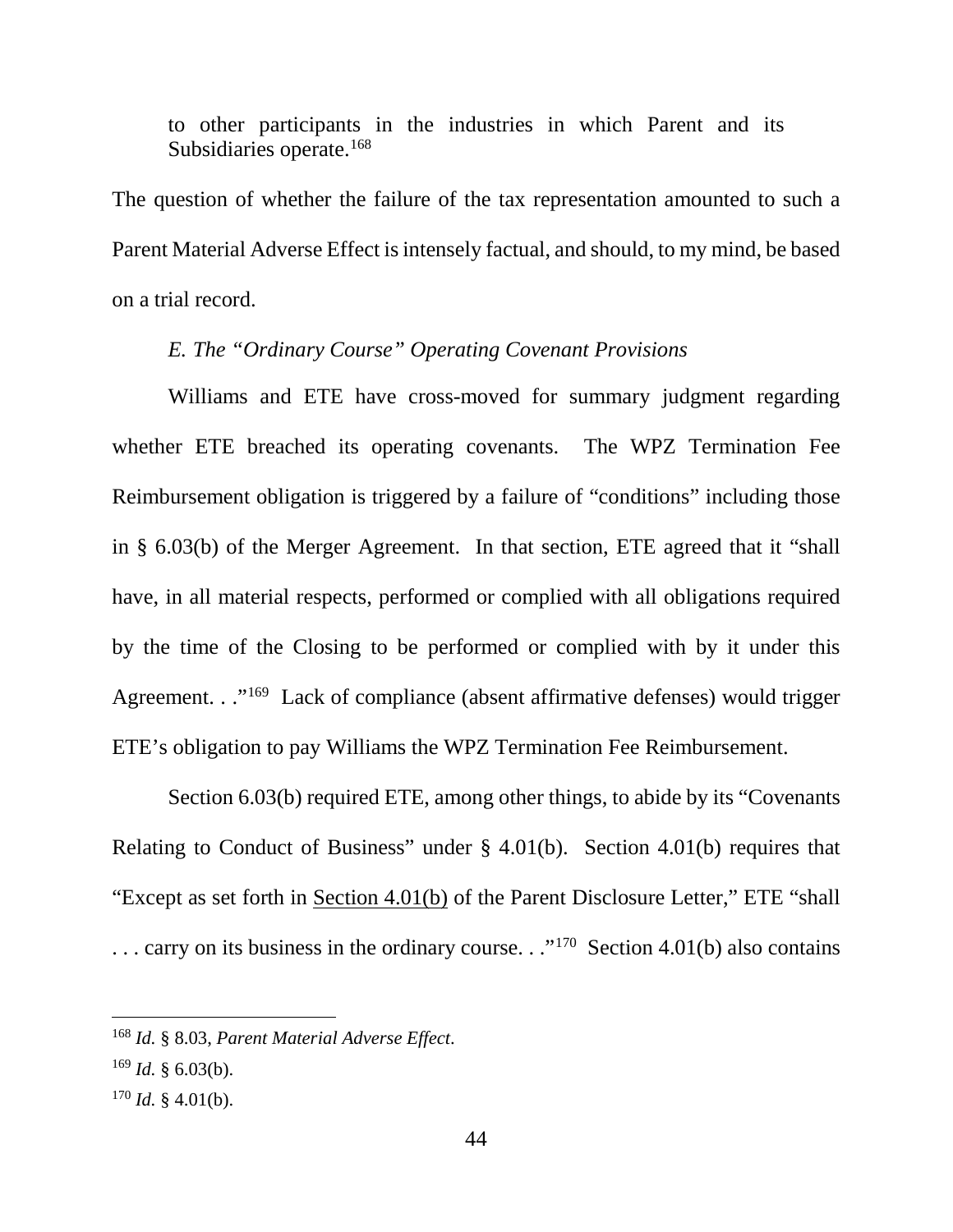> to other participants in the industries in which Parent and its Subsidiaries operate.[168]

The question of whether the failure of the tax representation amounted to such a Parent Material Adverse Effect is intensely factual, and should, to my mind, be based on a trial record.

*E. The "Ordinary Course" Operating Covenant Provisions*

Williams and ETE have cross-moved for summary judgment regarding whether ETE breached its operating covenants. The WPZ Termination Fee Reimbursement obligation is triggered by a failure of "conditions" including those in § 6.03(b) of the Merger Agreement. In that section, ETE agreed that it "shall have, in all material respects, performed or complied with all obligations required by the time of the Closing to be performed or complied with by it under this Agreement. . ."[169] Lack of compliance (absent affirmative defenses) would trigger ETE's obligation to pay Williams the WPZ Termination Fee Reimbursement.

Section 6.03(b) required ETE, among other things, to abide by its "Covenants Relating to Conduct of Business" under § 4.01(b). Section 4.01(b) requires that "Except as set forth in <u>Section 4.01(b)</u> of the Parent Disclosure Letter," ETE "shall . . . carry on its business in the ordinary course. . ."[170] Section 4.01(b) also contains

---

[168] *Id.* § 8.03, *Parent Material Adverse Effect*.

[169] *Id.* § 6.03(b).

[170] *Id.* § 4.01(b).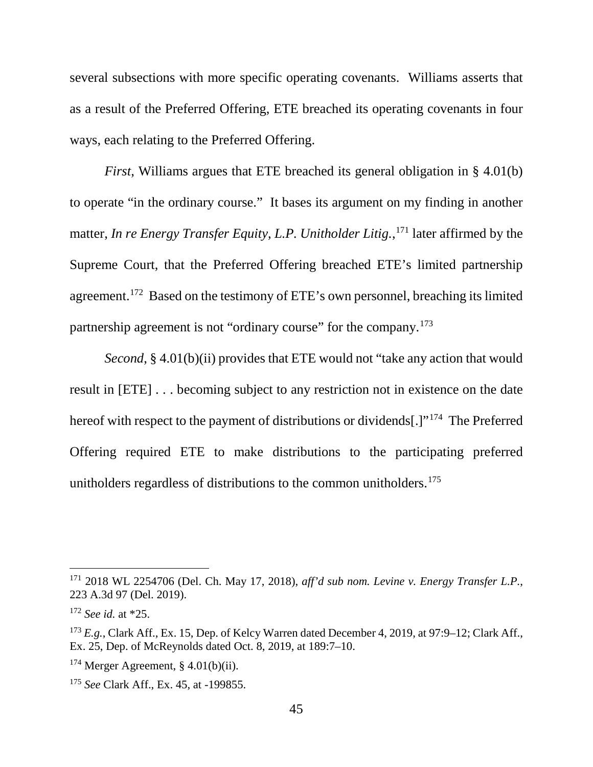several subsections with more specific operating covenants. Williams asserts that as a result of the Preferred Offering, ETE breached its operating covenants in four ways, each relating to the Preferred Offering.

*First*, Williams argues that ETE breached its general obligation in § 4.01(b) to operate "in the ordinary course." It bases its argument on my finding in another matter, *In re Energy Transfer Equity, L.P. Unitholder Litig.*,[171] later affirmed by the Supreme Court, that the Preferred Offering breached ETE's limited partnership agreement.[172] Based on the testimony of ETE's own personnel, breaching its limited partnership agreement is not "ordinary course" for the company.[173]

*Second*, § 4.01(b)(ii) provides that ETE would not "take any action that would result in [ETE] . . . becoming subject to any restriction not in existence on the date hereof with respect to the payment of distributions or dividends[.]"[174] The Preferred Offering required ETE to make distributions to the participating preferred unitholders regardless of distributions to the common unitholders.[175]

---

[171] 2018 WL 2254706 (Del. Ch. May 17, 2018), *aff'd sub nom. Levine v. Energy Transfer L.P.*, 223 A.3d 97 (Del. 2019).

[172] *See id.* at *25.

[173] *E.g.*, Clark Aff., Ex. 15, Dep. of Kelcy Warren dated December 4, 2019, at 97:9–12; Clark Aff., Ex. 25, Dep. of McReynolds dated Oct. 8, 2019, at 189:7–10.

[174] Merger Agreement, § 4.01(b)(ii).

[175] *See* Clark Aff., Ex. 45, at -199855.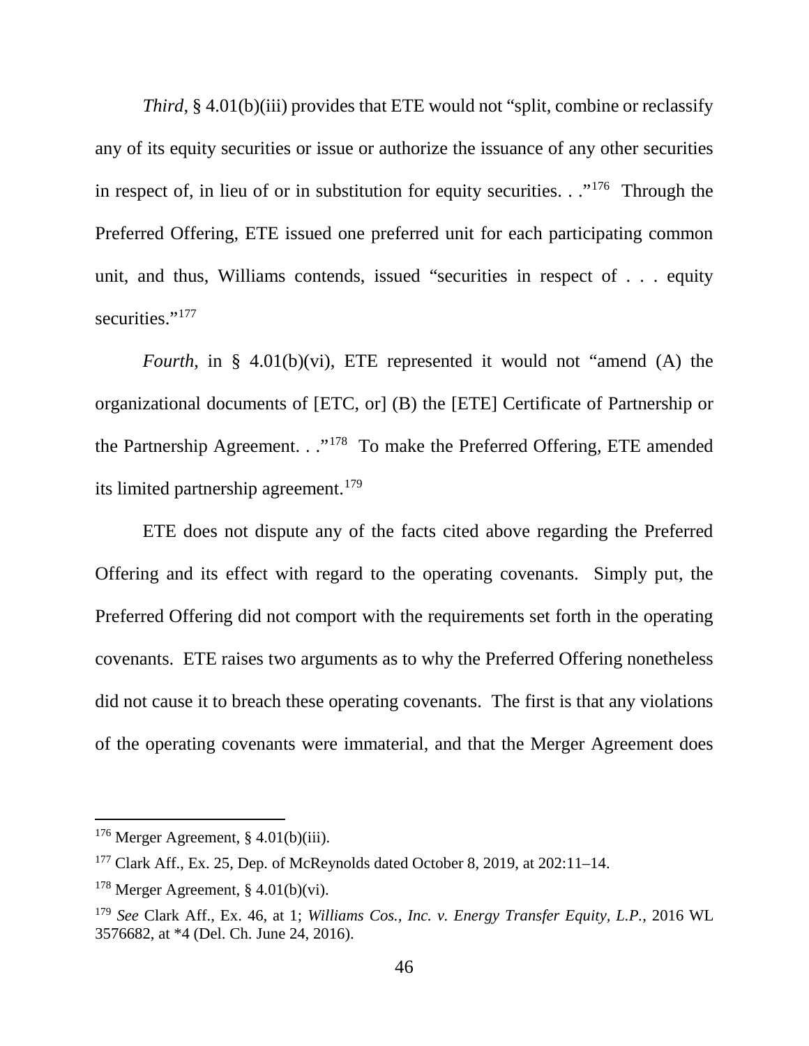*Third*, § 4.01(b)(iii) provides that ETE would not "split, combine or reclassify any of its equity securities or issue or authorize the issuance of any other securities in respect of, in lieu of or in substitution for equity securities. . ."[176] Through the Preferred Offering, ETE issued one preferred unit for each participating common unit, and thus, Williams contends, issued "securities in respect of . . . equity securities."[177]

*Fourth*, in § 4.01(b)(vi), ETE represented it would not "amend (A) the organizational documents of [ETC, or] (B) the [ETE] Certificate of Partnership or the Partnership Agreement. . ."[178] To make the Preferred Offering, ETE amended its limited partnership agreement.[179]

ETE does not dispute any of the facts cited above regarding the Preferred Offering and its effect with regard to the operating covenants. Simply put, the Preferred Offering did not comport with the requirements set forth in the operating covenants. ETE raises two arguments as to why the Preferred Offering nonetheless did not cause it to breach these operating covenants. The first is that any violations of the operating covenants were immaterial, and that the Merger Agreement does

---

[176] Merger Agreement, § 4.01(b)(iii).

[177] Clark Aff., Ex. 25, Dep. of McReynolds dated October 8, 2019, at 202:11–14.

[178] Merger Agreement, § 4.01(b)(vi).

[179] *See* Clark Aff., Ex. 46, at 1; *Williams Cos., Inc. v. Energy Transfer Equity, L.P.*, 2016 WL 3576682, at *4 (Del. Ch. June 24, 2016).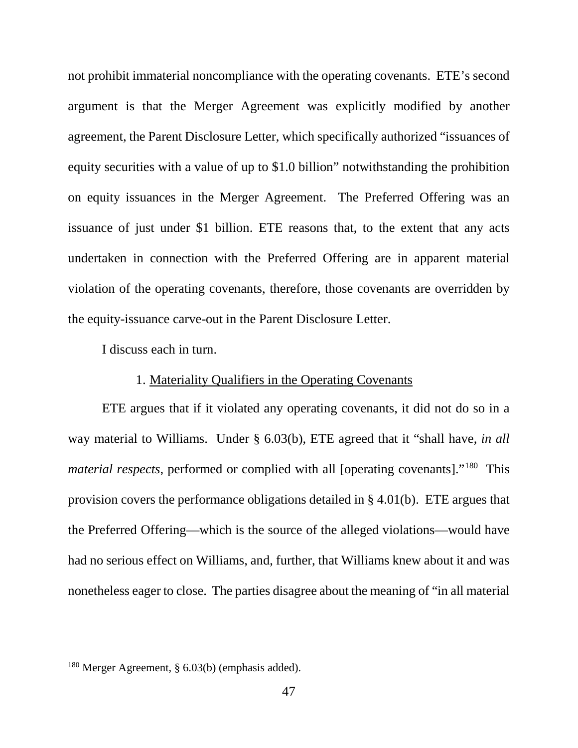not prohibit immaterial noncompliance with the operating covenants. ETE's second argument is that the Merger Agreement was explicitly modified by another agreement, the Parent Disclosure Letter, which specifically authorized "issuances of equity securities with a value of up to $1.0 billion" notwithstanding the prohibition on equity issuances in the Merger Agreement. The Preferred Offering was an issuance of just under $1 billion. ETE reasons that, to the extent that any acts undertaken in connection with the Preferred Offering are in apparent material violation of the operating covenants, therefore, those covenants are overridden by the equity-issuance carve-out in the Parent Disclosure Letter.

I discuss each in turn.

### 1. Materiality Qualifiers in the Operating Covenants

ETE argues that if it violated any operating covenants, it did not do so in a way material to Williams. Under § 6.03(b), ETE agreed that it "shall have, *in all material respects*, performed or complied with all [operating covenants]."[180] This provision covers the performance obligations detailed in § 4.01(b). ETE argues that the Preferred Offering—which is the source of the alleged violations—would have had no serious effect on Williams, and, further, that Williams knew about it and was nonetheless eager to close. The parties disagree about the meaning of "in all material

---

[180] Merger Agreement, § 6.03(b) (emphasis added).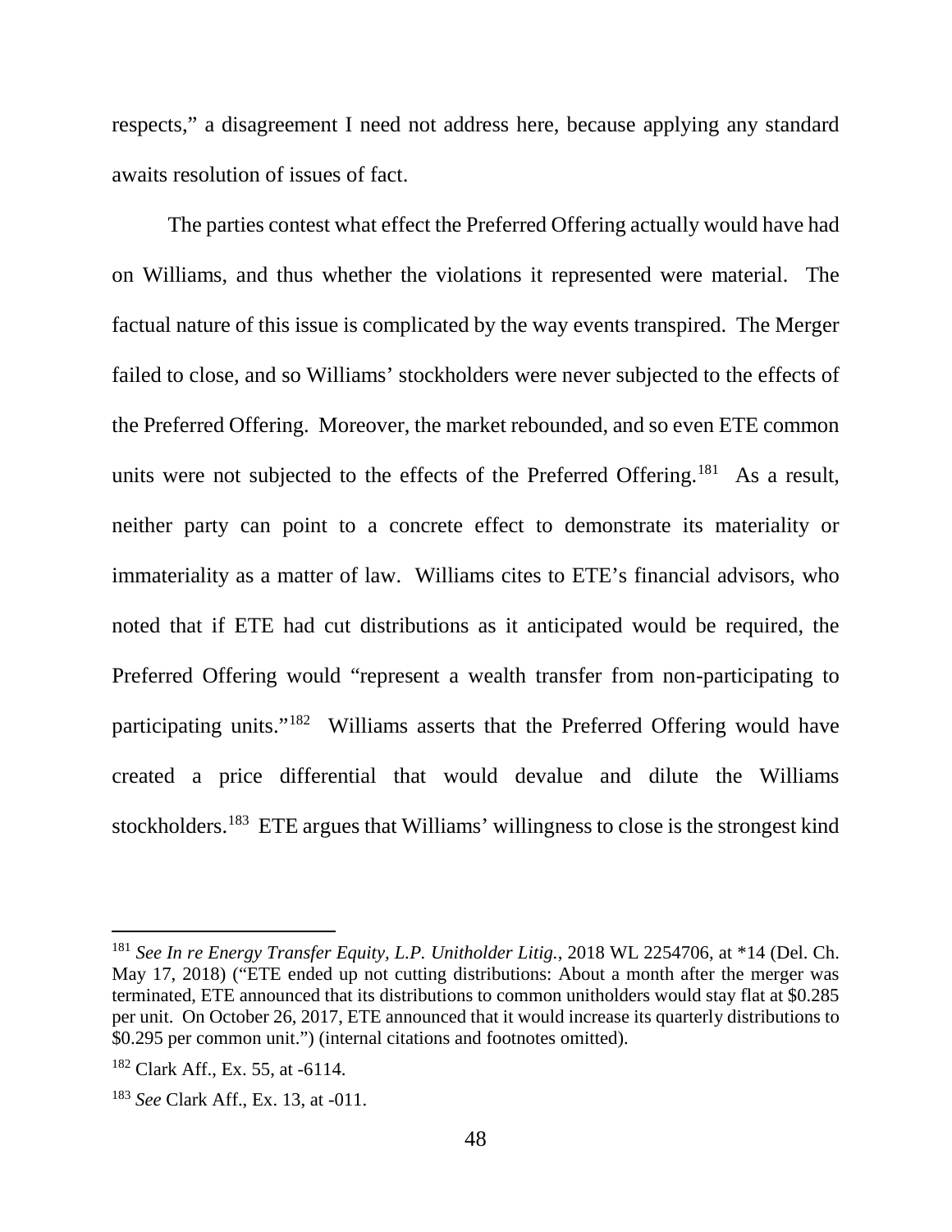respects," a disagreement I need not address here, because applying any standard awaits resolution of issues of fact.

The parties contest what effect the Preferred Offering actually would have had on Williams, and thus whether the violations it represented were material. The factual nature of this issue is complicated by the way events transpired. The Merger failed to close, and so Williams' stockholders were never subjected to the effects of the Preferred Offering. Moreover, the market rebounded, and so even ETE common units were not subjected to the effects of the Preferred Offering.[181] As a result, neither party can point to a concrete effect to demonstrate its materiality or immateriality as a matter of law. Williams cites to ETE's financial advisors, who noted that if ETE had cut distributions as it anticipated would be required, the Preferred Offering would "represent a wealth transfer from non-participating to participating units."[182] Williams asserts that the Preferred Offering would have created a price differential that would devalue and dilute the Williams stockholders.[183] ETE argues that Williams' willingness to close is the strongest kind

---

[181] *See In re Energy Transfer Equity, L.P. Unitholder Litig.*, 2018 WL 2254706, at *14 (Del. Ch. May 17, 2018) ("ETE ended up not cutting distributions: About a month after the merger was terminated, ETE announced that its distributions to common unitholders would stay flat at $0.285 per unit. On October 26, 2017, ETE announced that it would increase its quarterly distributions to $0.295 per common unit.") (internal citations and footnotes omitted).

[182] Clark Aff., Ex. 55, at -6114.

[183] *See* Clark Aff., Ex. 13, at -011.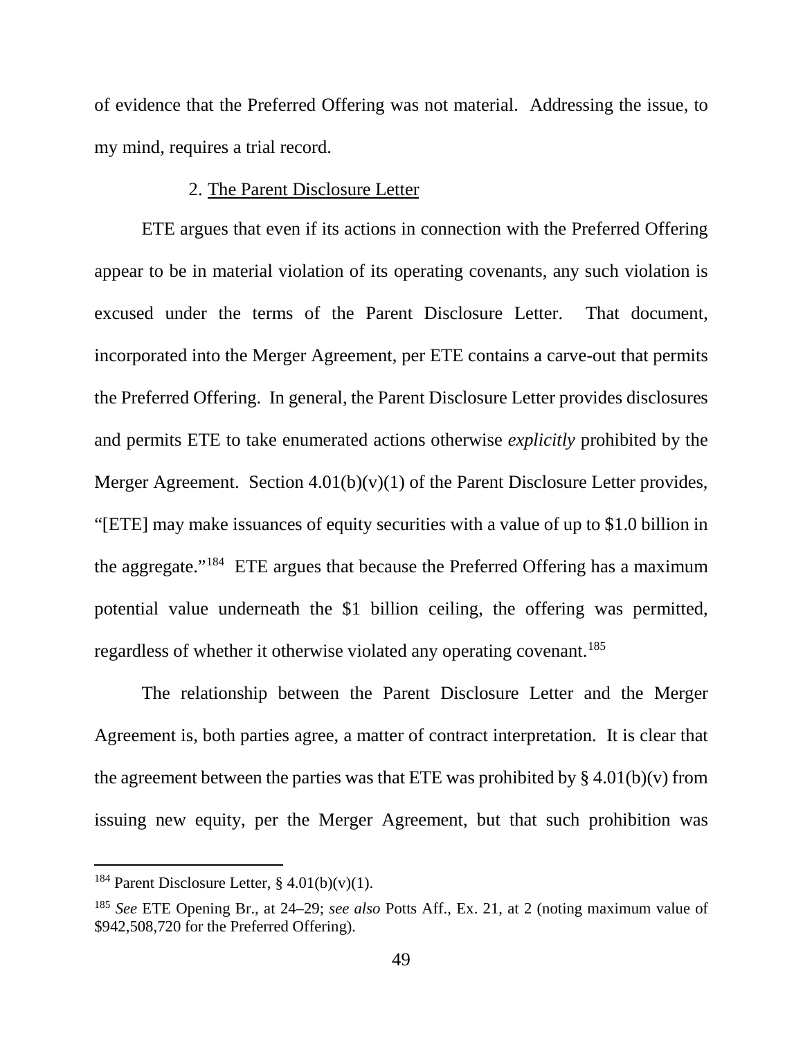of evidence that the Preferred Offering was not material. Addressing the issue, to my mind, requires a trial record.

### 2. The Parent Disclosure Letter

ETE argues that even if its actions in connection with the Preferred Offering appear to be in material violation of its operating covenants, any such violation is excused under the terms of the Parent Disclosure Letter. That document, incorporated into the Merger Agreement, per ETE contains a carve-out that permits the Preferred Offering. In general, the Parent Disclosure Letter provides disclosures and permits ETE to take enumerated actions otherwise *explicitly* prohibited by the Merger Agreement. Section 4.01(b)(v)(1) of the Parent Disclosure Letter provides, "[ETE] may make issuances of equity securities with a value of up to $1.0 billion in the aggregate."[184] ETE argues that because the Preferred Offering has a maximum potential value underneath the $1 billion ceiling, the offering was permitted, regardless of whether it otherwise violated any operating covenant.[185]

The relationship between the Parent Disclosure Letter and the Merger Agreement is, both parties agree, a matter of contract interpretation. It is clear that the agreement between the parties was that ETE was prohibited by § 4.01(b)(v) from issuing new equity, per the Merger Agreement, but that such prohibition was

---

[184] Parent Disclosure Letter, § 4.01(b)(v)(1).

[185] *See* ETE Opening Br., at 24–29; *see also* Potts Aff., Ex. 21, at 2 (noting maximum value of $942,508,720 for the Preferred Offering).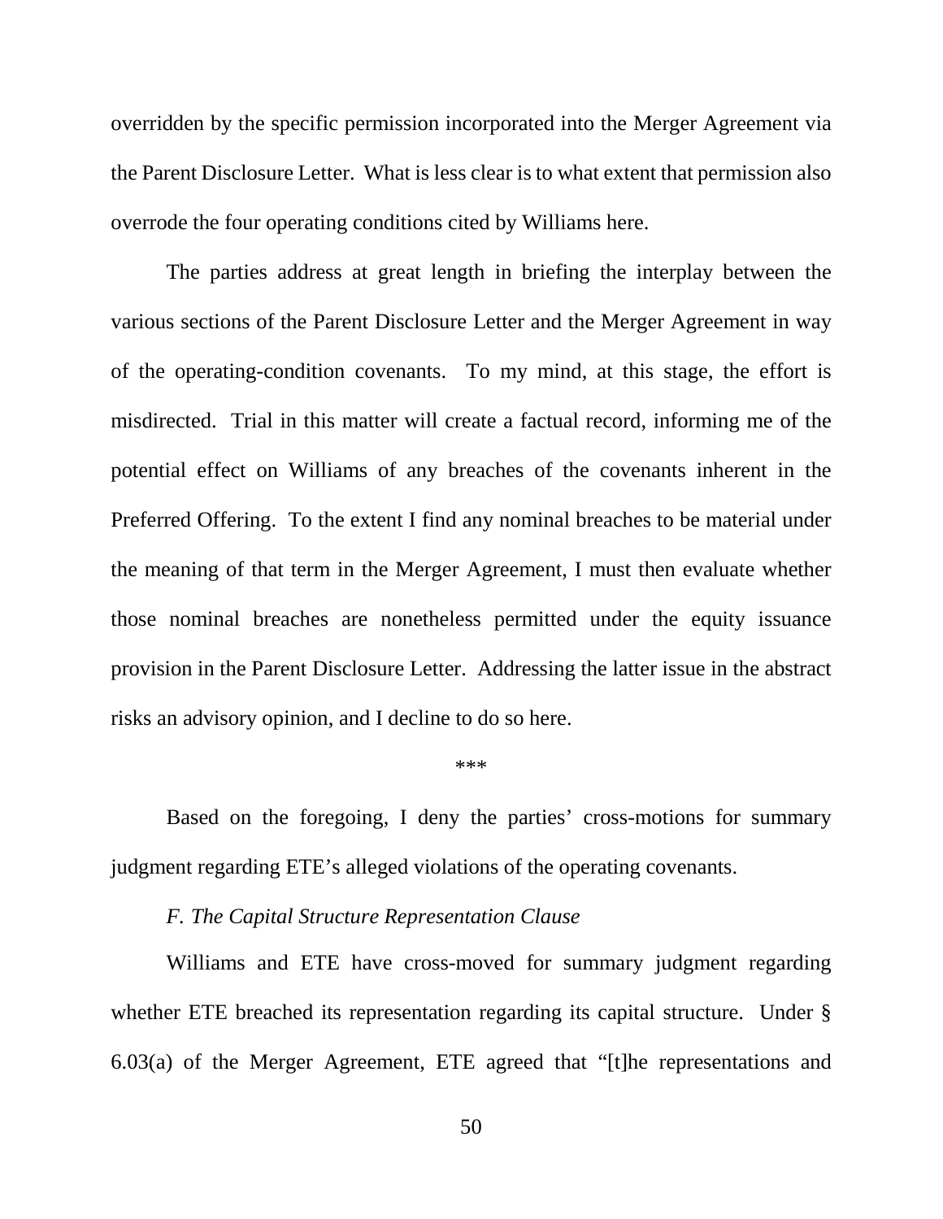overridden by the specific permission incorporated into the Merger Agreement via the Parent Disclosure Letter. What is less clear is to what extent that permission also overrode the four operating conditions cited by Williams here.

The parties address at great length in briefing the interplay between the various sections of the Parent Disclosure Letter and the Merger Agreement in way of the operating-condition covenants. To my mind, at this stage, the effort is misdirected. Trial in this matter will create a factual record, informing me of the potential effect on Williams of any breaches of the covenants inherent in the Preferred Offering. To the extent I find any nominal breaches to be material under the meaning of that term in the Merger Agreement, I must then evaluate whether those nominal breaches are nonetheless permitted under the equity issuance provision in the Parent Disclosure Letter. Addressing the latter issue in the abstract risks an advisory opinion, and I decline to do so here.

***

Based on the foregoing, I deny the parties' cross-motions for summary judgment regarding ETE's alleged violations of the operating covenants.

*F. The Capital Structure Representation Clause*

Williams and ETE have cross-moved for summary judgment regarding whether ETE breached its representation regarding its capital structure. Under § 6.03(a) of the Merger Agreement, ETE agreed that "[t]he representations and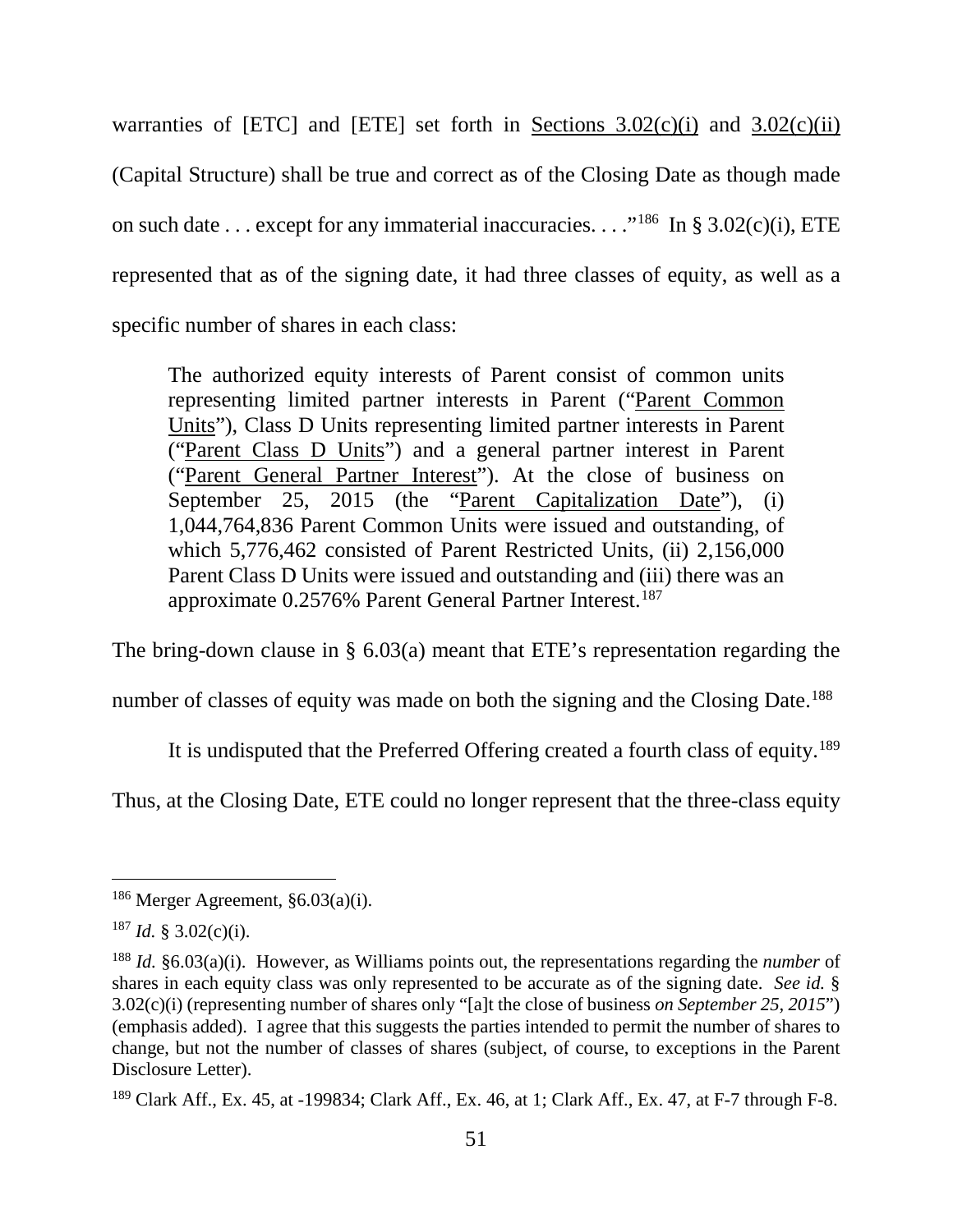warranties of [ETC] and [ETE] set forth in Sections 3.02(c)(i) and 3.02(c)(ii) (Capital Structure) shall be true and correct as of the Closing Date as though made on such date . . . except for any immaterial inaccuracies. . . ."[186] In § 3.02(c)(i), ETE represented that as of the signing date, it had three classes of equity, as well as a specific number of shares in each class:

> The authorized equity interests of Parent consist of common units representing limited partner interests in Parent ("Parent Common Units"), Class D Units representing limited partner interests in Parent ("Parent Class D Units") and a general partner interest in Parent ("Parent General Partner Interest"). At the close of business on September 25, 2015 (the "Parent Capitalization Date"), (i) 1,044,764,836 Parent Common Units were issued and outstanding, of which 5,776,462 consisted of Parent Restricted Units, (ii) 2,156,000 Parent Class D Units were issued and outstanding and (iii) there was an approximate 0.2576% Parent General Partner Interest.[187]

The bring-down clause in § 6.03(a) meant that ETE's representation regarding the number of classes of equity was made on both the signing and the Closing Date.[188]

It is undisputed that the Preferred Offering created a fourth class of equity.[189] Thus, at the Closing Date, ETE could no longer represent that the three-class equity

---

[186] Merger Agreement, §6.03(a)(i).

[187] *Id.* § 3.02(c)(i).

[188] *Id.* §6.03(a)(i). However, as Williams points out, the representations regarding the *number* of shares in each equity class was only represented to be accurate as of the signing date. *See id.* § 3.02(c)(i) (representing number of shares only "[a]t the close of business *on September 25, 2015*") (emphasis added). I agree that this suggests the parties intended to permit the number of shares to change, but not the number of classes of shares (subject, of course, to exceptions in the Parent Disclosure Letter).

[189] Clark Aff., Ex. 45, at -199834; Clark Aff., Ex. 46, at 1; Clark Aff., Ex. 47, at F-7 through F-8.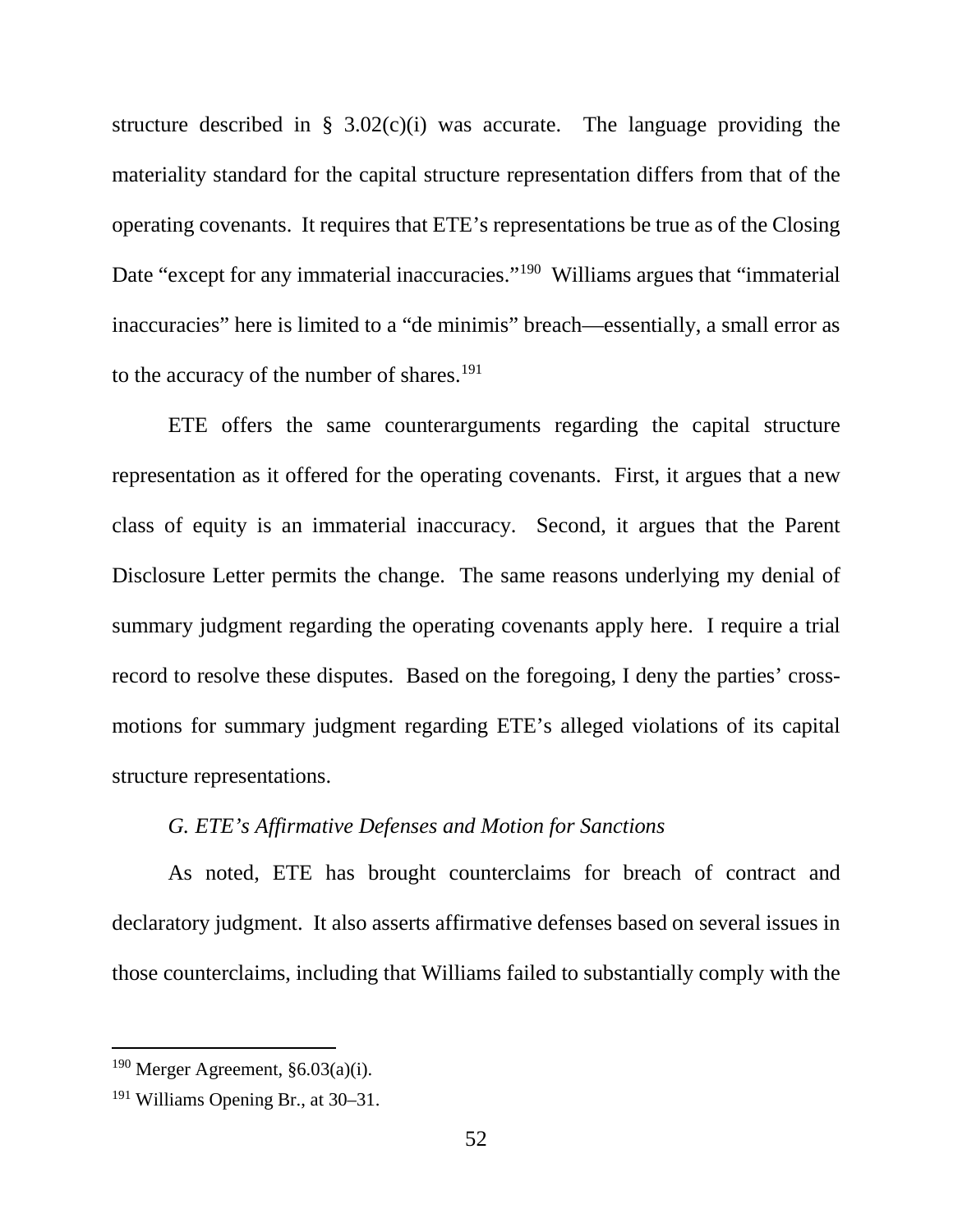structure described in § 3.02(c)(i) was accurate. The language providing the materiality standard for the capital structure representation differs from that of the operating covenants. It requires that ETE's representations be true as of the Closing Date "except for any immaterial inaccuracies."[190] Williams argues that "immaterial inaccuracies" here is limited to a "de minimis" breach—essentially, a small error as to the accuracy of the number of shares.[191]

ETE offers the same counterarguments regarding the capital structure representation as it offered for the operating covenants. First, it argues that a new class of equity is an immaterial inaccuracy. Second, it argues that the Parent Disclosure Letter permits the change. The same reasons underlying my denial of summary judgment regarding the operating covenants apply here. I require a trial record to resolve these disputes. Based on the foregoing, I deny the parties' cross-motions for summary judgment regarding ETE's alleged violations of its capital structure representations.

### *G. ETE's Affirmative Defenses and Motion for Sanctions*

As noted, ETE has brought counterclaims for breach of contract and declaratory judgment. It also asserts affirmative defenses based on several issues in those counterclaims, including that Williams failed to substantially comply with the

---

[190] Merger Agreement, §6.03(a)(i).

[191] Williams Opening Br., at 30–31.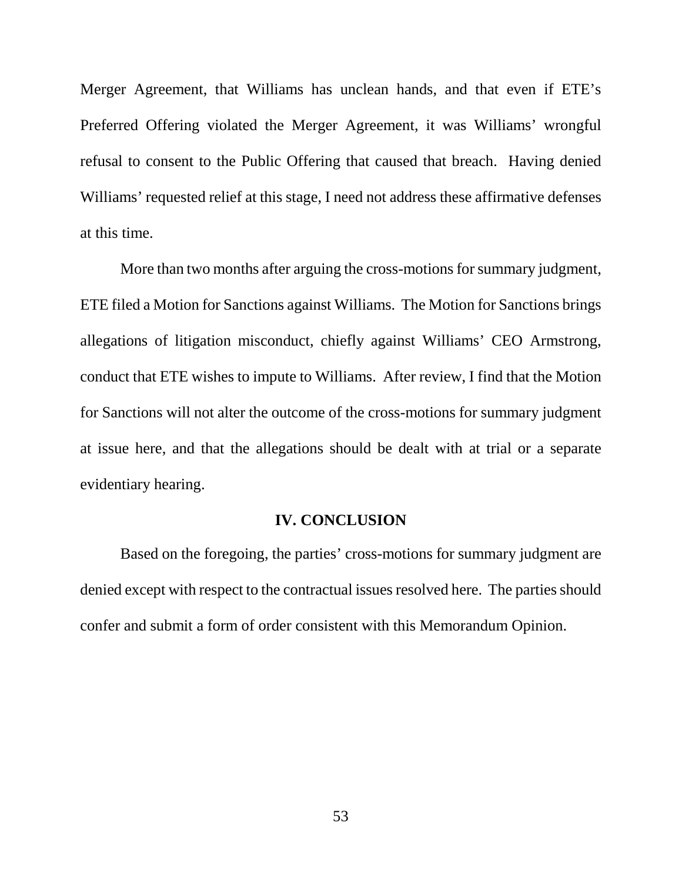Merger Agreement, that Williams has unclean hands, and that even if ETE's Preferred Offering violated the Merger Agreement, it was Williams' wrongful refusal to consent to the Public Offering that caused that breach. Having denied Williams' requested relief at this stage, I need not address these affirmative defenses at this time.

More than two months after arguing the cross-motions for summary judgment, ETE filed a Motion for Sanctions against Williams. The Motion for Sanctions brings allegations of litigation misconduct, chiefly against Williams' CEO Armstrong, conduct that ETE wishes to impute to Williams. After review, I find that the Motion for Sanctions will not alter the outcome of the cross-motions for summary judgment at issue here, and that the allegations should be dealt with at trial or a separate evidentiary hearing.

## IV. CONCLUSION

Based on the foregoing, the parties' cross-motions for summary judgment are denied except with respect to the contractual issues resolved here. The parties should confer and submit a form of order consistent with this Memorandum Opinion.